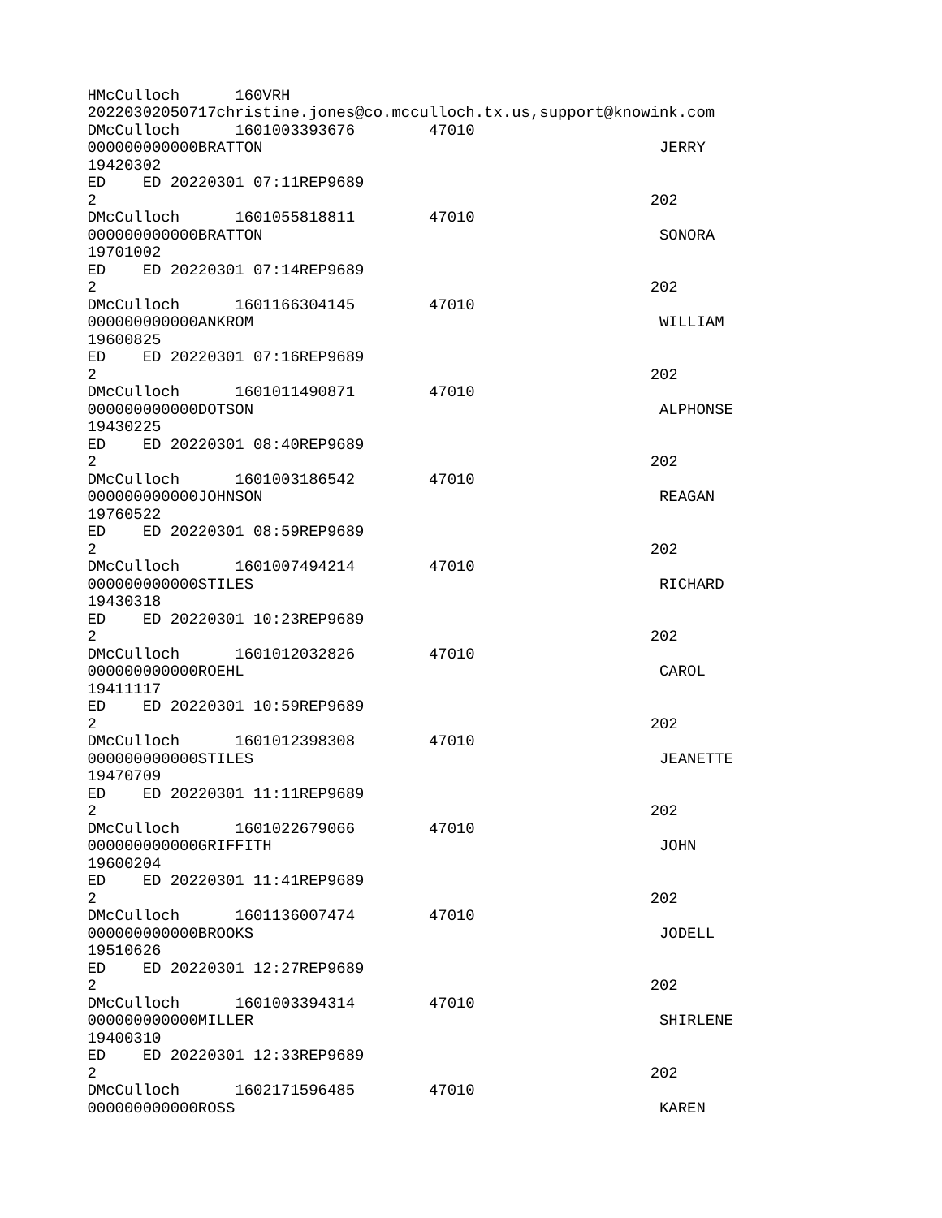```
HMcCulloch      160VRH
20220302050717christine.jones@co.mcculloch.tx.us,support@knowink.com
DMcCulloch      1601003393676       47010
000000000000BRATTON                                                 JERRY
19420302
ED    ED 20220301 07:11REP9689
2                                                                  202
DMcCulloch      1601055818811       47010
000000000000BRATTON                                                 SONORA
19701002
ED    ED 20220301 07:14REP9689
2                                                                  202
DMcCulloch      1601166304145       47010
000000000000ANKROM                                                  WILLIAM
19600825
ED    ED 20220301 07:16REP9689
2                                                                  202
DMcCulloch      1601011490871       47010
000000000000DOTSON                                                  ALPHONSE
19430225
ED    ED 20220301 08:40REP9689
2                                                                  202
DMcCulloch      1601003186542       47010
000000000000JOHNSON                                                 REAGAN
19760522
ED    ED 20220301 08:59REP9689
2                                                                  202
DMcCulloch      1601007494214       47010
000000000000STILES                                                  RICHARD
19430318
ED    ED 20220301 10:23REP9689
2                                                                  202
DMcCulloch      1601012032826       47010
000000000000ROEHL                                                   CAROL
19411117
ED    ED 20220301 10:59REP9689
2                                                                  202
DMcCulloch      1601012398308       47010
000000000000STILES                                                  JEANETTE
19470709
ED    ED 20220301 11:11REP9689
2                                                                  202
DMcCulloch      1601022679066       47010
000000000000GRIFFITH                                                JOHN
19600204
ED    ED 20220301 11:41REP9689
2                                                                  202
DMcCulloch      1601136007474       47010
000000000000BROOKS                                                  JODELL
19510626
ED    ED 20220301 12:27REP9689
2                                                                  202
DMcCulloch      1601003394314       47010
000000000000MILLER                                                  SHIRLENE
19400310
ED    ED 20220301 12:33REP9689
2                                                                  202
DMcCulloch      1602171596485       47010
000000000000ROSS                                                    KAREN
```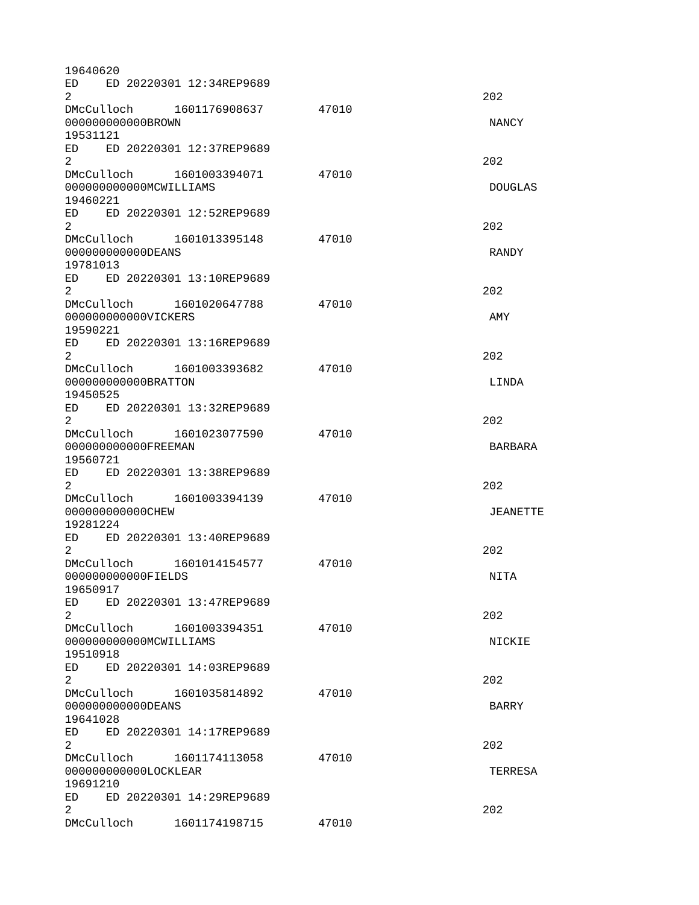19640620
ED ED 20220301 12:34REP9689
2 202
DMcCulloch 1601176908637 47010
000000000000BROWN NANCY
19531121
ED ED 20220301 12:37REP9689
2 202
DMcCulloch 1601003394071 47010
000000000000MCWILLIAMS DOUGLAS
19460221
ED ED 20220301 12:52REP9689
2 202
DMcCulloch 1601013395148 47010
000000000000DEANS RANDY
19781013
ED ED 20220301 13:10REP9689
2 202
DMcCulloch 1601020647788 47010
000000000000VICKERS AMY
19590221
ED ED 20220301 13:16REP9689
2 202
DMcCulloch 1601003393682 47010
000000000000BRATTON LINDA
19450525
ED ED 20220301 13:32REP9689
2 202
DMcCulloch 1601023077590 47010
000000000000FREEMAN BARBARA
19560721
ED ED 20220301 13:38REP9689
2 202
DMcCulloch 1601003394139 47010
000000000000CHEW JEANETTE
19281224
ED ED 20220301 13:40REP9689
2 202
DMcCulloch 1601014154577 47010
000000000000FIELDS NITA
19650917
ED ED 20220301 13:47REP9689
2 202
DMcCulloch 1601003394351 47010
000000000000MCWILLIAMS NICKIE
19510918
ED ED 20220301 14:03REP9689
2 202
DMcCulloch 1601035814892 47010
000000000000DEANS BARRY
19641028
ED ED 20220301 14:17REP9689
2 202
DMcCulloch 1601174113058 47010
000000000000LOCKLEAR TERRESA
19691210
ED ED 20220301 14:29REP9689
2 202
DMcCulloch 1601174198715 47010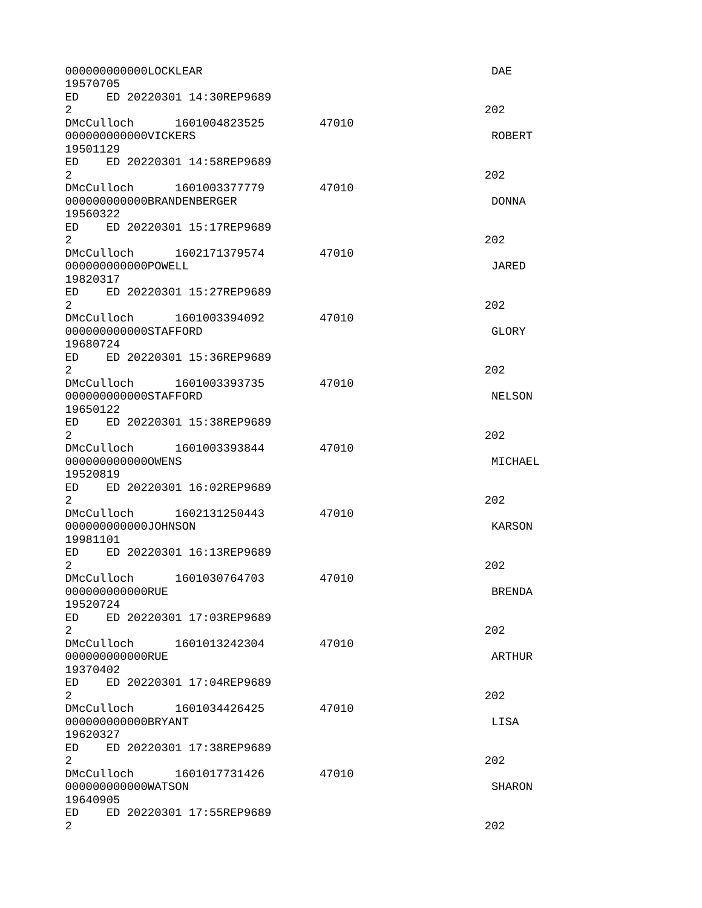```
000000000000LOCKLEAR                                          DAE
19570705
ED    ED 20220301 14:30REP9689
2                                                            202
DMcCulloch      1601004823525       47010
000000000000VICKERS                                           ROBERT
19501129
ED    ED 20220301 14:58REP9689
2                                                            202
DMcCulloch      1601003377779       47010
000000000000BRANDENBERGER                                     DONNA
19560322
ED    ED 20220301 15:17REP9689
2                                                            202
DMcCulloch      1602171379574       47010
000000000000POWELL                                            JARED
19820317
ED    ED 20220301 15:27REP9689
2                                                            202
DMcCulloch      1601003394092       47010
000000000000STAFFORD                                          GLORY
19680724
ED    ED 20220301 15:36REP9689
2                                                            202
DMcCulloch      1601003393735       47010
000000000000STAFFORD                                          NELSON
19650122
ED    ED 20220301 15:38REP9689
2                                                            202
DMcCulloch      1601003393844       47010
000000000000OWENS                                             MICHAEL
19520819
ED    ED 20220301 16:02REP9689
2                                                            202
DMcCulloch      1602131250443       47010
000000000000JOHNSON                                           KARSON
19981101
ED    ED 20220301 16:13REP9689
2                                                            202
DMcCulloch      1601030764703       47010
000000000000RUE                                               BRENDA
19520724
ED    ED 20220301 17:03REP9689
2                                                            202
DMcCulloch      1601013242304       47010
000000000000RUE                                               ARTHUR
19370402
ED    ED 20220301 17:04REP9689
2                                                            202
DMcCulloch      1601034426425       47010
000000000000BRYANT                                            LISA
19620327
ED    ED 20220301 17:38REP9689
2                                                            202
DMcCulloch      1601017731426       47010
000000000000WATSON                                            SHARON
19640905
ED    ED 20220301 17:55REP9689
2                                                            202
```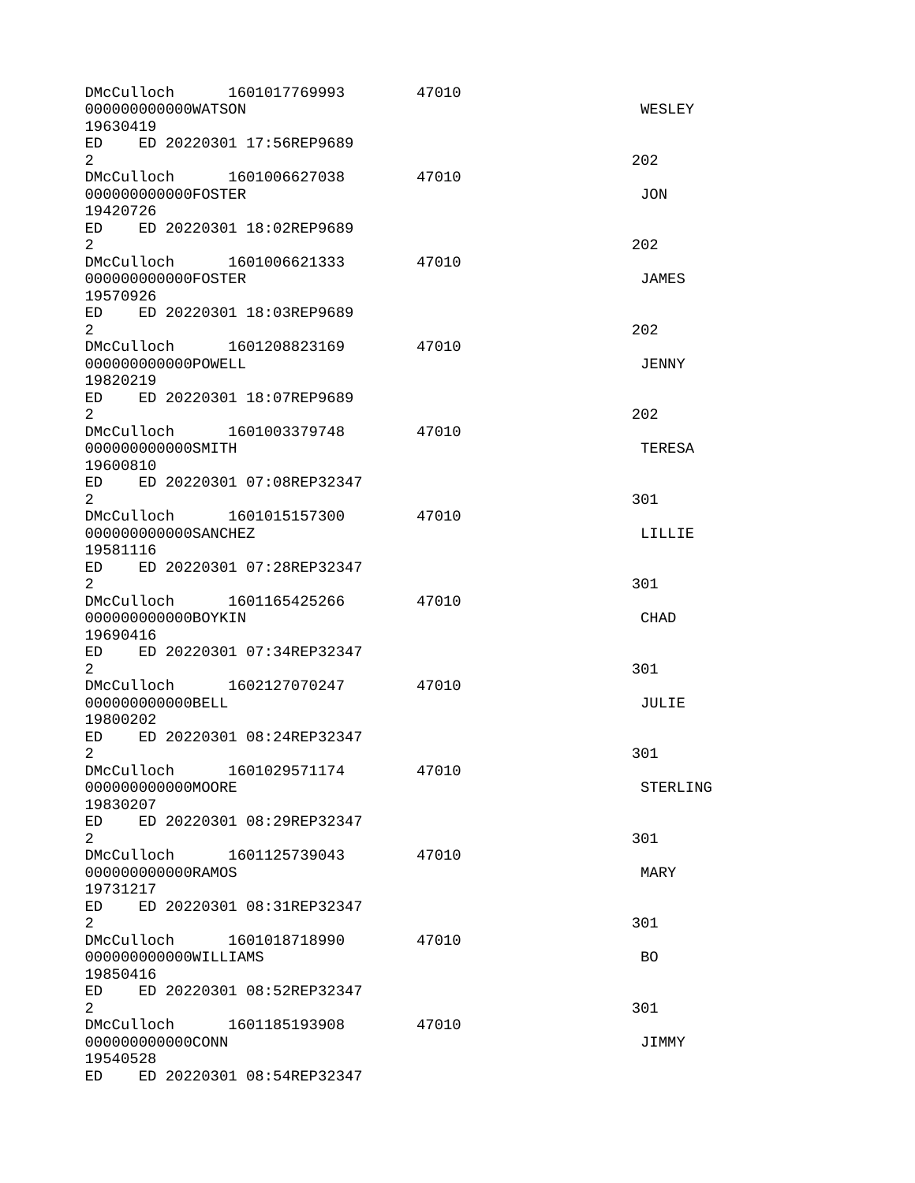```
DMcCulloch      1601017769993       47010
000000000000WATSON                                                  WESLEY
19630419
ED    ED 20220301 17:56REP9689
2                                                                  202
DMcCulloch      1601006627038       47010
000000000000FOSTER                                                  JON
19420726
ED    ED 20220301 18:02REP9689
2                                                                  202
DMcCulloch      1601006621333       47010
000000000000FOSTER                                                  JAMES
19570926
ED    ED 20220301 18:03REP9689
2                                                                  202
DMcCulloch      1601208823169       47010
000000000000POWELL                                                  JENNY
19820219
ED    ED 20220301 18:07REP9689
2                                                                  202
DMcCulloch      1601003379748       47010
000000000000SMITH                                                   TERESA
19600810
ED    ED 20220301 07:08REP32347
2                                                                  301
DMcCulloch      1601015157300       47010
000000000000SANCHEZ                                                 LILLIE
19581116
ED    ED 20220301 07:28REP32347
2                                                                  301
DMcCulloch      1601165425266       47010
000000000000BOYKIN                                                  CHAD
19690416
ED    ED 20220301 07:34REP32347
2                                                                  301
DMcCulloch      1602127070247       47010
000000000000BELL                                                    JULIE
19800202
ED    ED 20220301 08:24REP32347
2                                                                  301
DMcCulloch      1601029571174       47010
000000000000MOORE                                                   STERLING
19830207
ED    ED 20220301 08:29REP32347
2                                                                  301
DMcCulloch      1601125739043       47010
000000000000RAMOS                                                   MARY
19731217
ED    ED 20220301 08:31REP32347
2                                                                  301
DMcCulloch      1601018718990       47010
000000000000WILLIAMS                                                BO
19850416
ED    ED 20220301 08:52REP32347
2                                                                  301
DMcCulloch      1601185193908       47010
000000000000CONN                                                    JIMMY
19540528
ED    ED 20220301 08:54REP32347
```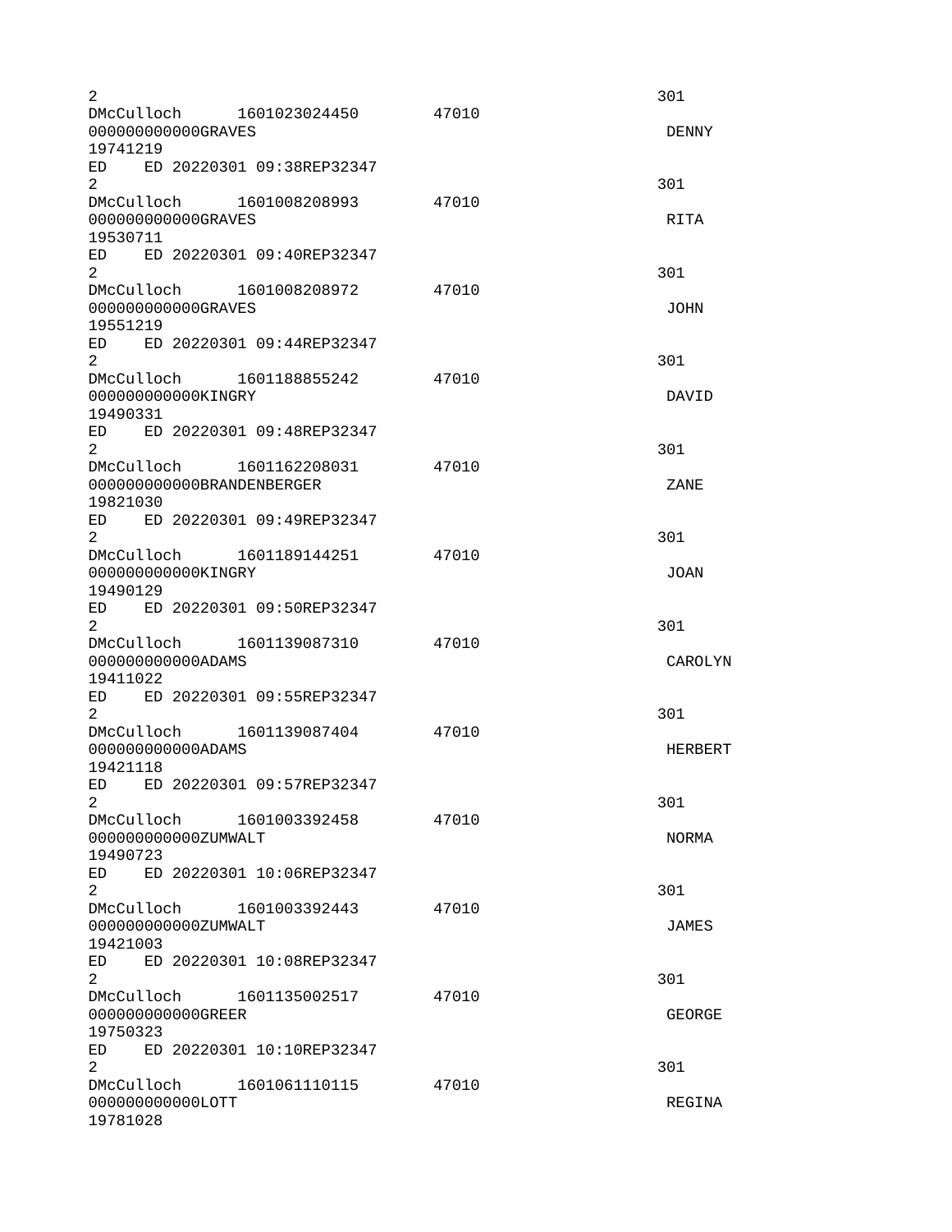```
2                                                                   301
DMcCulloch      1601023024450       47010
000000000000GRAVES                                                   DENNY
19741219
ED    ED 20220301 09:38REP32347
2                                                                   301
DMcCulloch      1601008208993       47010
000000000000GRAVES                                                   RITA
19530711
ED    ED 20220301 09:40REP32347
2                                                                   301
DMcCulloch      1601008208972       47010
000000000000GRAVES                                                   JOHN
19551219
ED    ED 20220301 09:44REP32347
2                                                                   301
DMcCulloch      1601188855242       47010
000000000000KINGRY                                                   DAVID
19490331
ED    ED 20220301 09:48REP32347
2                                                                   301
DMcCulloch      1601162208031       47010
000000000000BRANDENBERGER                                            ZANE
19821030
ED    ED 20220301 09:49REP32347
2                                                                   301
DMcCulloch      1601189144251       47010
000000000000KINGRY                                                   JOAN
19490129
ED    ED 20220301 09:50REP32347
2                                                                   301
DMcCulloch      1601139087310       47010
000000000000ADAMS                                                    CAROLYN
19411022
ED    ED 20220301 09:55REP32347
2                                                                   301
DMcCulloch      1601139087404       47010
000000000000ADAMS                                                    HERBERT
19421118
ED    ED 20220301 09:57REP32347
2                                                                   301
DMcCulloch      1601003392458       47010
000000000000ZUMWALT                                                  NORMA
19490723
ED    ED 20220301 10:06REP32347
2                                                                   301
DMcCulloch      1601003392443       47010
000000000000ZUMWALT                                                  JAMES
19421003
ED    ED 20220301 10:08REP32347
2                                                                   301
DMcCulloch      1601135002517       47010
000000000000GREER                                                    GEORGE
19750323
ED    ED 20220301 10:10REP32347
2                                                                   301
DMcCulloch      1601061110115       47010
000000000000LOTT                                                     REGINA
19781028
```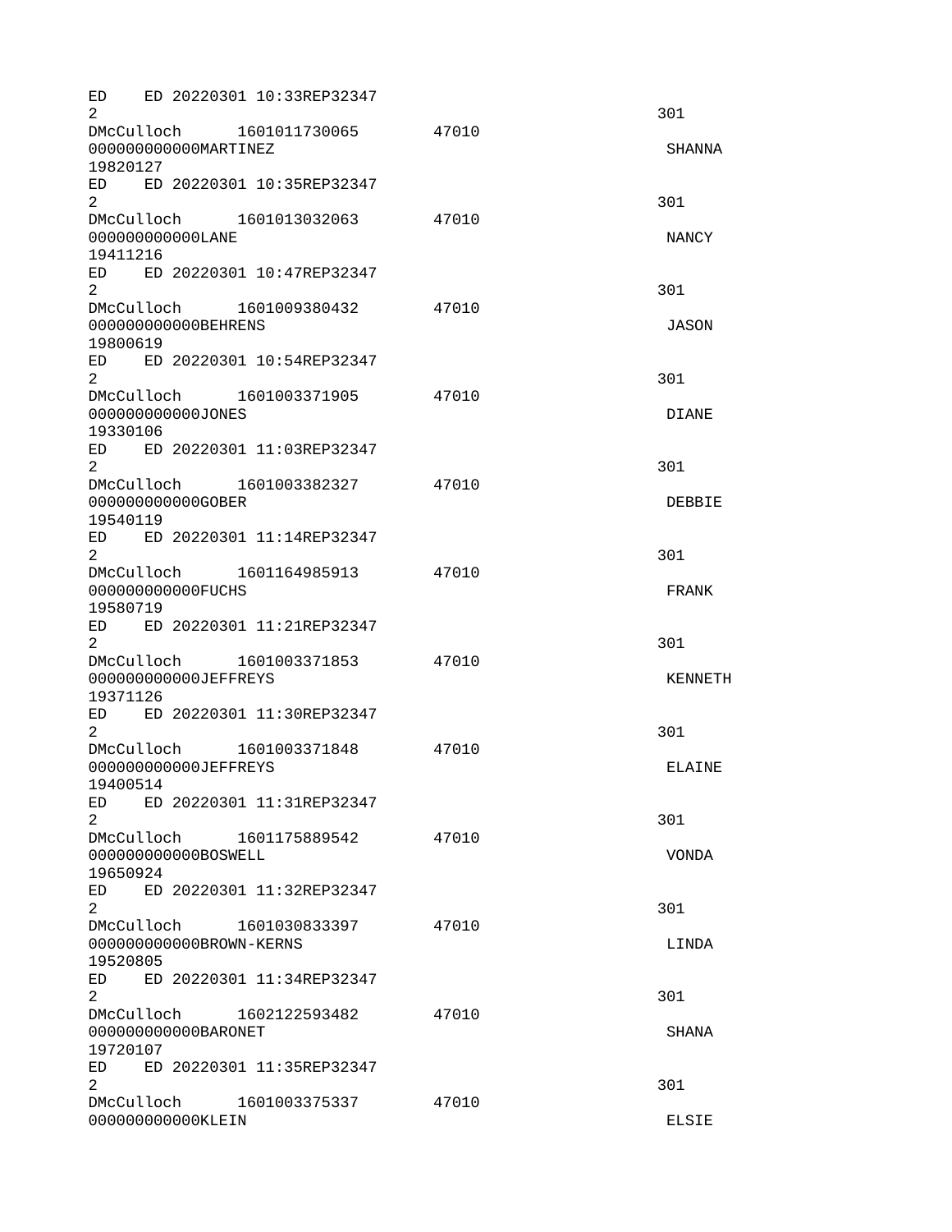```
ED    ED 20220301 10:33REP32347
2                                                              301
DMcCulloch     1601011730065      47010
000000000000MARTINEZ                                            SHANNA
19820127
ED    ED 20220301 10:35REP32347
2                                                              301
DMcCulloch     1601013032063      47010
000000000000LANE                                                NANCY
19411216
ED    ED 20220301 10:47REP32347
2                                                              301
DMcCulloch     1601009380432      47010
000000000000BEHRENS                                             JASON
19800619
ED    ED 20220301 10:54REP32347
2                                                              301
DMcCulloch     1601003371905      47010
000000000000JONES                                               DIANE
19330106
ED    ED 20220301 11:03REP32347
2                                                              301
DMcCulloch     1601003382327      47010
000000000000GOBER                                               DEBBIE
19540119
ED    ED 20220301 11:14REP32347
2                                                              301
DMcCulloch     1601164985913      47010
000000000000FUCHS                                               FRANK
19580719
ED    ED 20220301 11:21REP32347
2                                                              301
DMcCulloch     1601003371853      47010
000000000000JEFFREYS                                            KENNETH
19371126
ED    ED 20220301 11:30REP32347
2                                                              301
DMcCulloch     1601003371848      47010
000000000000JEFFREYS                                            ELAINE
19400514
ED    ED 20220301 11:31REP32347
2                                                              301
DMcCulloch     1601175889542      47010
000000000000BOSWELL                                             VONDA
19650924
ED    ED 20220301 11:32REP32347
2                                                              301
DMcCulloch     1601030833397      47010
000000000000BROWN-KERNS                                         LINDA
19520805
ED    ED 20220301 11:34REP32347
2                                                              301
DMcCulloch     1602122593482      47010
000000000000BARONET                                             SHANA
19720107
ED    ED 20220301 11:35REP32347
2                                                              301
DMcCulloch     1601003375337      47010
000000000000KLEIN                                               ELSIE
```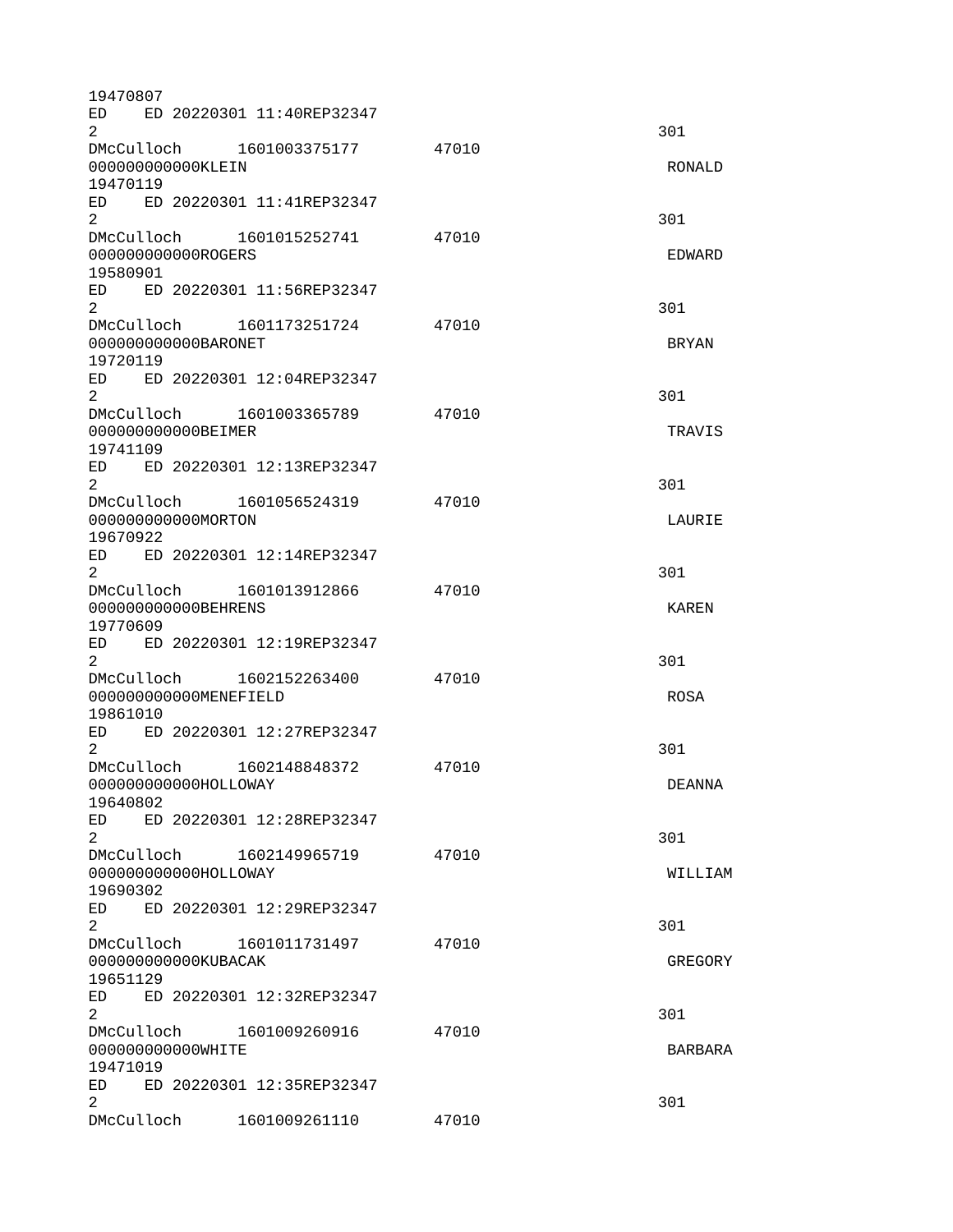```
19470807
ED    ED 20220301 11:40REP32347
2                                                                    301
DMcCulloch      1601003375177       47010
000000000000KLEIN                                                     RONALD
19470119
ED    ED 20220301 11:41REP32347
2                                                                    301
DMcCulloch      1601015252741       47010
000000000000ROGERS                                                    EDWARD
19580901
ED    ED 20220301 11:56REP32347
2                                                                    301
DMcCulloch      1601173251724       47010
000000000000BARONET                                                   BRYAN
19720119
ED    ED 20220301 12:04REP32347
2                                                                    301
DMcCulloch      1601003365789       47010
000000000000BEIMER                                                    TRAVIS
19741109
ED    ED 20220301 12:13REP32347
2                                                                    301
DMcCulloch      1601056524319       47010
000000000000MORTON                                                    LAURIE
19670922
ED    ED 20220301 12:14REP32347
2                                                                    301
DMcCulloch      1601013912866       47010
000000000000BEHRENS                                                   KAREN
19770609
ED    ED 20220301 12:19REP32347
2                                                                    301
DMcCulloch      1602152263400       47010
000000000000MENEFIELD                                                 ROSA
19861010
ED    ED 20220301 12:27REP32347
2                                                                    301
DMcCulloch      1602148848372       47010
000000000000HOLLOWAY                                                  DEANNA
19640802
ED    ED 20220301 12:28REP32347
2                                                                    301
DMcCulloch      1602149965719       47010
000000000000HOLLOWAY                                                  WILLIAM
19690302
ED    ED 20220301 12:29REP32347
2                                                                    301
DMcCulloch      1601011731497       47010
000000000000KUBACAK                                                   GREGORY
19651129
ED    ED 20220301 12:32REP32347
2                                                                    301
DMcCulloch      1601009260916       47010
000000000000WHITE                                                     BARBARA
19471019
ED    ED 20220301 12:35REP32347
2                                                                    301
DMcCulloch      1601009261110       47010
```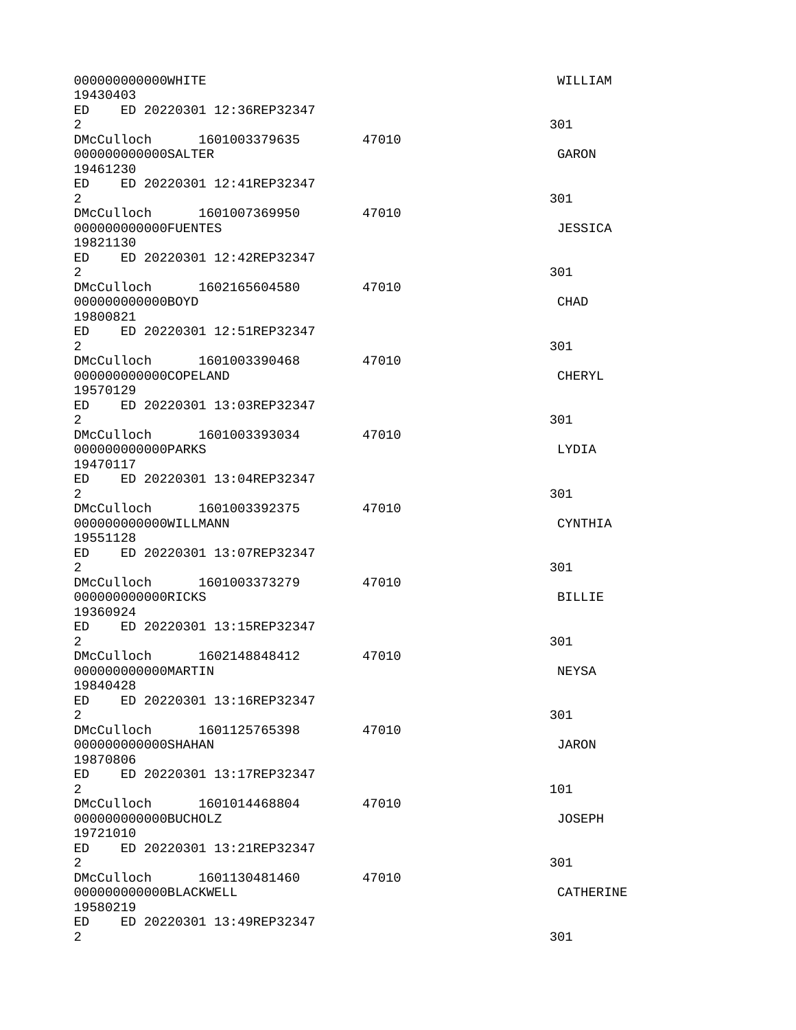000000000000WHITE WILLIAM
19430403
ED ED 20220301 12:36REP32347
2 301
DMcCulloch 1601003379635 47010
000000000000SALTER GARON
19461230
ED ED 20220301 12:41REP32347
2 301
DMcCulloch 1601007369950 47010
000000000000FUENTES JESSICA
19821130
ED ED 20220301 12:42REP32347
2 301
DMcCulloch 1602165604580 47010
000000000000BOYD CHAD
19800821
ED ED 20220301 12:51REP32347
2 301
DMcCulloch 1601003390468 47010
000000000000COPELAND CHERYL
19570129
ED ED 20220301 13:03REP32347
2 301
DMcCulloch 1601003393034 47010
000000000000PARKS LYDIA
19470117
ED ED 20220301 13:04REP32347
2 301
DMcCulloch 1601003392375 47010
000000000000WILLMANN CYNTHIA
19551128
ED ED 20220301 13:07REP32347
2 301
DMcCulloch 1601003373279 47010
000000000000RICKS BILLIE
19360924
ED ED 20220301 13:15REP32347
2 301
DMcCulloch 1602148848412 47010
000000000000MARTIN NEYSA
19840428
ED ED 20220301 13:16REP32347
2 301
DMcCulloch 1601125765398 47010
000000000000SHAHAN JARON
19870806
ED ED 20220301 13:17REP32347
2 101
DMcCulloch 1601014468804 47010
000000000000BUCHOLZ JOSEPH
19721010
ED ED 20220301 13:21REP32347
2 301
DMcCulloch 1601130481460 47010
000000000000BLACKWELL CATHERINE
19580219
ED ED 20220301 13:49REP32347
2 301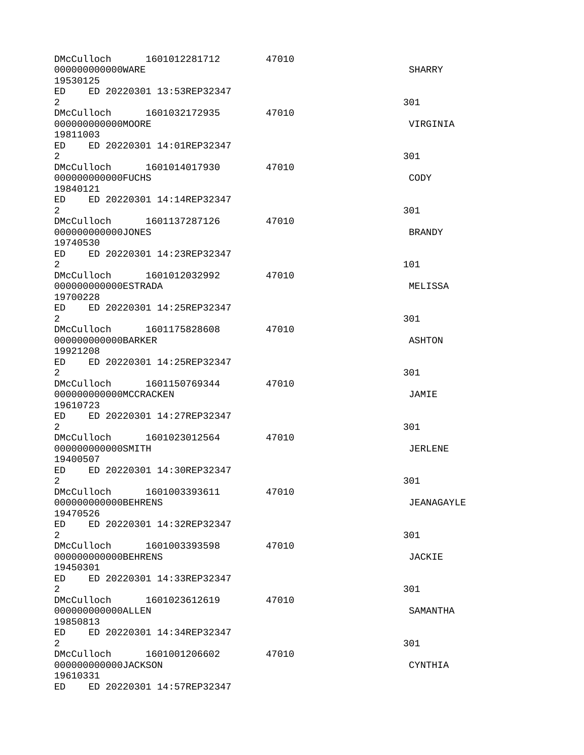```
DMcCulloch      1601012281712       47010
000000000000WARE                                                  SHARRY
19530125
ED    ED 20220301 13:53REP32347
2                                                               301
DMcCulloch      1601032172935       47010
000000000000MOORE                                                 VIRGINIA
19811003
ED    ED 20220301 14:01REP32347
2                                                               301
DMcCulloch      1601014017930       47010
000000000000FUCHS                                                 CODY
19840121
ED    ED 20220301 14:14REP32347
2                                                               301
DMcCulloch      1601137287126       47010
000000000000JONES                                                 BRANDY
19740530
ED    ED 20220301 14:23REP32347
2                                                               101
DMcCulloch      1601012032992       47010
000000000000ESTRADA                                               MELISSA
19700228
ED    ED 20220301 14:25REP32347
2                                                               301
DMcCulloch      1601175828608       47010
000000000000BARKER                                                ASHTON
19921208
ED    ED 20220301 14:25REP32347
2                                                               301
DMcCulloch      1601150769344       47010
000000000000MCCRACKEN                                             JAMIE
19610723
ED    ED 20220301 14:27REP32347
2                                                               301
DMcCulloch      1601023012564       47010
000000000000SMITH                                                 JERLENE
19400507
ED    ED 20220301 14:30REP32347
2                                                               301
DMcCulloch      1601003393611       47010
000000000000BEHRENS                                               JEANAGAYLE
19470526
ED    ED 20220301 14:32REP32347
2                                                               301
DMcCulloch      1601003393598       47010
000000000000BEHRENS                                               JACKIE
19450301
ED    ED 20220301 14:33REP32347
2                                                               301
DMcCulloch      1601023612619       47010
000000000000ALLEN                                                 SAMANTHA
19850813
ED    ED 20220301 14:34REP32347
2                                                               301
DMcCulloch      1601001206602       47010
000000000000JACKSON                                               CYNTHIA
19610331
ED    ED 20220301 14:57REP32347
```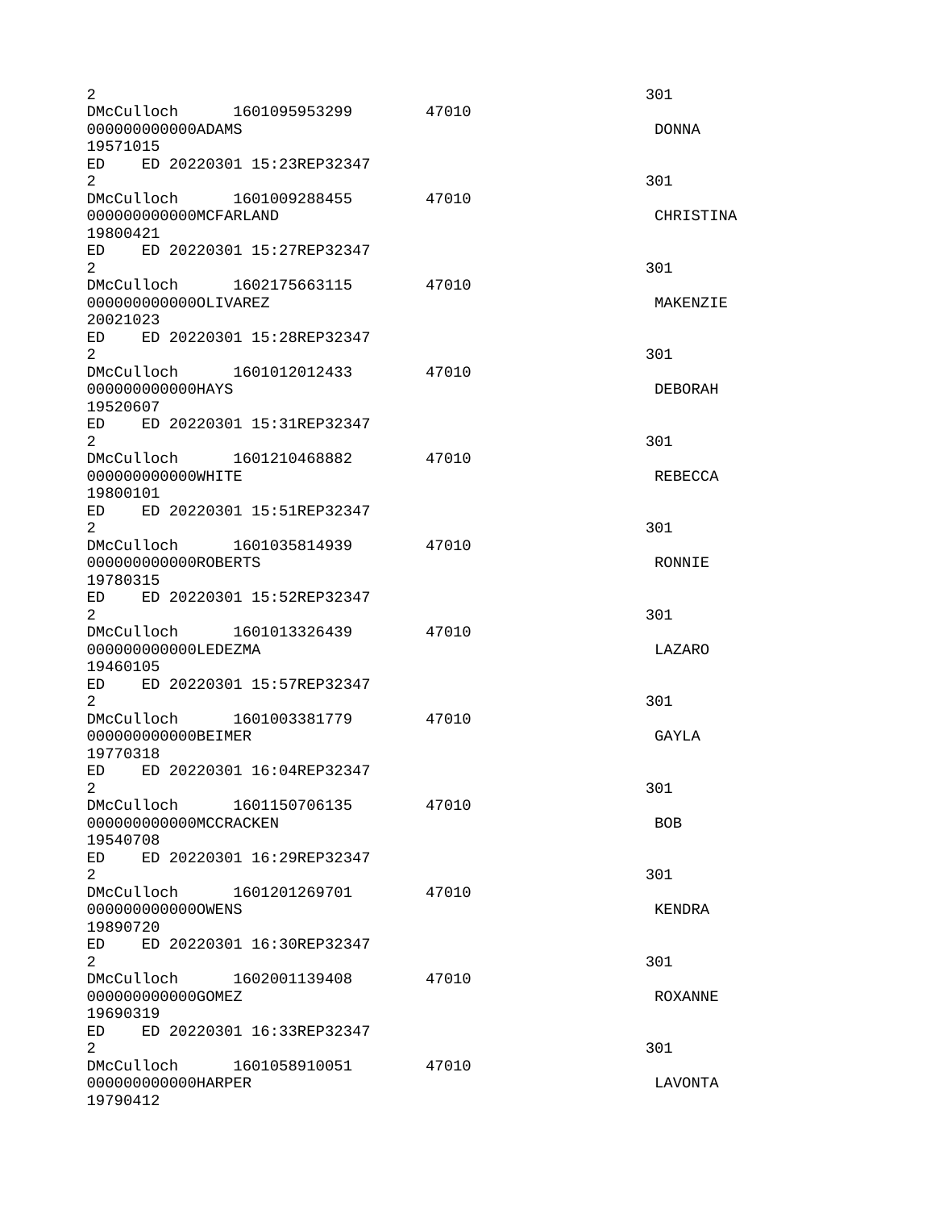```
2                                                                 301
DMcCulloch     1601095953299      47010
000000000000ADAMS                                                  DONNA
19571015
ED    ED 20220301 15:23REP32347
2                                                                 301
DMcCulloch     1601009288455      47010
000000000000MCFARLAND                                              CHRISTINA
19800421
ED    ED 20220301 15:27REP32347
2                                                                 301
DMcCulloch     1602175663115      47010
000000000000OLIVAREZ                                               MAKENZIE
20021023
ED    ED 20220301 15:28REP32347
2                                                                 301
DMcCulloch     1601012012433      47010
000000000000HAYS                                                   DEBORAH
19520607
ED    ED 20220301 15:31REP32347
2                                                                 301
DMcCulloch     1601210468882      47010
000000000000WHITE                                                  REBECCA
19800101
ED    ED 20220301 15:51REP32347
2                                                                 301
DMcCulloch     1601035814939      47010
000000000000ROBERTS                                                RONNIE
19780315
ED    ED 20220301 15:52REP32347
2                                                                 301
DMcCulloch     1601013326439      47010
000000000000LEDEZMA                                                LAZARO
19460105
ED    ED 20220301 15:57REP32347
2                                                                 301
DMcCulloch     1601003381779      47010
000000000000BEIMER                                                 GAYLA
19770318
ED    ED 20220301 16:04REP32347
2                                                                 301
DMcCulloch     1601150706135      47010
000000000000MCCRACKEN                                              BOB
19540708
ED    ED 20220301 16:29REP32347
2                                                                 301
DMcCulloch     1601201269701      47010
000000000000OWENS                                                  KENDRA
19890720
ED    ED 20220301 16:30REP32347
2                                                                 301
DMcCulloch     1602001139408      47010
000000000000GOMEZ                                                  ROXANNE
19690319
ED    ED 20220301 16:33REP32347
2                                                                 301
DMcCulloch     1601058910051      47010
000000000000HARPER                                                 LAVONTA
19790412
```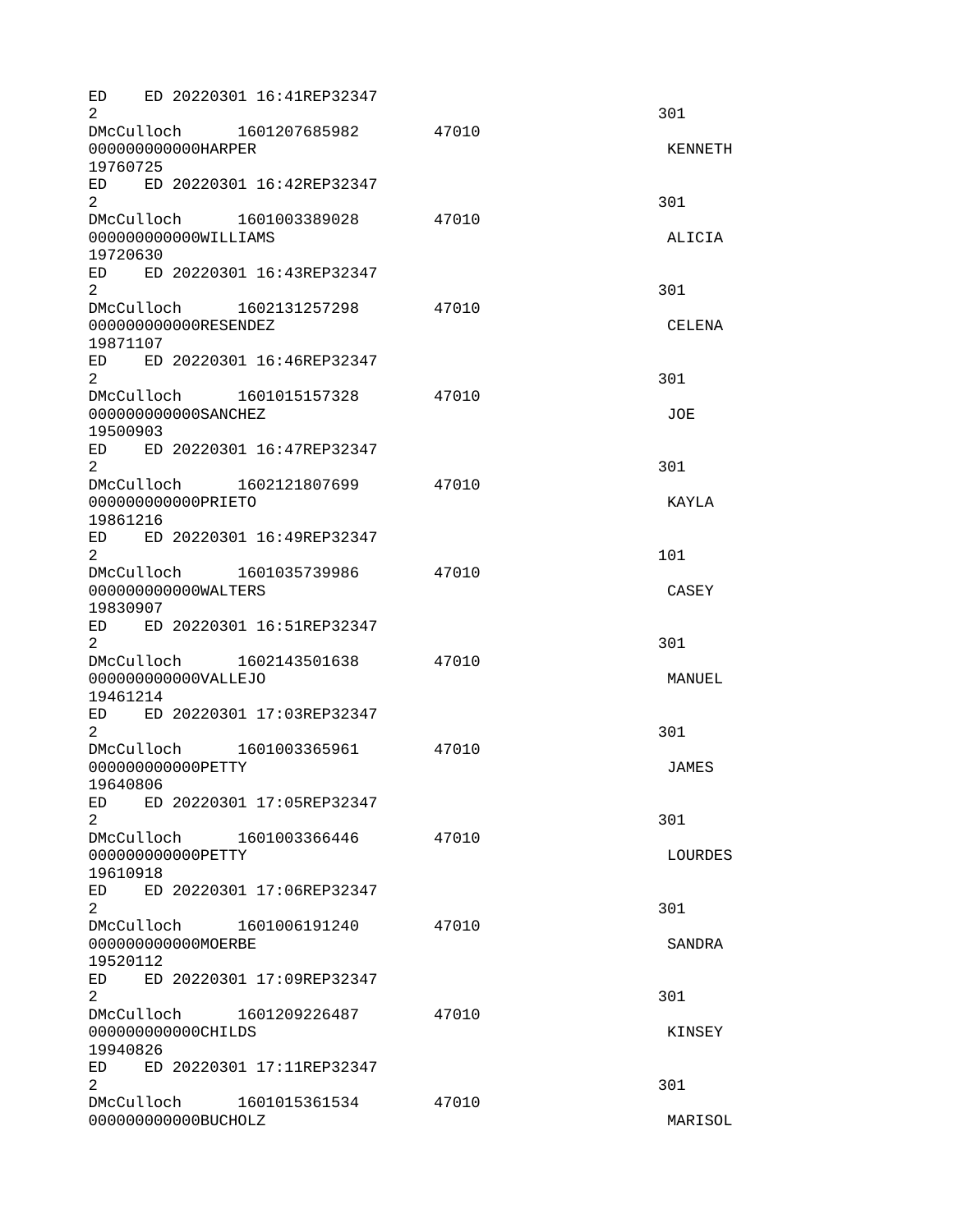```
ED    ED 20220301 16:41REP32347
2                                                                    301
DMcCulloch      1601207685982       47010
000000000000HARPER                                                    KENNETH
19760725
ED    ED 20220301 16:42REP32347
2                                                                    301
DMcCulloch      1601003389028       47010
000000000000WILLIAMS                                                  ALICIA
19720630
ED    ED 20220301 16:43REP32347
2                                                                    301
DMcCulloch      1602131257298       47010
000000000000RESENDEZ                                                  CELENA
19871107
ED    ED 20220301 16:46REP32347
2                                                                    301
DMcCulloch      1601015157328       47010
000000000000SANCHEZ                                                   JOE
19500903
ED    ED 20220301 16:47REP32347
2                                                                    301
DMcCulloch      1602121807699       47010
000000000000PRIETO                                                    KAYLA
19861216
ED    ED 20220301 16:49REP32347
2                                                                    101
DMcCulloch      1601035739986       47010
000000000000WALTERS                                                   CASEY
19830907
ED    ED 20220301 16:51REP32347
2                                                                    301
DMcCulloch      1602143501638       47010
000000000000VALLEJO                                                   MANUEL
19461214
ED    ED 20220301 17:03REP32347
2                                                                    301
DMcCulloch      1601003365961       47010
000000000000PETTY                                                     JAMES
19640806
ED    ED 20220301 17:05REP32347
2                                                                    301
DMcCulloch      1601003366446       47010
000000000000PETTY                                                     LOURDES
19610918
ED    ED 20220301 17:06REP32347
2                                                                    301
DMcCulloch      1601006191240       47010
000000000000MOERBE                                                    SANDRA
19520112
ED    ED 20220301 17:09REP32347
2                                                                    301
DMcCulloch      1601209226487       47010
000000000000CHILDS                                                    KINSEY
19940826
ED    ED 20220301 17:11REP32347
2                                                                    301
DMcCulloch      1601015361534       47010
000000000000BUCHOLZ                                                   MARISOL
```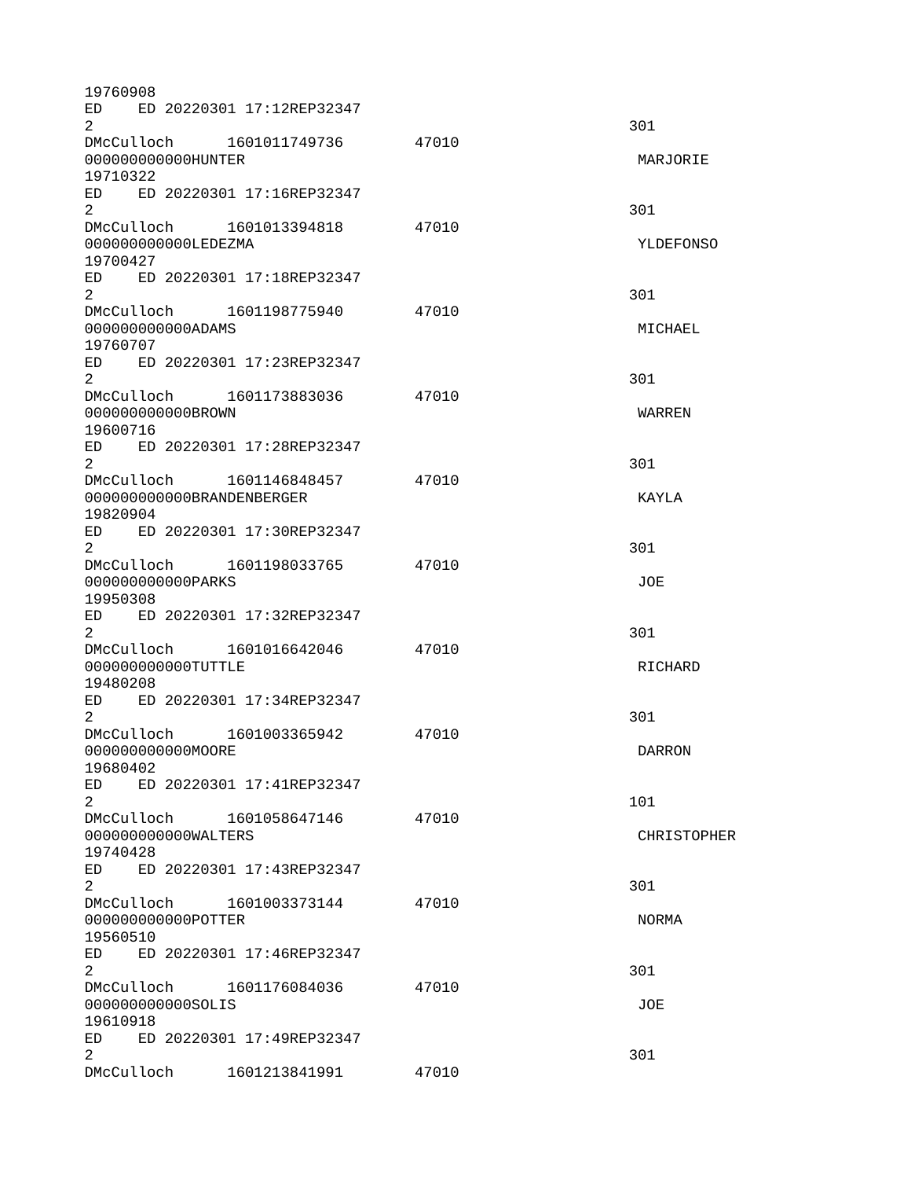19760908
ED ED 20220301 17:12REP32347
2 301
DMcCulloch 1601011749736 47010
000000000000HUNTER MARJORIE
19710322
ED ED 20220301 17:16REP32347
2 301
DMcCulloch 1601013394818 47010
000000000000LEDEZMA YLDEFONSO
19700427
ED ED 20220301 17:18REP32347
2 301
DMcCulloch 1601198775940 47010
000000000000ADAMS MICHAEL
19760707
ED ED 20220301 17:23REP32347
2 301
DMcCulloch 1601173883036 47010
000000000000BROWN WARREN
19600716
ED ED 20220301 17:28REP32347
2 301
DMcCulloch 1601146848457 47010
000000000000BRANDENBERGER KAYLA
19820904
ED ED 20220301 17:30REP32347
2 301
DMcCulloch 1601198033765 47010
000000000000PARKS JOE
19950308
ED ED 20220301 17:32REP32347
2 301
DMcCulloch 1601016642046 47010
000000000000TUTTLE RICHARD
19480208
ED ED 20220301 17:34REP32347
2 301
DMcCulloch 1601003365942 47010
000000000000MOORE DARRON
19680402
ED ED 20220301 17:41REP32347
2 101
DMcCulloch 1601058647146 47010
000000000000WALTERS CHRISTOPHER
19740428
ED ED 20220301 17:43REP32347
2 301
DMcCulloch 1601003373144 47010
000000000000POTTER NORMA
19560510
ED ED 20220301 17:46REP32347
2 301
DMcCulloch 1601176084036 47010
000000000000SOLIS JOE
19610918
ED ED 20220301 17:49REP32347
2 301
DMcCulloch 1601213841991 47010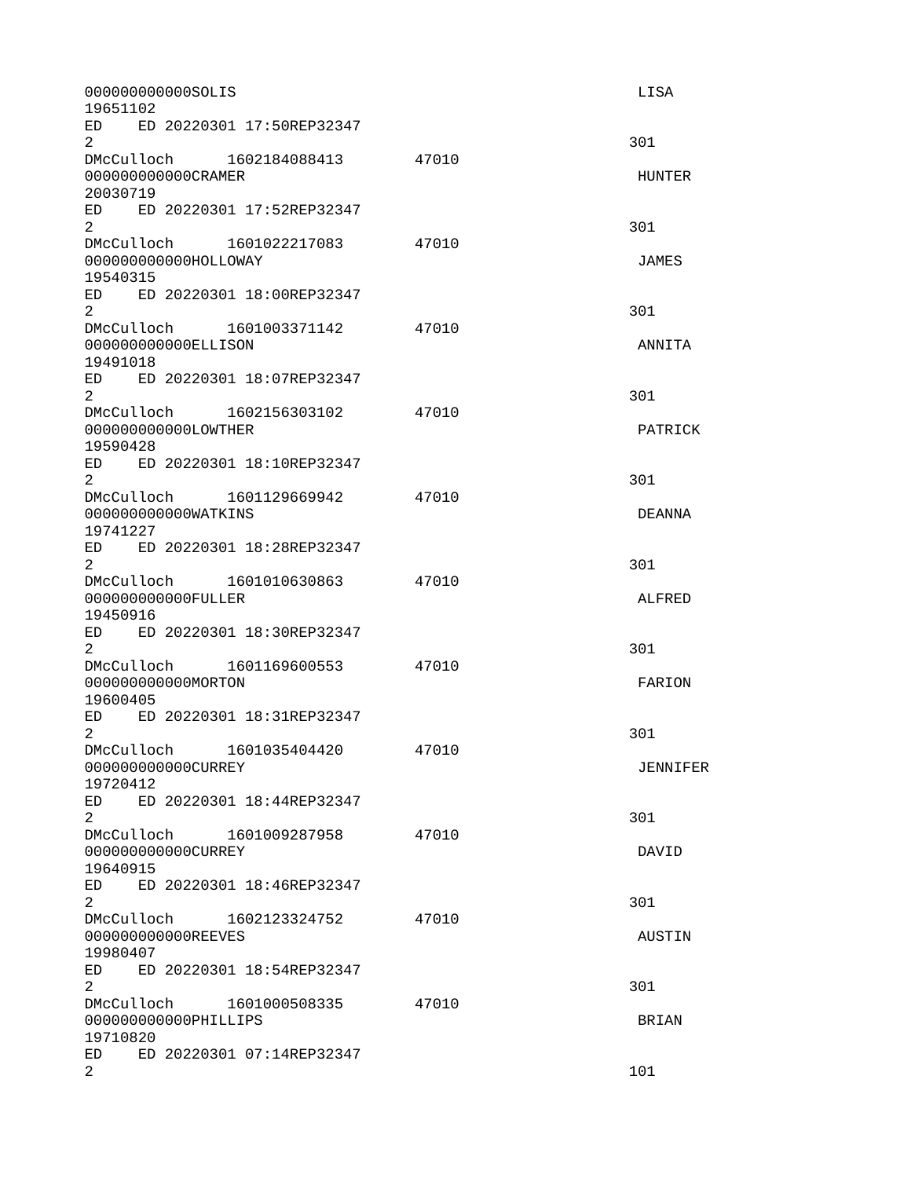```
000000000000SOLIS                                                   LISA
19651102
ED    ED 20220301 17:50REP32347
2                                                                 301
DMcCulloch      1602184088413       47010
000000000000CRAMER                                                  HUNTER
20030719
ED    ED 20220301 17:52REP32347
2                                                                 301
DMcCulloch      1601022217083       47010
000000000000HOLLOWAY                                                JAMES
19540315
ED    ED 20220301 18:00REP32347
2                                                                 301
DMcCulloch      1601003371142       47010
000000000000ELLISON                                                 ANNITA
19491018
ED    ED 20220301 18:07REP32347
2                                                                 301
DMcCulloch      1602156303102       47010
000000000000LOWTHER                                                 PATRICK
19590428
ED    ED 20220301 18:10REP32347
2                                                                 301
DMcCulloch      1601129669942       47010
000000000000WATKINS                                                 DEANNA
19741227
ED    ED 20220301 18:28REP32347
2                                                                 301
DMcCulloch      1601010630863       47010
000000000000FULLER                                                  ALFRED
19450916
ED    ED 20220301 18:30REP32347
2                                                                 301
DMcCulloch      1601169600553       47010
000000000000MORTON                                                  FARION
19600405
ED    ED 20220301 18:31REP32347
2                                                                 301
DMcCulloch      1601035404420       47010
000000000000CURREY                                                  JENNIFER
19720412
ED    ED 20220301 18:44REP32347
2                                                                 301
DMcCulloch      1601009287958       47010
000000000000CURREY                                                  DAVID
19640915
ED    ED 20220301 18:46REP32347
2                                                                 301
DMcCulloch      1602123324752       47010
000000000000REEVES                                                  AUSTIN
19980407
ED    ED 20220301 18:54REP32347
2                                                                 301
DMcCulloch      1601000508335       47010
000000000000PHILLIPS                                                BRIAN
19710820
ED    ED 20220301 07:14REP32347
2                                                                 101
```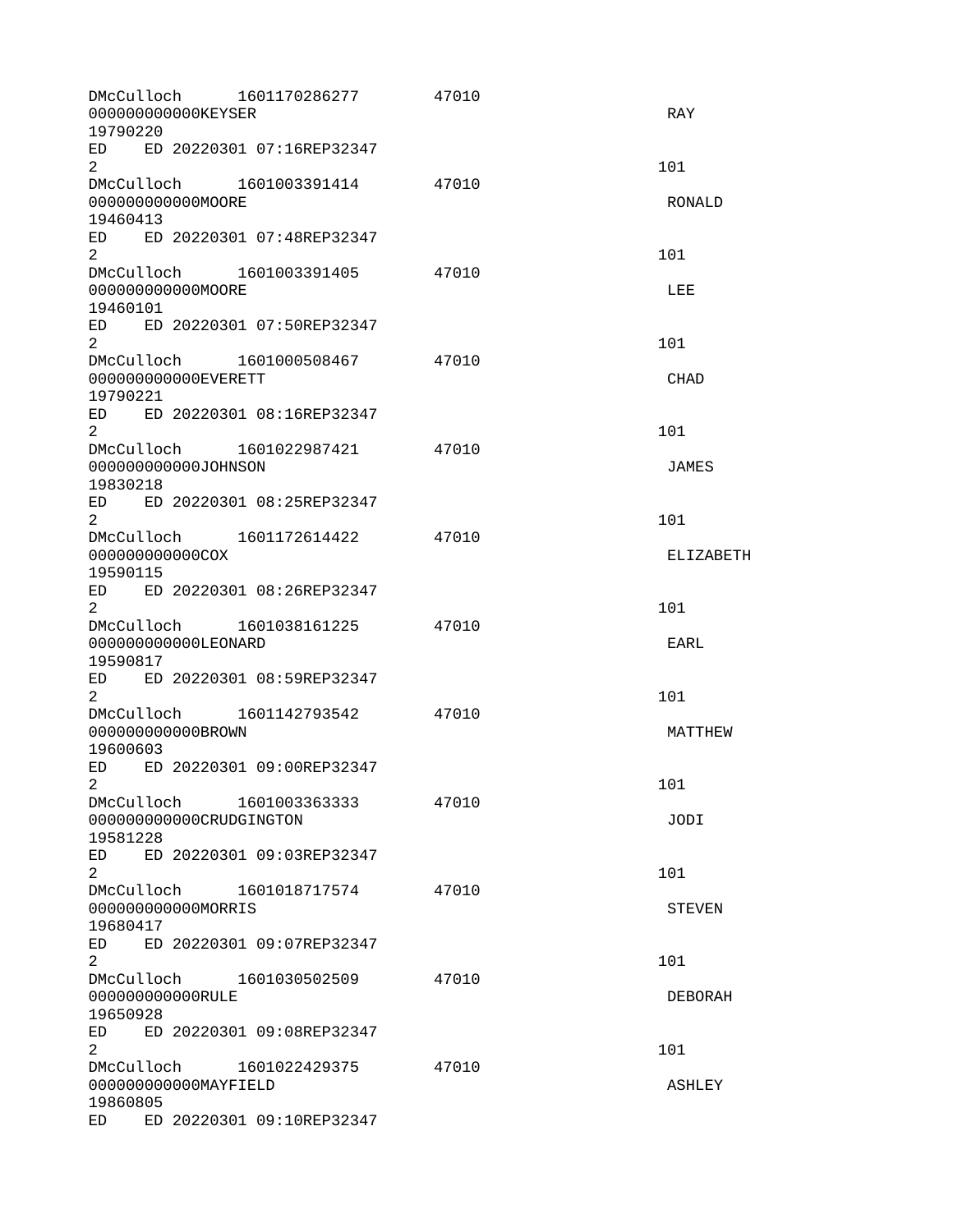```
DMcCulloch      1601170286277       47010
000000000000KEYSER                                              RAY
19790220
ED    ED 20220301 07:16REP32347
2                                                              101
DMcCulloch      1601003391414       47010
000000000000MOORE                                               RONALD
19460413
ED    ED 20220301 07:48REP32347
2                                                              101
DMcCulloch      1601003391405       47010
000000000000MOORE                                               LEE
19460101
ED    ED 20220301 07:50REP32347
2                                                              101
DMcCulloch      1601000508467       47010
000000000000EVERETT                                             CHAD
19790221
ED    ED 20220301 08:16REP32347
2                                                              101
DMcCulloch      1601022987421       47010
000000000000JOHNSON                                             JAMES
19830218
ED    ED 20220301 08:25REP32347
2                                                              101
DMcCulloch      1601172614422       47010
000000000000COX                                                 ELIZABETH
19590115
ED    ED 20220301 08:26REP32347
2                                                              101
DMcCulloch      1601038161225       47010
000000000000LEONARD                                             EARL
19590817
ED    ED 20220301 08:59REP32347
2                                                              101
DMcCulloch      1601142793542       47010
000000000000BROWN                                               MATTHEW
19600603
ED    ED 20220301 09:00REP32347
2                                                              101
DMcCulloch      1601003363333       47010
000000000000CRUDGINGTON                                         JODI
19581228
ED    ED 20220301 09:03REP32347
2                                                              101
DMcCulloch      1601018717574       47010
000000000000MORRIS                                              STEVEN
19680417
ED    ED 20220301 09:07REP32347
2                                                              101
DMcCulloch      1601030502509       47010
000000000000RULE                                                DEBORAH
19650928
ED    ED 20220301 09:08REP32347
2                                                              101
DMcCulloch      1601022429375       47010
000000000000MAYFIELD                                            ASHLEY
19860805
ED    ED 20220301 09:10REP32347
```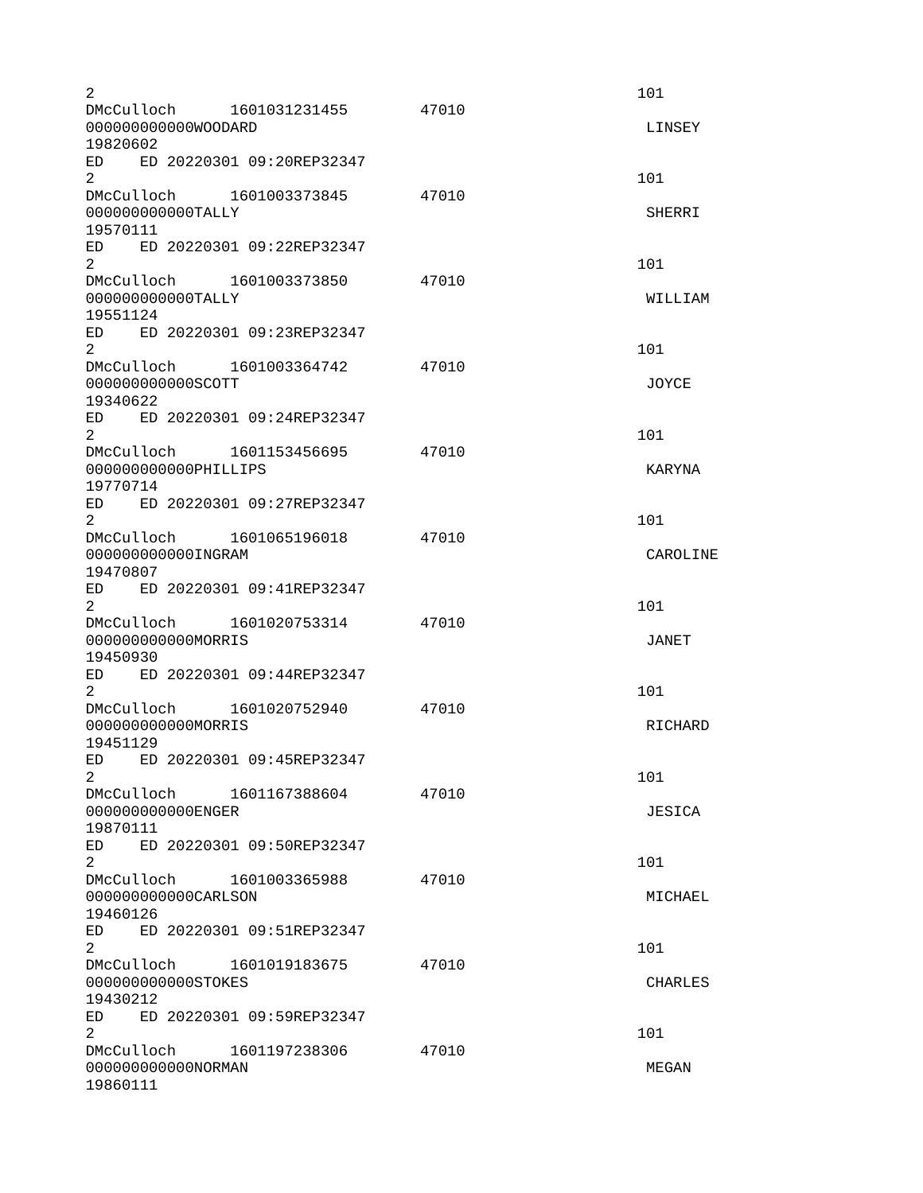```
2                                                                              101
DMcCulloch      1601031231455       47010
000000000000WOODARD                                                             LINSEY
19820602
ED    ED 20220301 09:20REP32347
2                                                                              101
DMcCulloch      1601003373845       47010
000000000000TALLY                                                               SHERRI
19570111
ED    ED 20220301 09:22REP32347
2                                                                              101
DMcCulloch      1601003373850       47010
000000000000TALLY                                                               WILLIAM
19551124
ED    ED 20220301 09:23REP32347
2                                                                              101
DMcCulloch      1601003364742       47010
000000000000SCOTT                                                               JOYCE
19340622
ED    ED 20220301 09:24REP32347
2                                                                              101
DMcCulloch      1601153456695       47010
000000000000PHILLIPS                                                            KARYNA
19770714
ED    ED 20220301 09:27REP32347
2                                                                              101
DMcCulloch      1601065196018       47010
000000000000INGRAM                                                              CAROLINE
19470807
ED    ED 20220301 09:41REP32347
2                                                                              101
DMcCulloch      1601020753314       47010
000000000000MORRIS                                                              JANET
19450930
ED    ED 20220301 09:44REP32347
2                                                                              101
DMcCulloch      1601020752940       47010
000000000000MORRIS                                                              RICHARD
19451129
ED    ED 20220301 09:45REP32347
2                                                                              101
DMcCulloch      1601167388604       47010
000000000000ENGER                                                               JESICA
19870111
ED    ED 20220301 09:50REP32347
2                                                                              101
DMcCulloch      1601003365988       47010
000000000000CARLSON                                                             MICHAEL
19460126
ED    ED 20220301 09:51REP32347
2                                                                              101
DMcCulloch      1601019183675       47010
000000000000STOKES                                                              CHARLES
19430212
ED    ED 20220301 09:59REP32347
2                                                                              101
DMcCulloch      1601197238306       47010
000000000000NORMAN                                                              MEGAN
19860111
```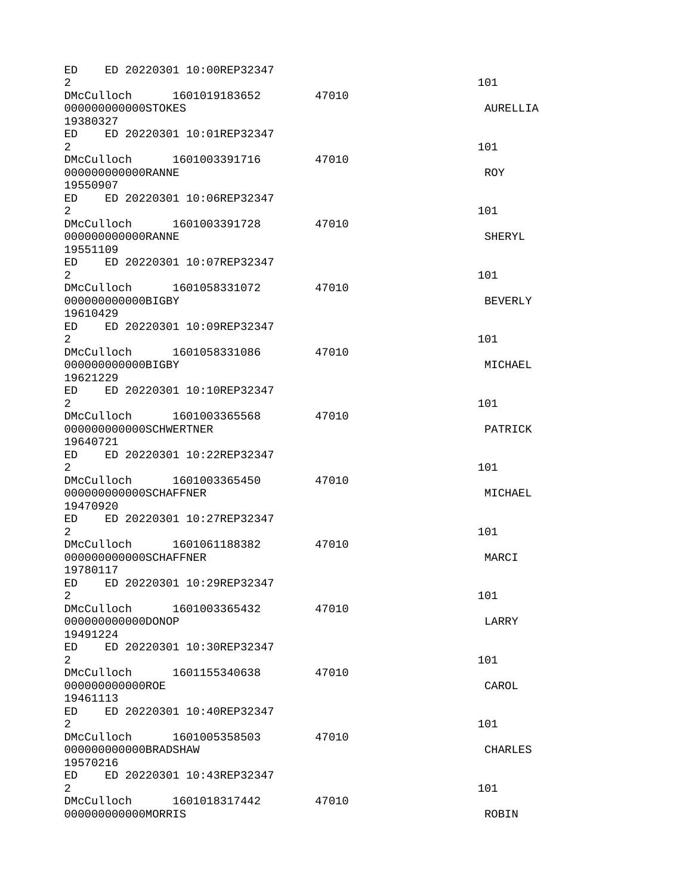```
ED    ED 20220301 10:00REP32347
2                                                              101
DMcCulloch      1601019183652       47010
000000000000STOKES                                             AURELLIA
19380327
ED    ED 20220301 10:01REP32347
2                                                              101
DMcCulloch      1601003391716       47010
000000000000RANNE                                              ROY
19550907
ED    ED 20220301 10:06REP32347
2                                                              101
DMcCulloch      1601003391728       47010
000000000000RANNE                                              SHERYL
19551109
ED    ED 20220301 10:07REP32347
2                                                              101
DMcCulloch      1601058331072       47010
000000000000BIGBY                                              BEVERLY
19610429
ED    ED 20220301 10:09REP32347
2                                                              101
DMcCulloch      1601058331086       47010
000000000000BIGBY                                              MICHAEL
19621229
ED    ED 20220301 10:10REP32347
2                                                              101
DMcCulloch      1601003365568       47010
000000000000SCHWERTNER                                         PATRICK
19640721
ED    ED 20220301 10:22REP32347
2                                                              101
DMcCulloch      1601003365450       47010
000000000000SCHAFFNER                                          MICHAEL
19470920
ED    ED 20220301 10:27REP32347
2                                                              101
DMcCulloch      1601061188382       47010
000000000000SCHAFFNER                                          MARCI
19780117
ED    ED 20220301 10:29REP32347
2                                                              101
DMcCulloch      1601003365432       47010
000000000000DONOP                                              LARRY
19491224
ED    ED 20220301 10:30REP32347
2                                                              101
DMcCulloch      1601155340638       47010
000000000000ROE                                                CAROL
19461113
ED    ED 20220301 10:40REP32347
2                                                              101
DMcCulloch      1601005358503       47010
000000000000BRADSHAW                                           CHARLES
19570216
ED    ED 20220301 10:43REP32347
2                                                              101
DMcCulloch      1601018317442       47010
000000000000MORRIS                                             ROBIN
```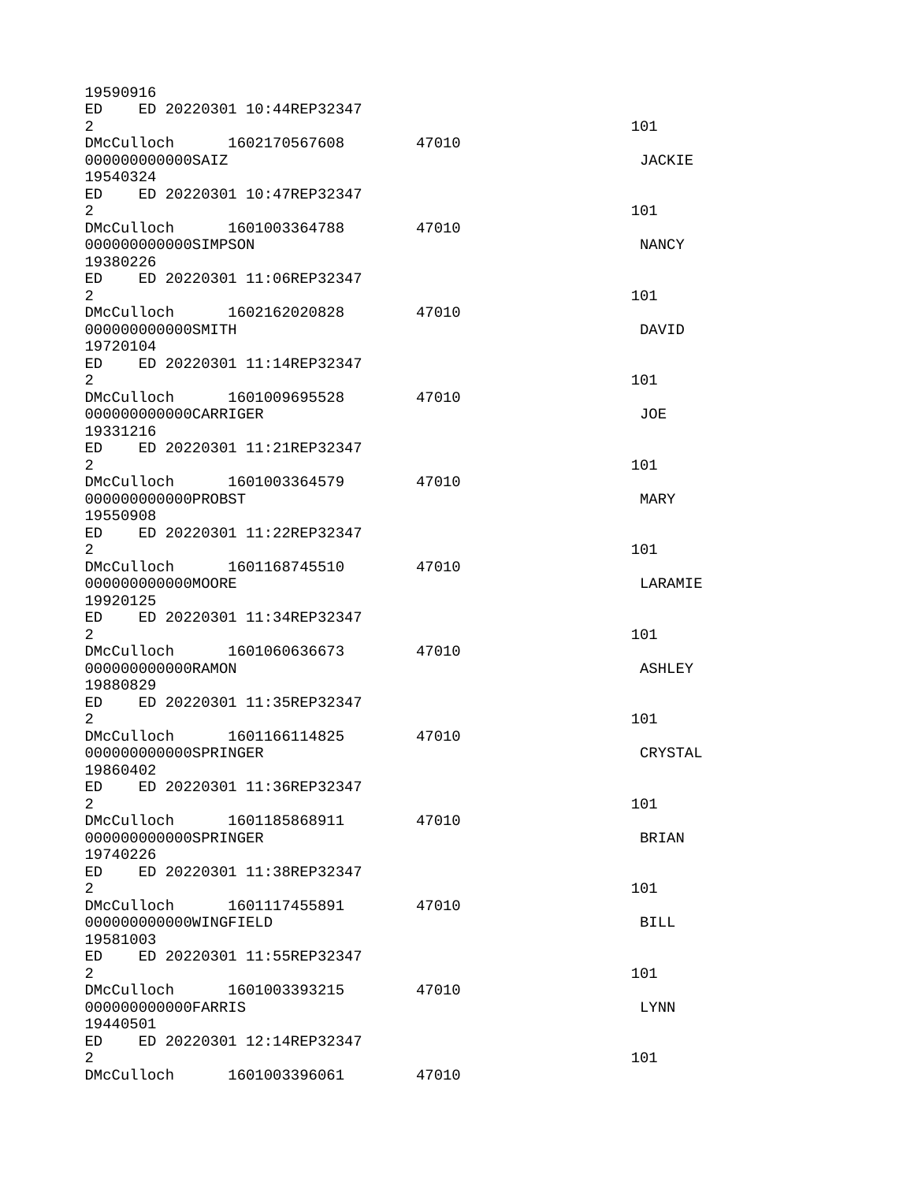```
19590916
ED    ED 20220301 10:44REP32347
2                                                              101
DMcCulloch     1602170567608       47010
000000000000SAIZ                                                JACKIE
19540324
ED    ED 20220301 10:47REP32347
2                                                              101
DMcCulloch     1601003364788       47010
000000000000SIMPSON                                             NANCY
19380226
ED    ED 20220301 11:06REP32347
2                                                              101
DMcCulloch     1602162020828       47010
000000000000SMITH                                               DAVID
19720104
ED    ED 20220301 11:14REP32347
2                                                              101
DMcCulloch     1601009695528       47010
000000000000CARRIGER                                            JOE
19331216
ED    ED 20220301 11:21REP32347
2                                                              101
DMcCulloch     1601003364579       47010
000000000000PROBST                                              MARY
19550908
ED    ED 20220301 11:22REP32347
2                                                              101
DMcCulloch     1601168745510       47010
000000000000MOORE                                               LARAMIE
19920125
ED    ED 20220301 11:34REP32347
2                                                              101
DMcCulloch     1601060636673       47010
000000000000RAMON                                               ASHLEY
19880829
ED    ED 20220301 11:35REP32347
2                                                              101
DMcCulloch     1601166114825       47010
000000000000SPRINGER                                            CRYSTAL
19860402
ED    ED 20220301 11:36REP32347
2                                                              101
DMcCulloch     1601185868911       47010
000000000000SPRINGER                                            BRIAN
19740226
ED    ED 20220301 11:38REP32347
2                                                              101
DMcCulloch     1601117455891       47010
000000000000WINGFIELD                                           BILL
19581003
ED    ED 20220301 11:55REP32347
2                                                              101
DMcCulloch     1601003393215       47010
000000000000FARRIS                                              LYNN
19440501
ED    ED 20220301 12:14REP32347
2                                                              101
DMcCulloch     1601003396061       47010
```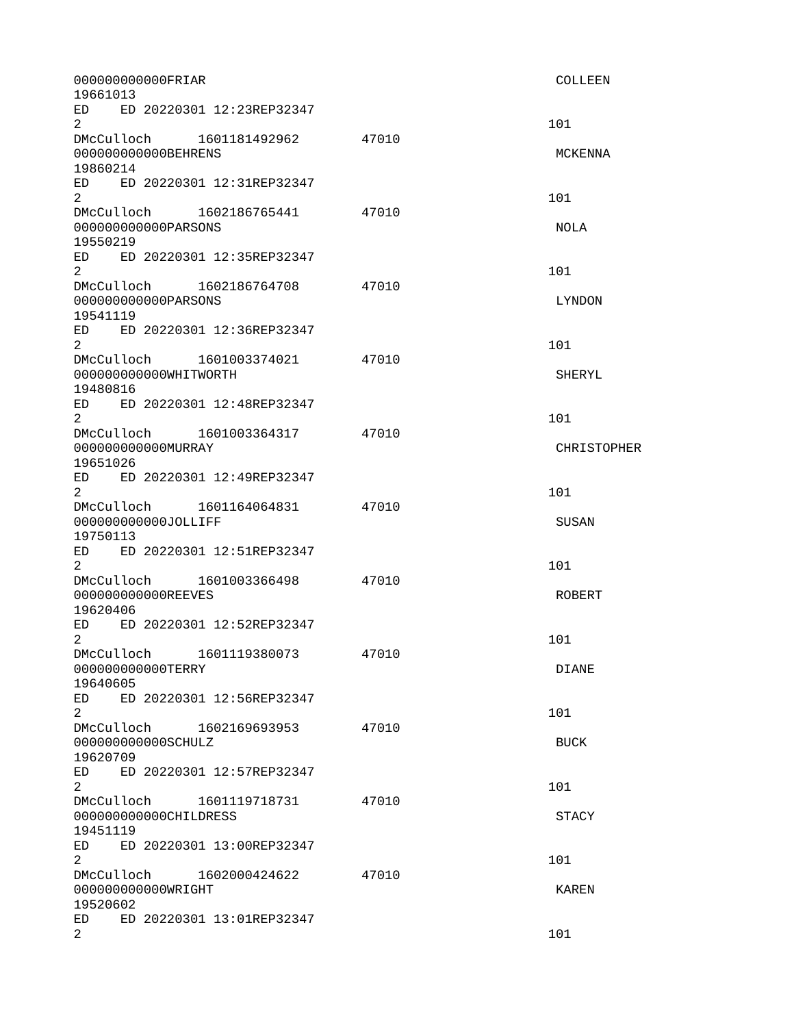```
000000000000FRIAR                                                    COLLEEN
19661013
ED    ED 20220301 12:23REP32347
2                                                                   101
DMcCulloch      1601181492962       47010
000000000000BEHRENS                                                  MCKENNA
19860214
ED    ED 20220301 12:31REP32347
2                                                                   101
DMcCulloch      1602186765441       47010
000000000000PARSONS                                                  NOLA
19550219
ED    ED 20220301 12:35REP32347
2                                                                   101
DMcCulloch      1602186764708       47010
000000000000PARSONS                                                  LYNDON
19541119
ED    ED 20220301 12:36REP32347
2                                                                   101
DMcCulloch      1601003374021       47010
000000000000WHITWORTH                                                SHERYL
19480816
ED    ED 20220301 12:48REP32347
2                                                                   101
DMcCulloch      1601003364317       47010
000000000000MURRAY                                                   CHRISTOPHER
19651026
ED    ED 20220301 12:49REP32347
2                                                                   101
DMcCulloch      1601164064831       47010
000000000000JOLLIFF                                                  SUSAN
19750113
ED    ED 20220301 12:51REP32347
2                                                                   101
DMcCulloch      1601003366498       47010
000000000000REEVES                                                   ROBERT
19620406
ED    ED 20220301 12:52REP32347
2                                                                   101
DMcCulloch      1601119380073       47010
000000000000TERRY                                                    DIANE
19640605
ED    ED 20220301 12:56REP32347
2                                                                   101
DMcCulloch      1602169693953       47010
000000000000SCHULZ                                                   BUCK
19620709
ED    ED 20220301 12:57REP32347
2                                                                   101
DMcCulloch      1601119718731       47010
000000000000CHILDRESS                                                STACY
19451119
ED    ED 20220301 13:00REP32347
2                                                                   101
DMcCulloch      1602000424622       47010
000000000000WRIGHT                                                   KAREN
19520602
ED    ED 20220301 13:01REP32347
2                                                                   101
```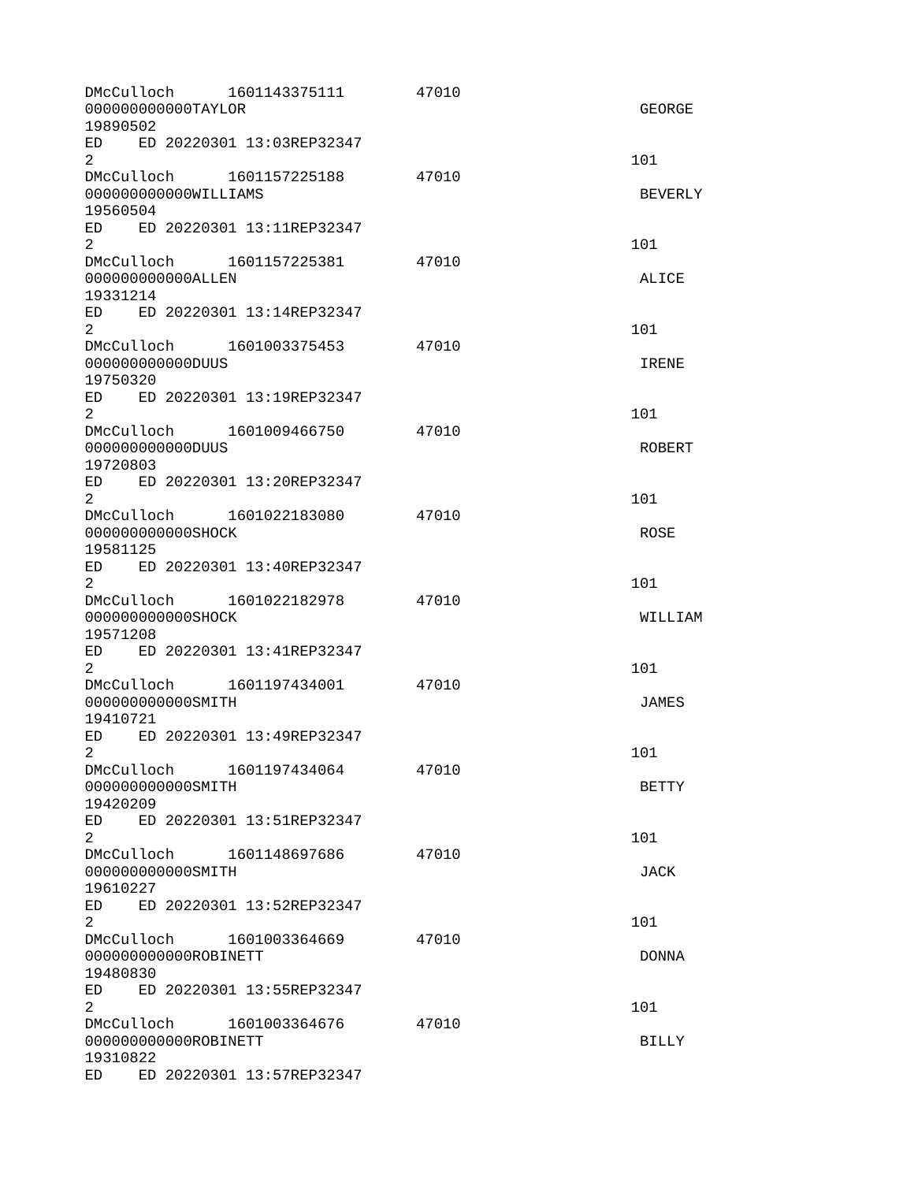```
DMcCulloch      1601143375111       47010
000000000000TAYLOR                                                    GEORGE
19890502
ED    ED 20220301 13:03REP32347
2                                                                    101
DMcCulloch      1601157225188       47010
000000000000WILLIAMS                                                  BEVERLY
19560504
ED    ED 20220301 13:11REP32347
2                                                                    101
DMcCulloch      1601157225381       47010
000000000000ALLEN                                                     ALICE
19331214
ED    ED 20220301 13:14REP32347
2                                                                    101
DMcCulloch      1601003375453       47010
000000000000DUUS                                                      IRENE
19750320
ED    ED 20220301 13:19REP32347
2                                                                    101
DMcCulloch      1601009466750       47010
000000000000DUUS                                                      ROBERT
19720803
ED    ED 20220301 13:20REP32347
2                                                                    101
DMcCulloch      1601022183080       47010
000000000000SHOCK                                                     ROSE
19581125
ED    ED 20220301 13:40REP32347
2                                                                    101
DMcCulloch      1601022182978       47010
000000000000SHOCK                                                     WILLIAM
19571208
ED    ED 20220301 13:41REP32347
2                                                                    101
DMcCulloch      1601197434001       47010
000000000000SMITH                                                     JAMES
19410721
ED    ED 20220301 13:49REP32347
2                                                                    101
DMcCulloch      1601197434064       47010
000000000000SMITH                                                     BETTY
19420209
ED    ED 20220301 13:51REP32347
2                                                                    101
DMcCulloch      1601148697686       47010
000000000000SMITH                                                     JACK
19610227
ED    ED 20220301 13:52REP32347
2                                                                    101
DMcCulloch      1601003364669       47010
000000000000ROBINETT                                                  DONNA
19480830
ED    ED 20220301 13:55REP32347
2                                                                    101
DMcCulloch      1601003364676       47010
000000000000ROBINETT                                                  BILLY
19310822
ED    ED 20220301 13:57REP32347
```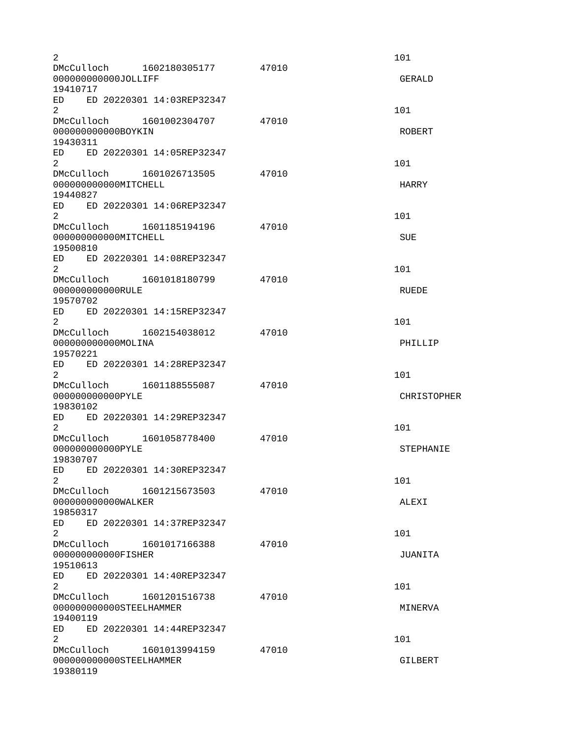2 101
DMcCulloch 1602180305177 47010
000000000000JOLLIFF GERALD
19410717
ED ED 20220301 14:03REP32347
2 101
DMcCulloch 1601002304707 47010
000000000000BOYKIN ROBERT
19430311
ED ED 20220301 14:05REP32347
2 101
DMcCulloch 1601026713505 47010
000000000000MITCHELL HARRY
19440827
ED ED 20220301 14:06REP32347
2 101
DMcCulloch 1601185194196 47010
000000000000MITCHELL SUE
19500810
ED ED 20220301 14:08REP32347
2 101
DMcCulloch 1601018180799 47010
000000000000RULE RUEDE
19570702
ED ED 20220301 14:15REP32347
2 101
DMcCulloch 1602154038012 47010
000000000000MOLINA PHILLIP
19570221
ED ED 20220301 14:28REP32347
2 101
DMcCulloch 1601188555087 47010
000000000000PYLE CHRISTOPHER
19830102
ED ED 20220301 14:29REP32347
2 101
DMcCulloch 1601058778400 47010
000000000000PYLE STEPHANIE
19830707
ED ED 20220301 14:30REP32347
2 101
DMcCulloch 1601215673503 47010
000000000000WALKER ALEXI
19850317
ED ED 20220301 14:37REP32347
2 101
DMcCulloch 1601017166388 47010
000000000000FISHER JUANITA
19510613
ED ED 20220301 14:40REP32347
2 101
DMcCulloch 1601201516738 47010
000000000000STEELHAMMER MINERVA
19400119
ED ED 20220301 14:44REP32347
2 101
DMcCulloch 1601013994159 47010
000000000000STEELHAMMER GILBERT
19380119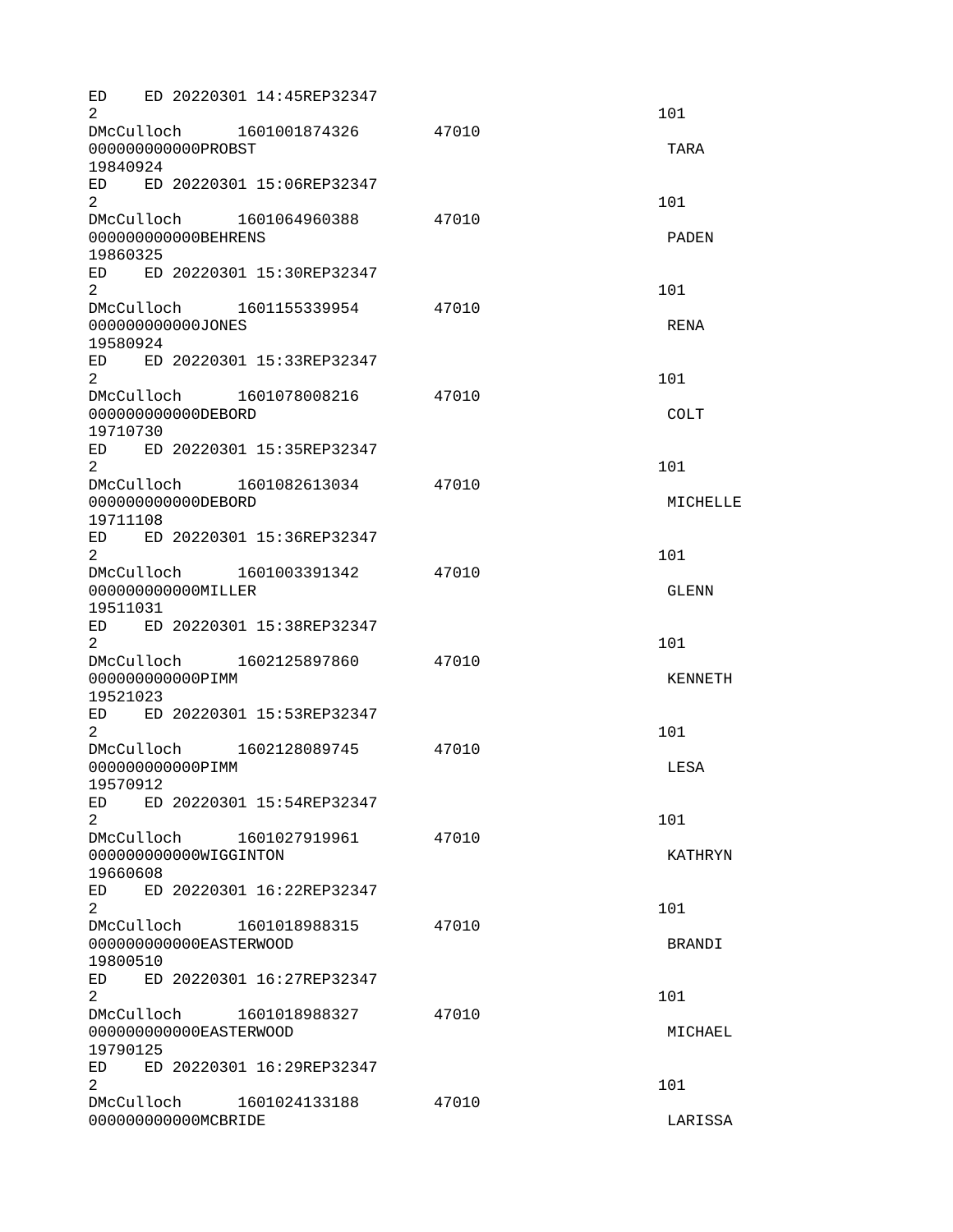```
ED    ED 20220301 14:45REP32347
2                                                                  101
DMcCulloch      1601001874326       47010
000000000000PROBST                                                  TARA
19840924
ED    ED 20220301 15:06REP32347
2                                                                  101
DMcCulloch      1601064960388       47010
000000000000BEHRENS                                                 PADEN
19860325
ED    ED 20220301 15:30REP32347
2                                                                  101
DMcCulloch      1601155339954       47010
000000000000JONES                                                   RENA
19580924
ED    ED 20220301 15:33REP32347
2                                                                  101
DMcCulloch      1601078008216       47010
000000000000DEBORD                                                  COLT
19710730
ED    ED 20220301 15:35REP32347
2                                                                  101
DMcCulloch      1601082613034       47010
000000000000DEBORD                                                  MICHELLE
19711108
ED    ED 20220301 15:36REP32347
2                                                                  101
DMcCulloch      1601003391342       47010
000000000000MILLER                                                  GLENN
19511031
ED    ED 20220301 15:38REP32347
2                                                                  101
DMcCulloch      1602125897860       47010
000000000000PIMM                                                    KENNETH
19521023
ED    ED 20220301 15:53REP32347
2                                                                  101
DMcCulloch      1602128089745       47010
000000000000PIMM                                                    LESA
19570912
ED    ED 20220301 15:54REP32347
2                                                                  101
DMcCulloch      1601027919961       47010
000000000000WIGGINTON                                               KATHRYN
19660608
ED    ED 20220301 16:22REP32347
2                                                                  101
DMcCulloch      1601018988315       47010
000000000000EASTERWOOD                                              BRANDI
19800510
ED    ED 20220301 16:27REP32347
2                                                                  101
DMcCulloch      1601018988327       47010
000000000000EASTERWOOD                                              MICHAEL
19790125
ED    ED 20220301 16:29REP32347
2                                                                  101
DMcCulloch      1601024133188       47010
000000000000MCBRIDE                                                 LARISSA
```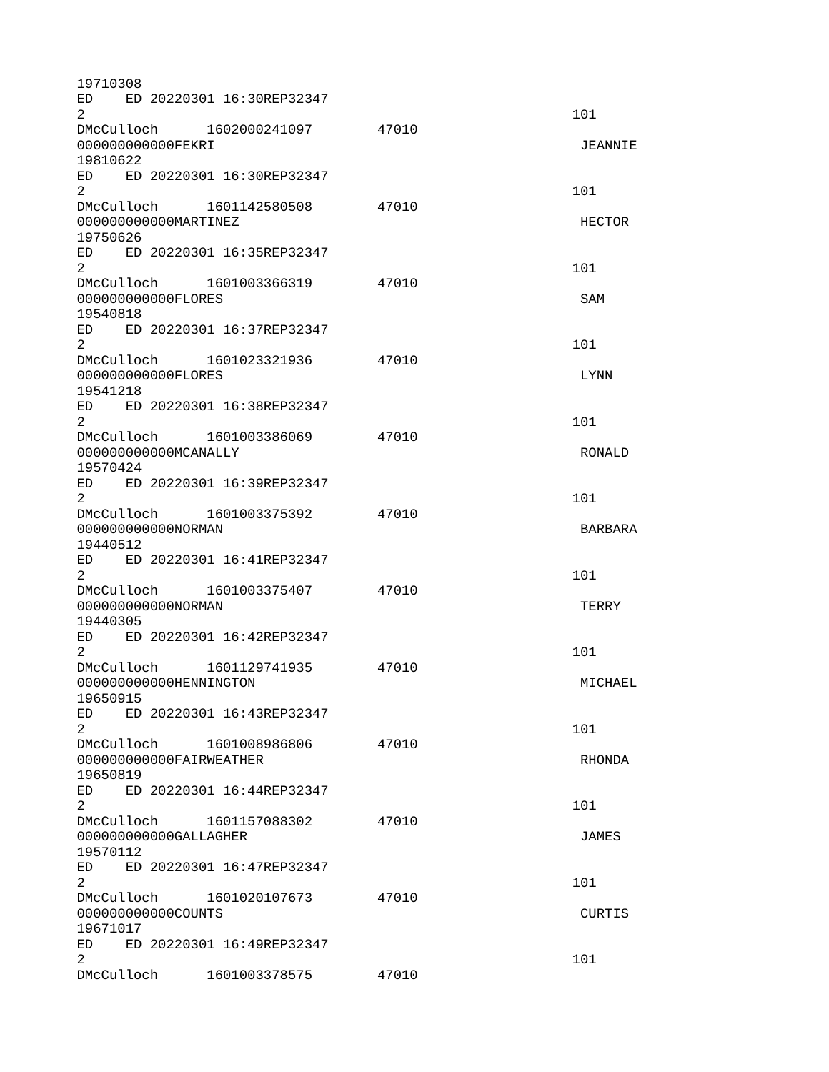```
19710308
ED    ED 20220301 16:30REP32347
2                                                               101
DMcCulloch      1602000241097       47010
000000000000FEKRI                                                JEANNIE
19810622
ED    ED 20220301 16:30REP32347
2                                                               101
DMcCulloch      1601142580508       47010
000000000000MARTINEZ                                             HECTOR
19750626
ED    ED 20220301 16:35REP32347
2                                                               101
DMcCulloch      1601003366319       47010
000000000000FLORES                                               SAM
19540818
ED    ED 20220301 16:37REP32347
2                                                               101
DMcCulloch      1601023321936       47010
000000000000FLORES                                               LYNN
19541218
ED    ED 20220301 16:38REP32347
2                                                               101
DMcCulloch      1601003386069       47010
000000000000MCANALLY                                             RONALD
19570424
ED    ED 20220301 16:39REP32347
2                                                               101
DMcCulloch      1601003375392       47010
000000000000NORMAN                                               BARBARA
19440512
ED    ED 20220301 16:41REP32347
2                                                               101
DMcCulloch      1601003375407       47010
000000000000NORMAN                                               TERRY
19440305
ED    ED 20220301 16:42REP32347
2                                                               101
DMcCulloch      1601129741935       47010
000000000000HENNINGTON                                           MICHAEL
19650915
ED    ED 20220301 16:43REP32347
2                                                               101
DMcCulloch      1601008986806       47010
000000000000FAIRWEATHER                                          RHONDA
19650819
ED    ED 20220301 16:44REP32347
2                                                               101
DMcCulloch      1601157088302       47010
000000000000GALLAGHER                                            JAMES
19570112
ED    ED 20220301 16:47REP32347
2                                                               101
DMcCulloch      1601020107673       47010
000000000000COUNTS                                               CURTIS
19671017
ED    ED 20220301 16:49REP32347
2                                                               101
DMcCulloch      1601003378575       47010
```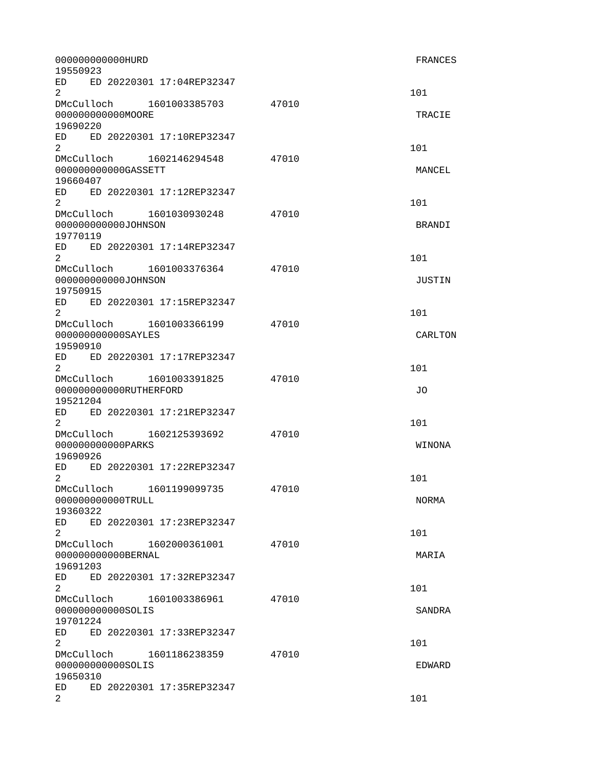```
000000000000HURD                                                    FRANCES
19550923
ED    ED 20220301 17:04REP32347
2                                                                  101
DMcCulloch      1601003385703       47010
000000000000MOORE                                                   TRACIE
19690220
ED    ED 20220301 17:10REP32347
2                                                                  101
DMcCulloch      1602146294548       47010
000000000000GASSETT                                                 MANCEL
19660407
ED    ED 20220301 17:12REP32347
2                                                                  101
DMcCulloch      1601030930248       47010
000000000000JOHNSON                                                 BRANDI
19770119
ED    ED 20220301 17:14REP32347
2                                                                  101
DMcCulloch      1601003376364       47010
000000000000JOHNSON                                                 JUSTIN
19750915
ED    ED 20220301 17:15REP32347
2                                                                  101
DMcCulloch      1601003366199       47010
000000000000SAYLES                                                  CARLTON
19590910
ED    ED 20220301 17:17REP32347
2                                                                  101
DMcCulloch      1601003391825       47010
000000000000RUTHERFORD                                              JO
19521204
ED    ED 20220301 17:21REP32347
2                                                                  101
DMcCulloch      1602125393692       47010
000000000000PARKS                                                   WINONA
19690926
ED    ED 20220301 17:22REP32347
2                                                                  101
DMcCulloch      1601199099735       47010
000000000000TRULL                                                   NORMA
19360322
ED    ED 20220301 17:23REP32347
2                                                                  101
DMcCulloch      1602000361001       47010
000000000000BERNAL                                                  MARIA
19691203
ED    ED 20220301 17:32REP32347
2                                                                  101
DMcCulloch      1601003386961       47010
000000000000SOLIS                                                   SANDRA
19701224
ED    ED 20220301 17:33REP32347
2                                                                  101
DMcCulloch      1601186238359       47010
000000000000SOLIS                                                   EDWARD
19650310
ED    ED 20220301 17:35REP32347
2                                                                  101
```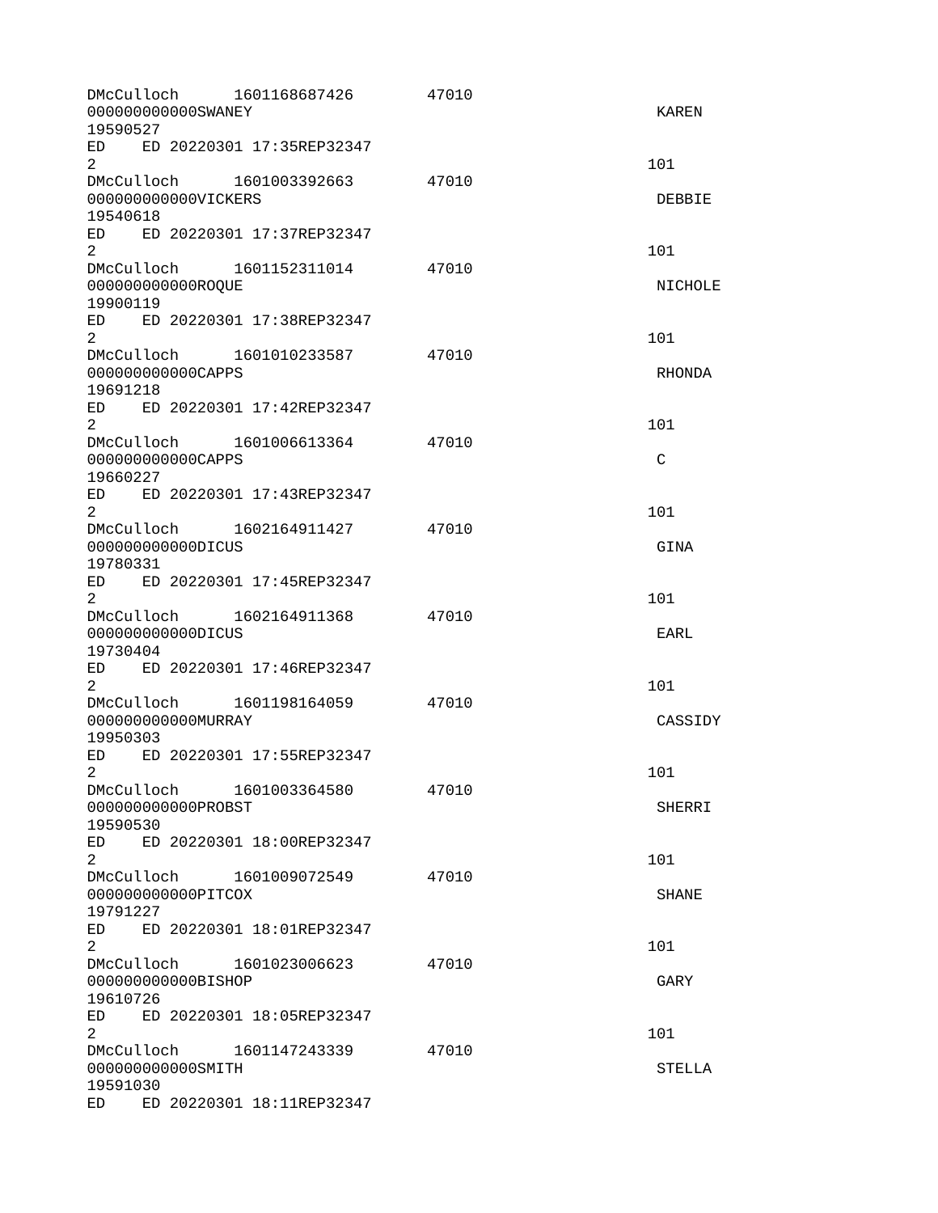```
DMcCulloch      1601168687426       47010
000000000000SWANEY                                                    KAREN
19590527
ED     ED 20220301 17:35REP32347
2                                                                    101
DMcCulloch      1601003392663       47010
000000000000VICKERS                                                   DEBBIE
19540618
ED     ED 20220301 17:37REP32347
2                                                                    101
DMcCulloch      1601152311014       47010
000000000000ROQUE                                                     NICHOLE
19900119
ED     ED 20220301 17:38REP32347
2                                                                    101
DMcCulloch      1601010233587       47010
000000000000CAPPS                                                     RHONDA
19691218
ED     ED 20220301 17:42REP32347
2                                                                    101
DMcCulloch      1601006613364       47010
000000000000CAPPS                                                     C
19660227
ED     ED 20220301 17:43REP32347
2                                                                    101
DMcCulloch      1602164911427       47010
000000000000DICUS                                                     GINA
19780331
ED     ED 20220301 17:45REP32347
2                                                                    101
DMcCulloch      1602164911368       47010
000000000000DICUS                                                     EARL
19730404
ED     ED 20220301 17:46REP32347
2                                                                    101
DMcCulloch      1601198164059       47010
000000000000MURRAY                                                    CASSIDY
19950303
ED     ED 20220301 17:55REP32347
2                                                                    101
DMcCulloch      1601003364580       47010
000000000000PROBST                                                    SHERRI
19590530
ED     ED 20220301 18:00REP32347
2                                                                    101
DMcCulloch      1601009072549       47010
000000000000PITCOX                                                    SHANE
19791227
ED     ED 20220301 18:01REP32347
2                                                                    101
DMcCulloch      1601023006623       47010
000000000000BISHOP                                                    GARY
19610726
ED     ED 20220301 18:05REP32347
2                                                                    101
DMcCulloch      1601147243339       47010
000000000000SMITH                                                     STELLA
19591030
ED     ED 20220301 18:11REP32347
```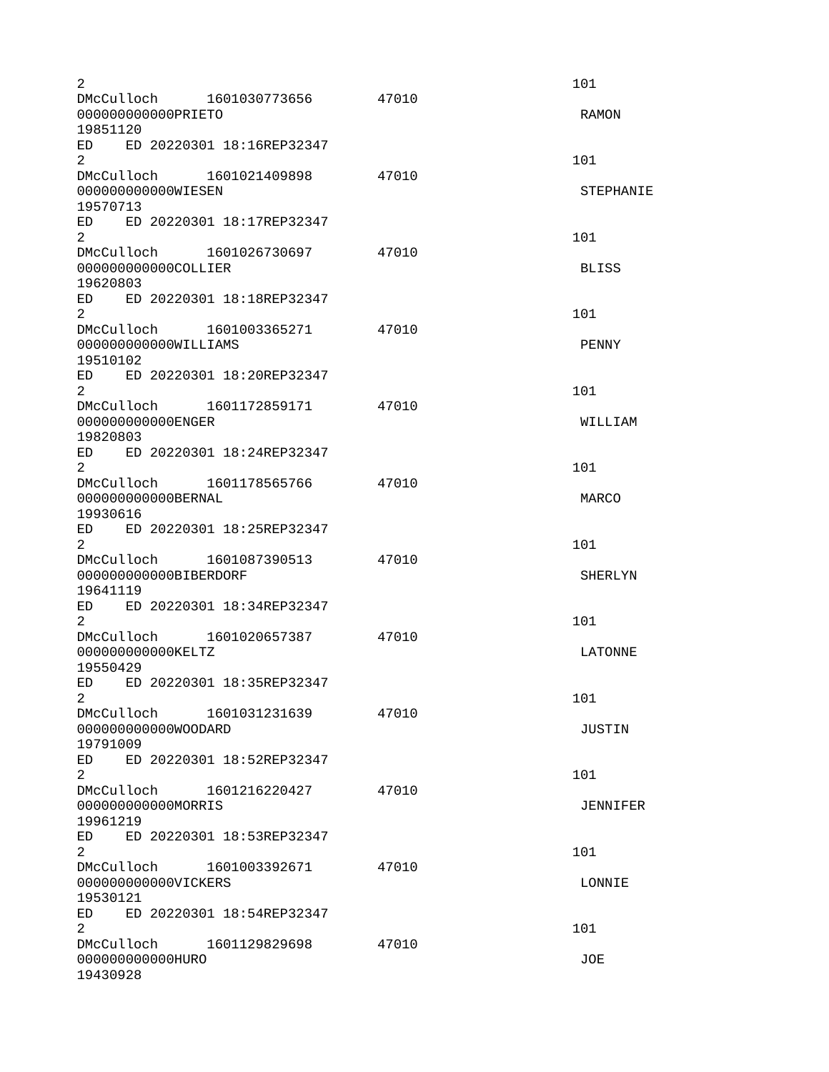```
2                                                                     101
DMcCulloch      1601030773656       47010
000000000000PRIETO                                                     RAMON
19851120
ED    ED 20220301 18:16REP32347
2                                                                     101
DMcCulloch      1601021409898       47010
000000000000WIESEN                                                     STEPHANIE
19570713
ED    ED 20220301 18:17REP32347
2                                                                     101
DMcCulloch      1601026730697       47010
000000000000COLLIER                                                    BLISS
19620803
ED    ED 20220301 18:18REP32347
2                                                                     101
DMcCulloch      1601003365271       47010
000000000000WILLIAMS                                                   PENNY
19510102
ED    ED 20220301 18:20REP32347
2                                                                     101
DMcCulloch      1601172859171       47010
000000000000ENGER                                                      WILLIAM
19820803
ED    ED 20220301 18:24REP32347
2                                                                     101
DMcCulloch      1601178565766       47010
000000000000BERNAL                                                     MARCO
19930616
ED    ED 20220301 18:25REP32347
2                                                                     101
DMcCulloch      1601087390513       47010
000000000000BIBERDORF                                                  SHERLYN
19641119
ED    ED 20220301 18:34REP32347
2                                                                     101
DMcCulloch      1601020657387       47010
000000000000KELTZ                                                      LATONNE
19550429
ED    ED 20220301 18:35REP32347
2                                                                     101
DMcCulloch      1601031231639       47010
000000000000WOODARD                                                    JUSTIN
19791009
ED    ED 20220301 18:52REP32347
2                                                                     101
DMcCulloch      1601216220427       47010
000000000000MORRIS                                                     JENNIFER
19961219
ED    ED 20220301 18:53REP32347
2                                                                     101
DMcCulloch      1601003392671       47010
000000000000VICKERS                                                    LONNIE
19530121
ED    ED 20220301 18:54REP32347
2                                                                     101
DMcCulloch      1601129829698       47010
000000000000HURO                                                       JOE
19430928
```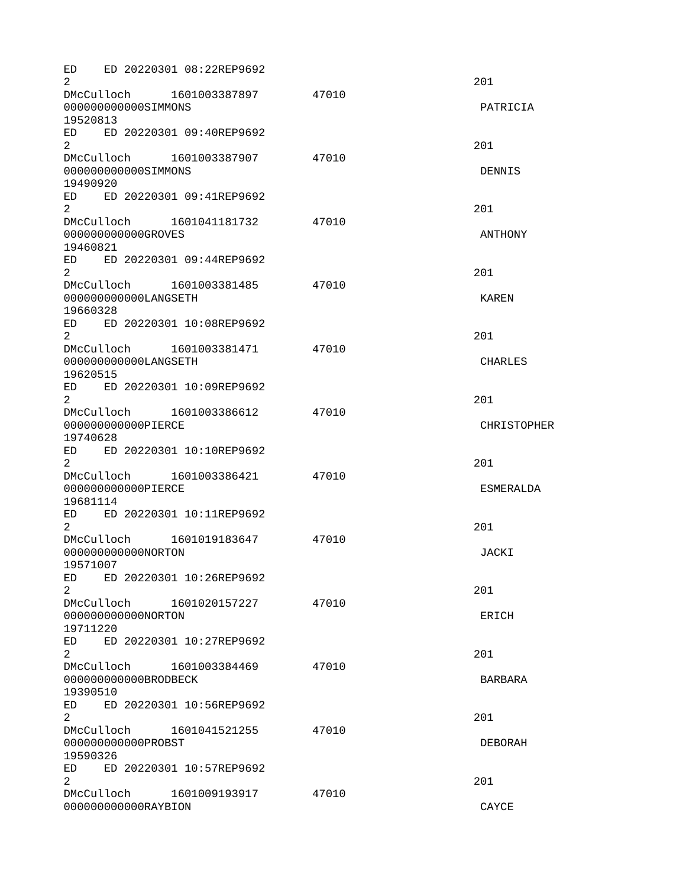```
ED    ED 20220301 08:22REP9692
2                                                                     201
DMcCulloch      1601003387897       47010
000000000000SIMMONS                                                    PATRICIA
19520813
ED    ED 20220301 09:40REP9692
2                                                                     201
DMcCulloch      1601003387907       47010
000000000000SIMMONS                                                    DENNIS
19490920
ED    ED 20220301 09:41REP9692
2                                                                     201
DMcCulloch      1601041181732       47010
000000000000GROVES                                                     ANTHONY
19460821
ED    ED 20220301 09:44REP9692
2                                                                     201
DMcCulloch      1601003381485       47010
000000000000LANGSETH                                                   KAREN
19660328
ED    ED 20220301 10:08REP9692
2                                                                     201
DMcCulloch      1601003381471       47010
000000000000LANGSETH                                                   CHARLES
19620515
ED    ED 20220301 10:09REP9692
2                                                                     201
DMcCulloch      1601003386612       47010
000000000000PIERCE                                                     CHRISTOPHER
19740628
ED    ED 20220301 10:10REP9692
2                                                                     201
DMcCulloch      1601003386421       47010
000000000000PIERCE                                                     ESMERALDA
19681114
ED    ED 20220301 10:11REP9692
2                                                                     201
DMcCulloch      1601019183647       47010
000000000000NORTON                                                     JACKI
19571007
ED    ED 20220301 10:26REP9692
2                                                                     201
DMcCulloch      1601020157227       47010
000000000000NORTON                                                     ERICH
19711220
ED    ED 20220301 10:27REP9692
2                                                                     201
DMcCulloch      1601003384469       47010
000000000000BRODBECK                                                   BARBARA
19390510
ED    ED 20220301 10:56REP9692
2                                                                     201
DMcCulloch      1601041521255       47010
000000000000PROBST                                                     DEBORAH
19590326
ED    ED 20220301 10:57REP9692
2                                                                     201
DMcCulloch      1601009193917       47010
000000000000RAYBION                                                    CAYCE
```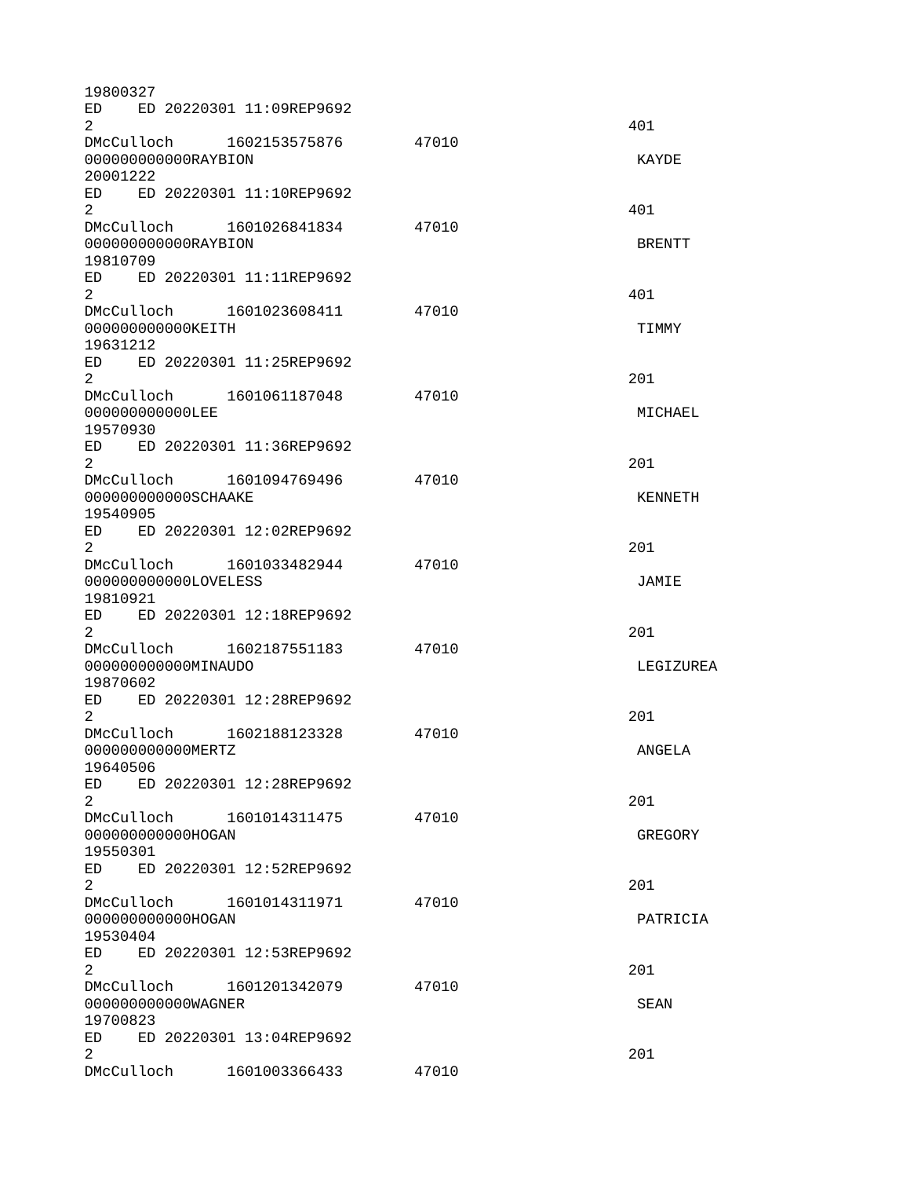```
19800327
ED    ED 20220301 11:09REP9692
2                                                          401
DMcCulloch     1602153575876       47010
000000000000RAYBION                                         KAYDE
20001222
ED    ED 20220301 11:10REP9692
2                                                          401
DMcCulloch     1601026841834       47010
000000000000RAYBION                                         BRENTT
19810709
ED    ED 20220301 11:11REP9692
2                                                          401
DMcCulloch     1601023608411       47010
000000000000KEITH                                           TIMMY
19631212
ED    ED 20220301 11:25REP9692
2                                                          201
DMcCulloch     1601061187048       47010
000000000000LEE                                             MICHAEL
19570930
ED    ED 20220301 11:36REP9692
2                                                          201
DMcCulloch     1601094769496       47010
000000000000SCHAAKE                                         KENNETH
19540905
ED    ED 20220301 12:02REP9692
2                                                          201
DMcCulloch     1601033482944       47010
000000000000LOVELESS                                        JAMIE
19810921
ED    ED 20220301 12:18REP9692
2                                                          201
DMcCulloch     1602187551183       47010
000000000000MINAUDO                                         LEGIZUREA
19870602
ED    ED 20220301 12:28REP9692
2                                                          201
DMcCulloch     1602188123328       47010
000000000000MERTZ                                           ANGELA
19640506
ED    ED 20220301 12:28REP9692
2                                                          201
DMcCulloch     1601014311475       47010
000000000000HOGAN                                           GREGORY
19550301
ED    ED 20220301 12:52REP9692
2                                                          201
DMcCulloch     1601014311971       47010
000000000000HOGAN                                           PATRICIA
19530404
ED    ED 20220301 12:53REP9692
2                                                          201
DMcCulloch     1601201342079       47010
000000000000WAGNER                                          SEAN
19700823
ED    ED 20220301 13:04REP9692
2                                                          201
DMcCulloch     1601003366433       47010
```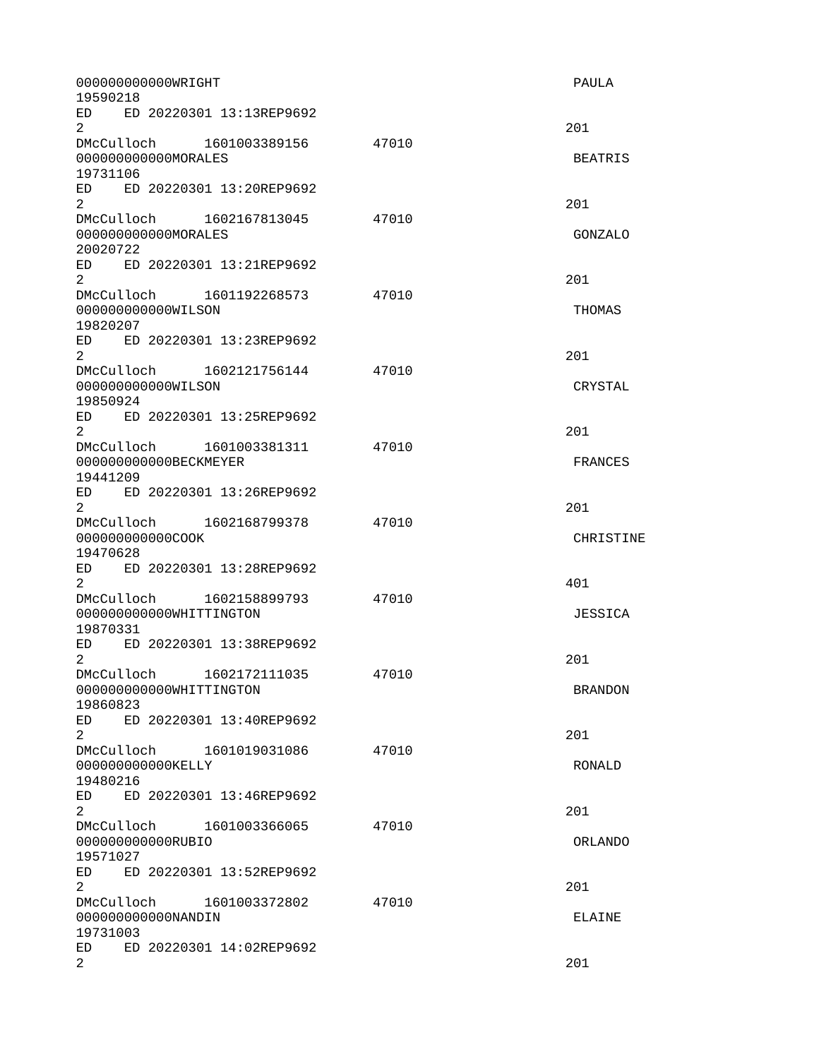```
000000000000WRIGHT                                                    PAULA
19590218
ED    ED 20220301 13:13REP9692
2                                                                    201
DMcCulloch      1601003389156       47010
000000000000MORALES                                                   BEATRIS
19731106
ED    ED 20220301 13:20REP9692
2                                                                    201
DMcCulloch      1602167813045       47010
000000000000MORALES                                                   GONZALO
20020722
ED    ED 20220301 13:21REP9692
2                                                                    201
DMcCulloch      1601192268573       47010
000000000000WILSON                                                    THOMAS
19820207
ED    ED 20220301 13:23REP9692
2                                                                    201
DMcCulloch      1602121756144       47010
000000000000WILSON                                                    CRYSTAL
19850924
ED    ED 20220301 13:25REP9692
2                                                                    201
DMcCulloch      1601003381311       47010
000000000000BECKMEYER                                                 FRANCES
19441209
ED    ED 20220301 13:26REP9692
2                                                                    201
DMcCulloch      1602168799378       47010
000000000000COOK                                                      CHRISTINE
19470628
ED    ED 20220301 13:28REP9692
2                                                                    401
DMcCulloch      1602158899793       47010
000000000000WHITTINGTON                                               JESSICA
19870331
ED    ED 20220301 13:38REP9692
2                                                                    201
DMcCulloch      1602172111035       47010
000000000000WHITTINGTON                                               BRANDON
19860823
ED    ED 20220301 13:40REP9692
2                                                                    201
DMcCulloch      1601019031086       47010
000000000000KELLY                                                     RONALD
19480216
ED    ED 20220301 13:46REP9692
2                                                                    201
DMcCulloch      1601003366065       47010
000000000000RUBIO                                                     ORLANDO
19571027
ED    ED 20220301 13:52REP9692
2                                                                    201
DMcCulloch      1601003372802       47010
000000000000NANDIN                                                    ELAINE
19731003
ED    ED 20220301 14:02REP9692
2                                                                    201
```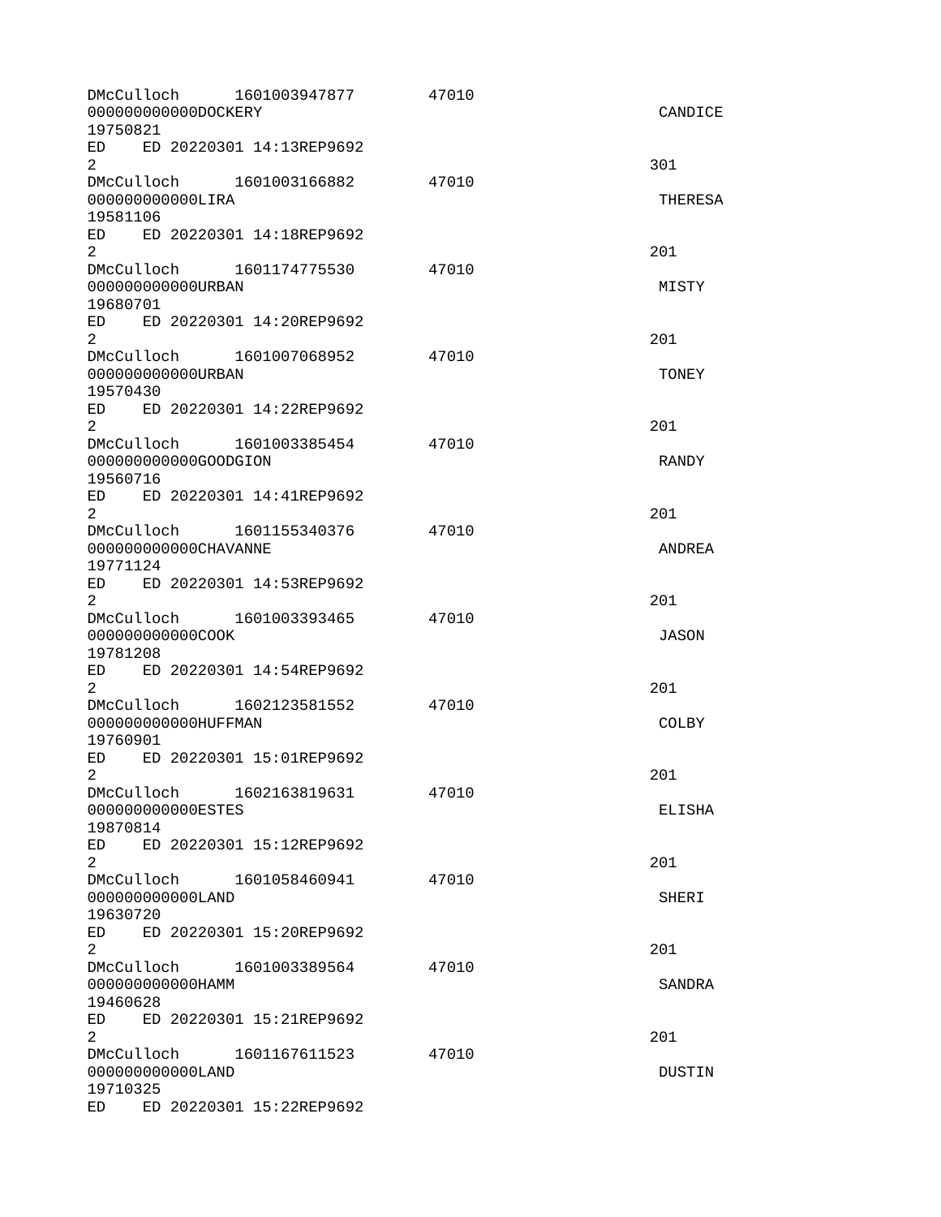```
DMcCulloch      1601003947877         47010
000000000000DOCKERY                                                    CANDICE
19750821
ED    ED 20220301 14:13REP9692
2                                                                     301
DMcCulloch      1601003166882         47010
000000000000LIRA                                                       THERESA
19581106
ED    ED 20220301 14:18REP9692
2                                                                     201
DMcCulloch      1601174775530         47010
000000000000URBAN                                                      MISTY
19680701
ED    ED 20220301 14:20REP9692
2                                                                     201
DMcCulloch      1601007068952         47010
000000000000URBAN                                                      TONEY
19570430
ED    ED 20220301 14:22REP9692
2                                                                     201
DMcCulloch      1601003385454         47010
000000000000GOODGION                                                   RANDY
19560716
ED    ED 20220301 14:41REP9692
2                                                                     201
DMcCulloch      1601155340376         47010
000000000000CHAVANNE                                                   ANDREA
19771124
ED    ED 20220301 14:53REP9692
2                                                                     201
DMcCulloch      1601003393465         47010
000000000000COOK                                                       JASON
19781208
ED    ED 20220301 14:54REP9692
2                                                                     201
DMcCulloch      1602123581552         47010
000000000000HUFFMAN                                                    COLBY
19760901
ED    ED 20220301 15:01REP9692
2                                                                     201
DMcCulloch      1602163819631         47010
000000000000ESTES                                                      ELISHA
19870814
ED    ED 20220301 15:12REP9692
2                                                                     201
DMcCulloch      1601058460941         47010
000000000000LAND                                                       SHERI
19630720
ED    ED 20220301 15:20REP9692
2                                                                     201
DMcCulloch      1601003389564         47010
000000000000HAMM                                                       SANDRA
19460628
ED    ED 20220301 15:21REP9692
2                                                                     201
DMcCulloch      1601167611523         47010
000000000000LAND                                                       DUSTIN
19710325
ED    ED 20220301 15:22REP9692
```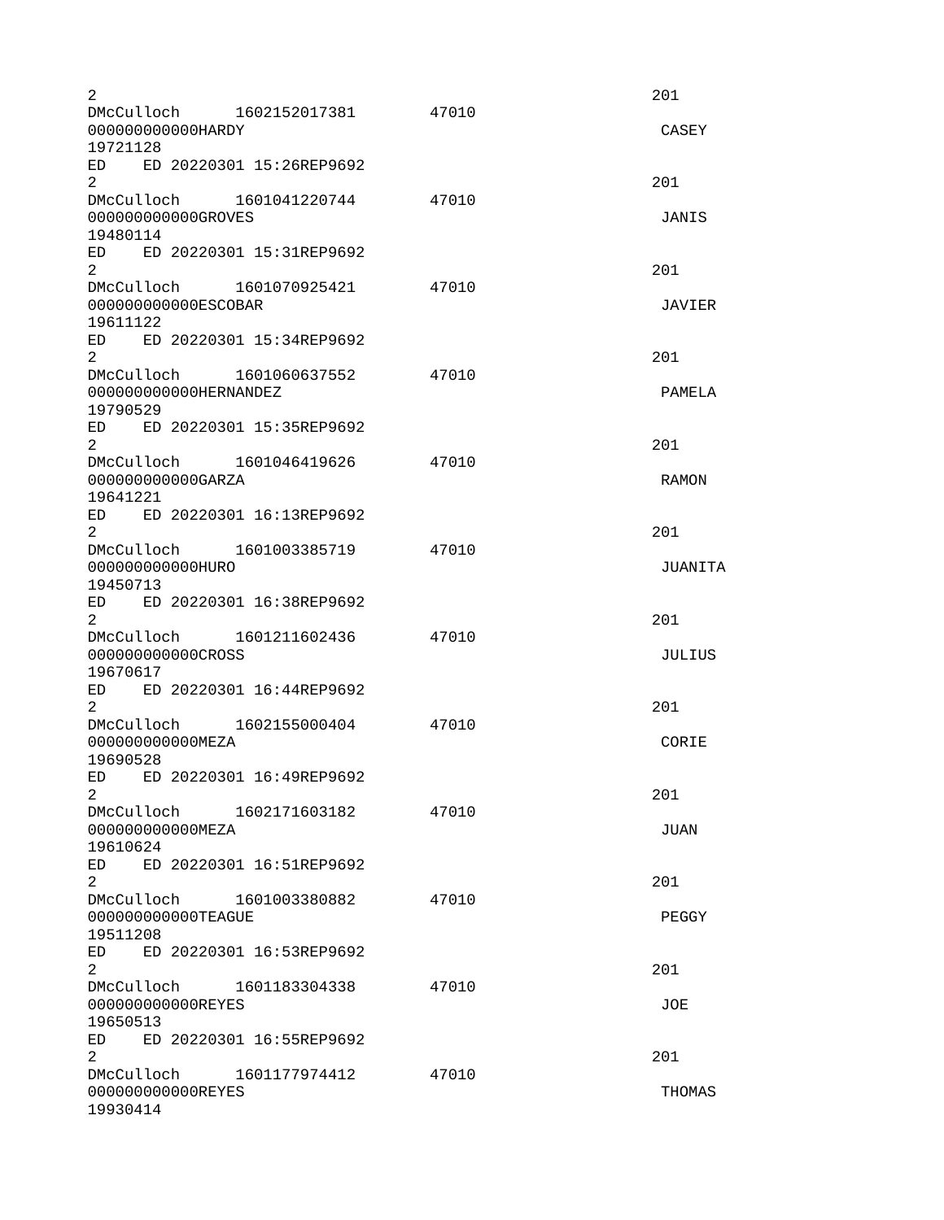```
2                                                                            201
DMcCulloch      1602152017381       47010
000000000000HARDY                                                             CASEY
19721128
ED    ED 20220301 15:26REP9692
2                                                                            201
DMcCulloch      1601041220744       47010
000000000000GROVES                                                            JANIS
19480114
ED    ED 20220301 15:31REP9692
2                                                                            201
DMcCulloch      1601070925421       47010
000000000000ESCOBAR                                                           JAVIER
19611122
ED    ED 20220301 15:34REP9692
2                                                                            201
DMcCulloch      1601060637552       47010
000000000000HERNANDEZ                                                         PAMELA
19790529
ED    ED 20220301 15:35REP9692
2                                                                            201
DMcCulloch      1601046419626       47010
000000000000GARZA                                                             RAMON
19641221
ED    ED 20220301 16:13REP9692
2                                                                            201
DMcCulloch      1601003385719       47010
000000000000HURO                                                              JUANITA
19450713
ED    ED 20220301 16:38REP9692
2                                                                            201
DMcCulloch      1601211602436       47010
000000000000CROSS                                                             JULIUS
19670617
ED    ED 20220301 16:44REP9692
2                                                                            201
DMcCulloch      1602155000404       47010
000000000000MEZA                                                              CORIE
19690528
ED    ED 20220301 16:49REP9692
2                                                                            201
DMcCulloch      1602171603182       47010
000000000000MEZA                                                              JUAN
19610624
ED    ED 20220301 16:51REP9692
2                                                                            201
DMcCulloch      1601003380882       47010
000000000000TEAGUE                                                            PEGGY
19511208
ED    ED 20220301 16:53REP9692
2                                                                            201
DMcCulloch      1601183304338       47010
000000000000REYES                                                             JOE
19650513
ED    ED 20220301 16:55REP9692
2                                                                            201
DMcCulloch      1601177974412       47010
000000000000REYES                                                             THOMAS
19930414
```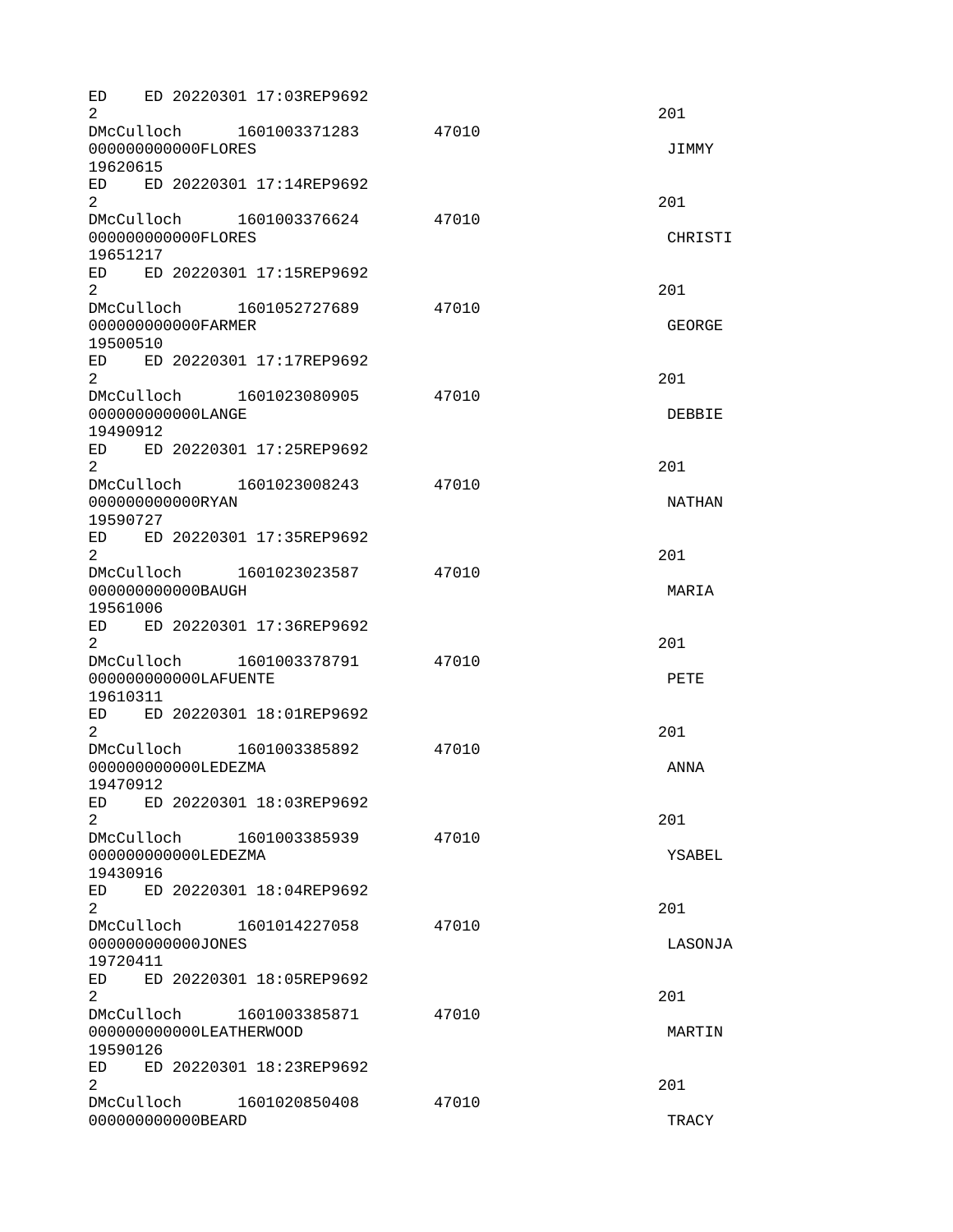```
ED    ED 20220301 17:03REP9692
2                                                              201
DMcCulloch      1601003371283       47010
000000000000FLORES                                              JIMMY
19620615
ED    ED 20220301 17:14REP9692
2                                                              201
DMcCulloch      1601003376624       47010
000000000000FLORES                                              CHRISTI
19651217
ED    ED 20220301 17:15REP9692
2                                                              201
DMcCulloch      1601052727689       47010
000000000000FARMER                                              GEORGE
19500510
ED    ED 20220301 17:17REP9692
2                                                              201
DMcCulloch      1601023080905       47010
000000000000LANGE                                               DEBBIE
19490912
ED    ED 20220301 17:25REP9692
2                                                              201
DMcCulloch      1601023008243       47010
000000000000RYAN                                                NATHAN
19590727
ED    ED 20220301 17:35REP9692
2                                                              201
DMcCulloch      1601023023587       47010
000000000000BAUGH                                               MARIA
19561006
ED    ED 20220301 17:36REP9692
2                                                              201
DMcCulloch      1601003378791       47010
000000000000LAFUENTE                                            PETE
19610311
ED    ED 20220301 18:01REP9692
2                                                              201
DMcCulloch      1601003385892       47010
000000000000LEDEZMA                                             ANNA
19470912
ED    ED 20220301 18:03REP9692
2                                                              201
DMcCulloch      1601003385939       47010
000000000000LEDEZMA                                             YSABEL
19430916
ED    ED 20220301 18:04REP9692
2                                                              201
DMcCulloch      1601014227058       47010
000000000000JONES                                               LASONJA
19720411
ED    ED 20220301 18:05REP9692
2                                                              201
DMcCulloch      1601003385871       47010
000000000000LEATHERWOOD                                         MARTIN
19590126
ED    ED 20220301 18:23REP9692
2                                                              201
DMcCulloch      1601020850408       47010
000000000000BEARD                                               TRACY
```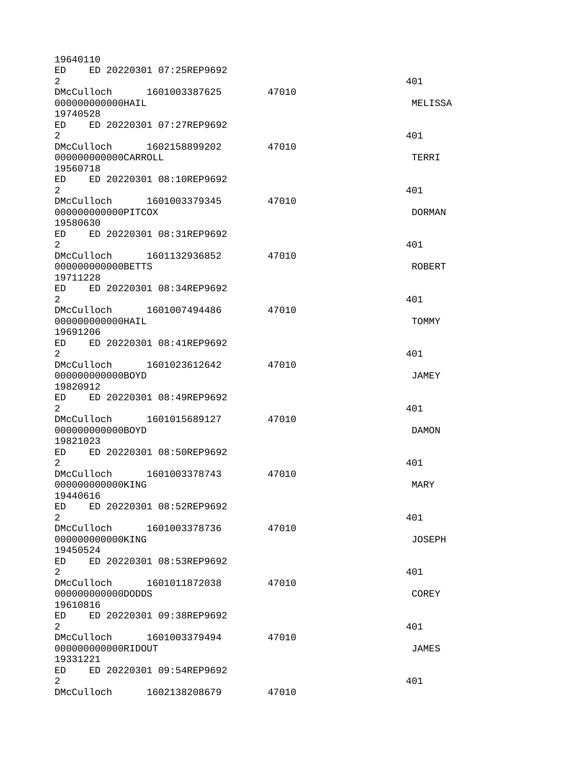19640110
ED ED 20220301 07:25REP9692
2 401
DMcCulloch 1601003387625 47010
000000000000HAIL MELISSA
19740528
ED ED 20220301 07:27REP9692
2 401
DMcCulloch 1602158899202 47010
000000000000CARROLL TERRI
19560718
ED ED 20220301 08:10REP9692
2 401
DMcCulloch 1601003379345 47010
000000000000PITCOX DORMAN
19580630
ED ED 20220301 08:31REP9692
2 401
DMcCulloch 1601132936852 47010
000000000000BETTS ROBERT
19711228
ED ED 20220301 08:34REP9692
2 401
DMcCulloch 1601007494486 47010
000000000000HAIL TOMMY
19691206
ED ED 20220301 08:41REP9692
2 401
DMcCulloch 1601023612642 47010
000000000000BOYD JAMEY
19820912
ED ED 20220301 08:49REP9692
2 401
DMcCulloch 1601015689127 47010
000000000000BOYD DAMON
19821023
ED ED 20220301 08:50REP9692
2 401
DMcCulloch 1601003378743 47010
000000000000KING MARY
19440616
ED ED 20220301 08:52REP9692
2 401
DMcCulloch 1601003378736 47010
000000000000KING JOSEPH
19450524
ED ED 20220301 08:53REP9692
2 401
DMcCulloch 1601011872038 47010
000000000000DODDS COREY
19610816
ED ED 20220301 09:38REP9692
2 401
DMcCulloch 1601003379494 47010
000000000000RIDOUT JAMES
19331221
ED ED 20220301 09:54REP9692
2 401
DMcCulloch 1602138208679 47010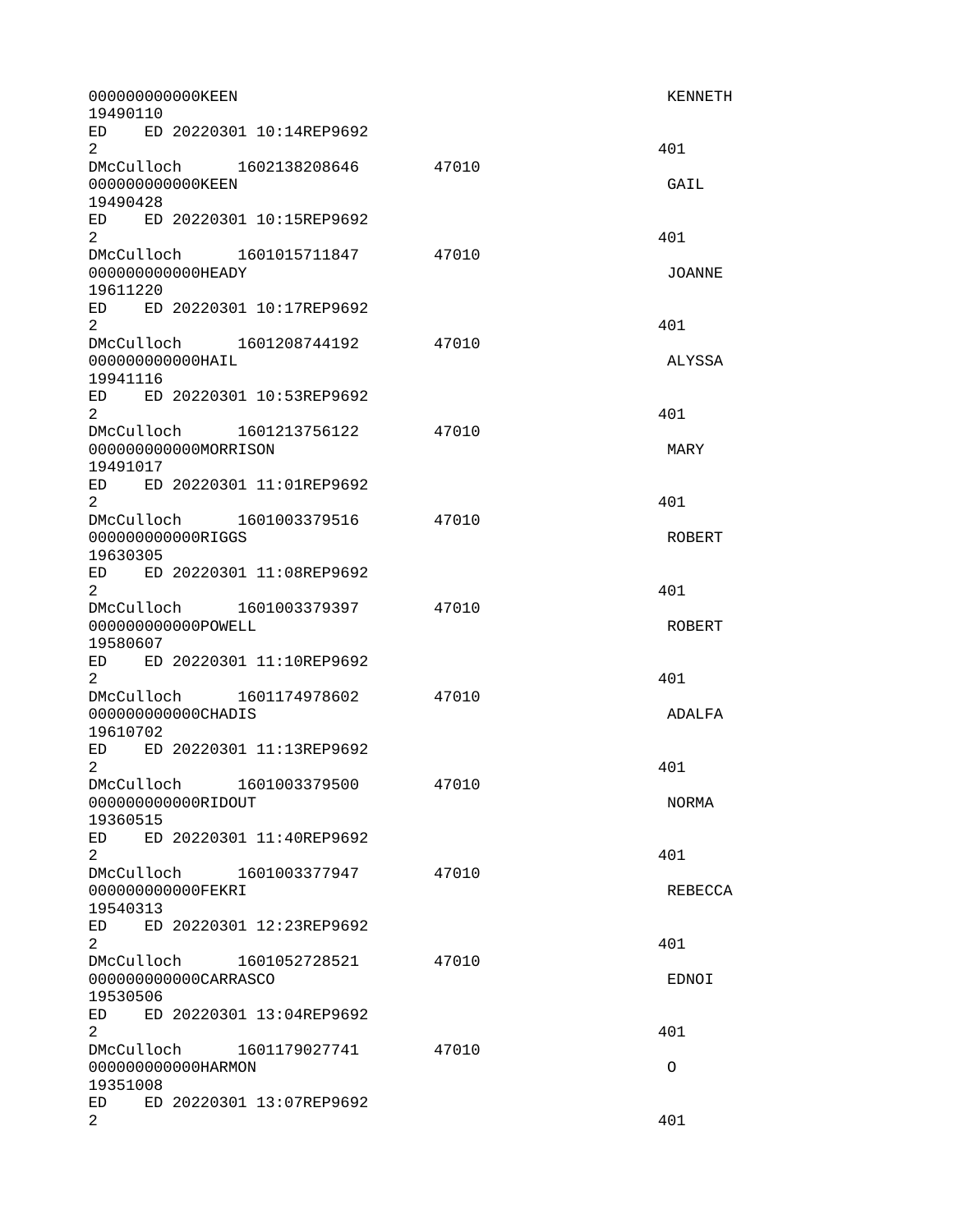```
000000000000KEEN                                                KENNETH
19490110
ED    ED 20220301 10:14REP9692
2                                                              401
DMcCulloch      1602138208646       47010
000000000000KEEN                                                GAIL
19490428
ED    ED 20220301 10:15REP9692
2                                                              401
DMcCulloch      1601015711847       47010
000000000000HEADY                                               JOANNE
19611220
ED    ED 20220301 10:17REP9692
2                                                              401
DMcCulloch      1601208744192       47010
000000000000HAIL                                                ALYSSA
19941116
ED    ED 20220301 10:53REP9692
2                                                              401
DMcCulloch      1601213756122       47010
000000000000MORRISON                                            MARY
19491017
ED    ED 20220301 11:01REP9692
2                                                              401
DMcCulloch      1601003379516       47010
000000000000RIGGS                                               ROBERT
19630305
ED    ED 20220301 11:08REP9692
2                                                              401
DMcCulloch      1601003379397       47010
000000000000POWELL                                              ROBERT
19580607
ED    ED 20220301 11:10REP9692
2                                                              401
DMcCulloch      1601174978602       47010
000000000000CHADIS                                              ADALFA
19610702
ED    ED 20220301 11:13REP9692
2                                                              401
DMcCulloch      1601003379500       47010
000000000000RIDOUT                                              NORMA
19360515
ED    ED 20220301 11:40REP9692
2                                                              401
DMcCulloch      1601003377947       47010
000000000000FEKRI                                               REBECCA
19540313
ED    ED 20220301 12:23REP9692
2                                                              401
DMcCulloch      1601052728521       47010
000000000000CARRASCO                                            EDNOI
19530506
ED    ED 20220301 13:04REP9692
2                                                              401
DMcCulloch      1601179027741       47010
000000000000HARMON                                              O
19351008
ED    ED 20220301 13:07REP9692
2                                                              401
```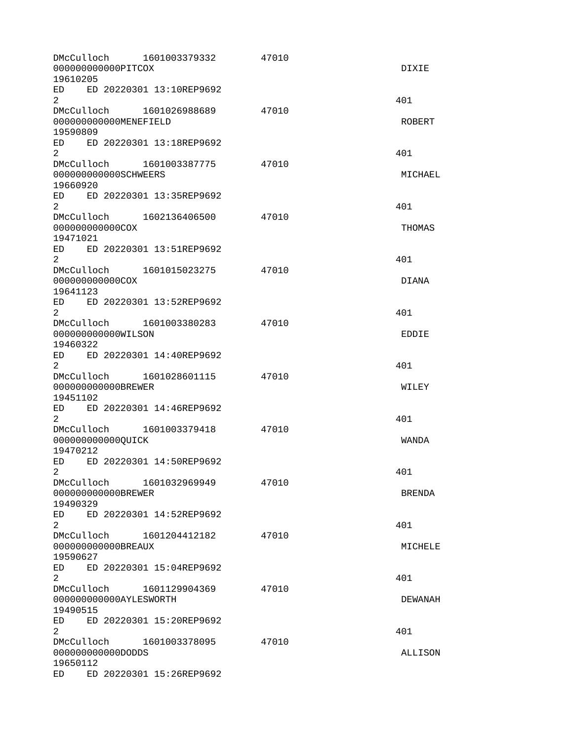```
DMcCulloch      1601003379332        47010
000000000000PITCOX                                                  DIXIE
19610205
ED    ED 20220301 13:10REP9692
2                                                                  401
DMcCulloch      1601026988689        47010
000000000000MENEFIELD                                               ROBERT
19590809
ED    ED 20220301 13:18REP9692
2                                                                  401
DMcCulloch      1601003387775        47010
000000000000SCHWEERS                                                MICHAEL
19660920
ED    ED 20220301 13:35REP9692
2                                                                  401
DMcCulloch      1602136406500        47010
000000000000COX                                                     THOMAS
19471021
ED    ED 20220301 13:51REP9692
2                                                                  401
DMcCulloch      1601015023275        47010
000000000000COX                                                     DIANA
19641123
ED    ED 20220301 13:52REP9692
2                                                                  401
DMcCulloch      1601003380283        47010
000000000000WILSON                                                  EDDIE
19460322
ED    ED 20220301 14:40REP9692
2                                                                  401
DMcCulloch      1601028601115        47010
000000000000BREWER                                                  WILEY
19451102
ED    ED 20220301 14:46REP9692
2                                                                  401
DMcCulloch      1601003379418        47010
000000000000QUICK                                                   WANDA
19470212
ED    ED 20220301 14:50REP9692
2                                                                  401
DMcCulloch      1601032969949        47010
000000000000BREWER                                                  BRENDA
19490329
ED    ED 20220301 14:52REP9692
2                                                                  401
DMcCulloch      1601204412182        47010
000000000000BREAUX                                                  MICHELE
19590627
ED    ED 20220301 15:04REP9692
2                                                                  401
DMcCulloch      1601129904369        47010
000000000000AYLESWORTH                                              DEWANAH
19490515
ED    ED 20220301 15:20REP9692
2                                                                  401
DMcCulloch      1601003378095        47010
000000000000DODDS                                                   ALLISON
19650112
ED    ED 20220301 15:26REP9692
```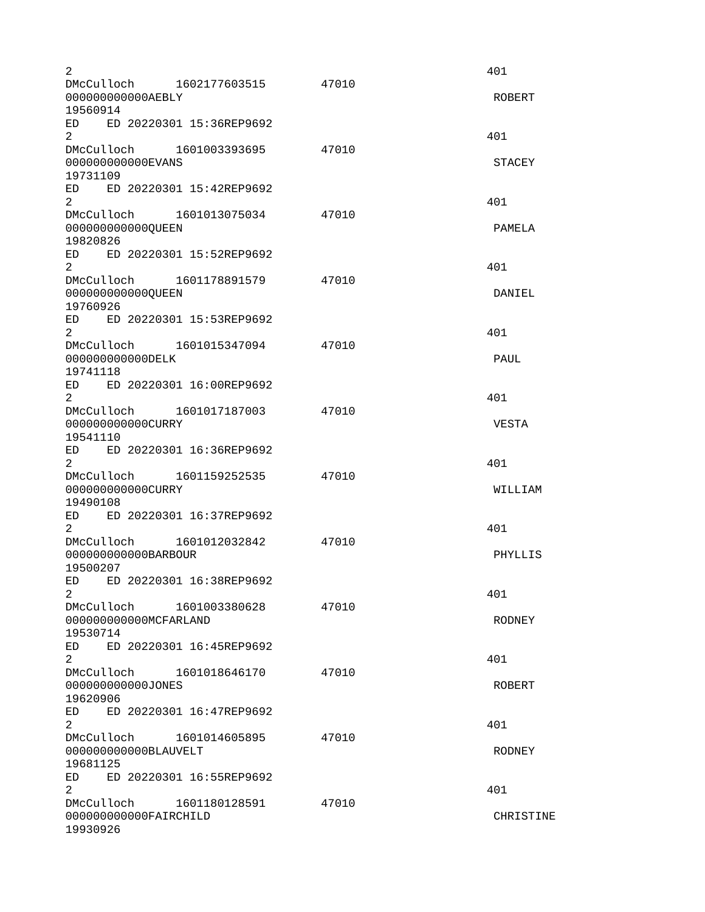```
2                                                                     401
DMcCulloch      1602177603515       47010
000000000000AEBLY                                                      ROBERT
19560914
ED    ED 20220301 15:36REP9692
2                                                                     401
DMcCulloch      1601003393695       47010
000000000000EVANS                                                      STACEY
19731109
ED    ED 20220301 15:42REP9692
2                                                                     401
DMcCulloch      1601013075034       47010
000000000000QUEEN                                                      PAMELA
19820826
ED    ED 20220301 15:52REP9692
2                                                                     401
DMcCulloch      1601178891579       47010
000000000000QUEEN                                                      DANIEL
19760926
ED    ED 20220301 15:53REP9692
2                                                                     401
DMcCulloch      1601015347094       47010
000000000000DELK                                                       PAUL
19741118
ED    ED 20220301 16:00REP9692
2                                                                     401
DMcCulloch      1601017187003       47010
000000000000CURRY                                                      VESTA
19541110
ED    ED 20220301 16:36REP9692
2                                                                     401
DMcCulloch      1601159252535       47010
000000000000CURRY                                                      WILLIAM
19490108
ED    ED 20220301 16:37REP9692
2                                                                     401
DMcCulloch      1601012032842       47010
000000000000BARBOUR                                                    PHYLLIS
19500207
ED    ED 20220301 16:38REP9692
2                                                                     401
DMcCulloch      1601003380628       47010
000000000000MCFARLAND                                                  RODNEY
19530714
ED    ED 20220301 16:45REP9692
2                                                                     401
DMcCulloch      1601018646170       47010
000000000000JONES                                                      ROBERT
19620906
ED    ED 20220301 16:47REP9692
2                                                                     401
DMcCulloch      1601014605895       47010
000000000000BLAUVELT                                                   RODNEY
19681125
ED    ED 20220301 16:55REP9692
2                                                                     401
DMcCulloch      1601180128591       47010
000000000000FAIRCHILD                                                  CHRISTINE
19930926
```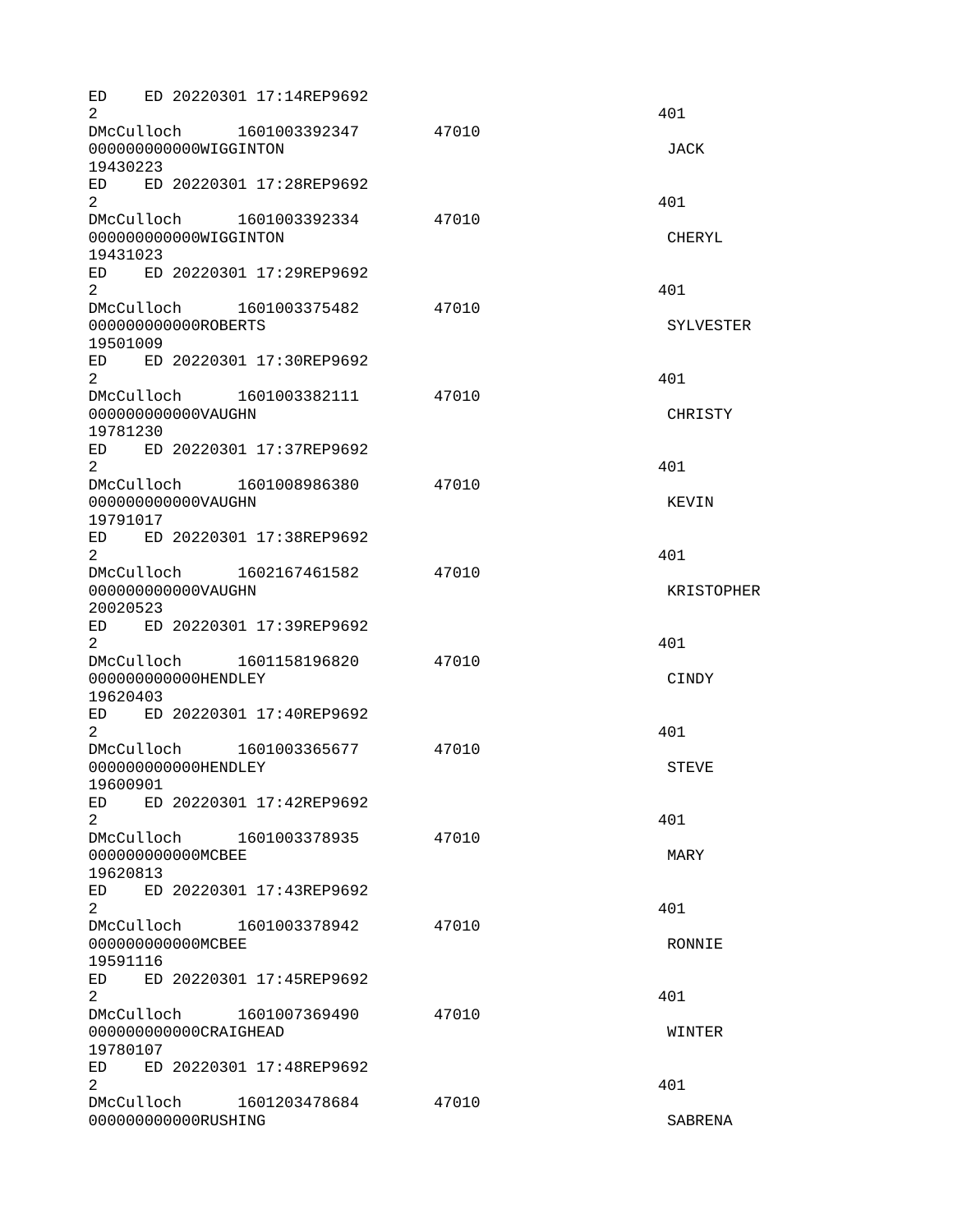```
ED    ED 20220301 17:14REP9692
2                                                                     401
DMcCulloch      1601003392347       47010
000000000000WIGGINTON                                                  JACK
19430223
ED    ED 20220301 17:28REP9692
2                                                                     401
DMcCulloch      1601003392334       47010
000000000000WIGGINTON                                                  CHERYL
19431023
ED    ED 20220301 17:29REP9692
2                                                                     401
DMcCulloch      1601003375482       47010
000000000000ROBERTS                                                    SYLVESTER
19501009
ED    ED 20220301 17:30REP9692
2                                                                     401
DMcCulloch      1601003382111       47010
000000000000VAUGHN                                                     CHRISTY
19781230
ED    ED 20220301 17:37REP9692
2                                                                     401
DMcCulloch      1601008986380       47010
000000000000VAUGHN                                                     KEVIN
19791017
ED    ED 20220301 17:38REP9692
2                                                                     401
DMcCulloch      1602167461582       47010
000000000000VAUGHN                                                     KRISTOPHER
20020523
ED    ED 20220301 17:39REP9692
2                                                                     401
DMcCulloch      1601158196820       47010
000000000000HENDLEY                                                    CINDY
19620403
ED    ED 20220301 17:40REP9692
2                                                                     401
DMcCulloch      1601003365677       47010
000000000000HENDLEY                                                    STEVE
19600901
ED    ED 20220301 17:42REP9692
2                                                                     401
DMcCulloch      1601003378935       47010
000000000000MCBEE                                                      MARY
19620813
ED    ED 20220301 17:43REP9692
2                                                                     401
DMcCulloch      1601003378942       47010
000000000000MCBEE                                                      RONNIE
19591116
ED    ED 20220301 17:45REP9692
2                                                                     401
DMcCulloch      1601007369490       47010
000000000000CRAIGHEAD                                                  WINTER
19780107
ED    ED 20220301 17:48REP9692
2                                                                     401
DMcCulloch      1601203478684       47010
000000000000RUSHING                                                    SABRENA
```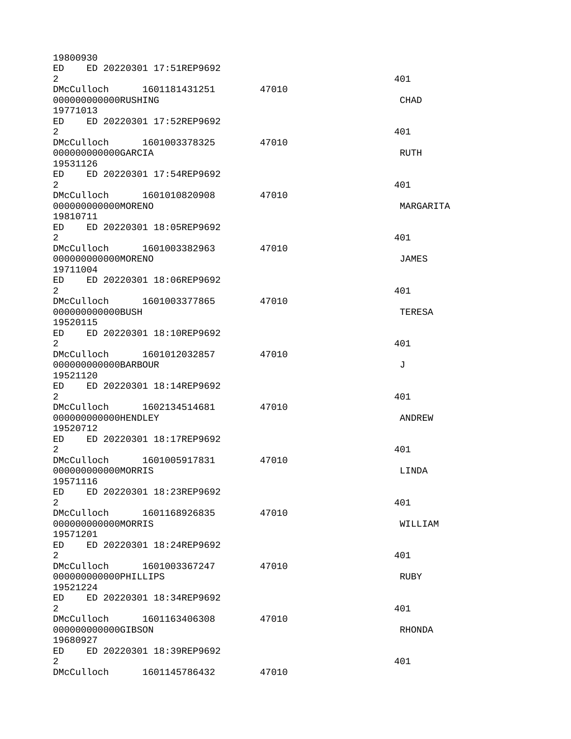```
19800930
ED    ED 20220301 17:51REP9692
2                                                                401
DMcCulloch      1601181431251       47010
000000000000RUSHING                                               CHAD
19771013
ED    ED 20220301 17:52REP9692
2                                                                401
DMcCulloch      1601003378325       47010
000000000000GARCIA                                                RUTH
19531126
ED    ED 20220301 17:54REP9692
2                                                                401
DMcCulloch      1601010820908       47010
000000000000MORENO                                                MARGARITA
19810711
ED    ED 20220301 18:05REP9692
2                                                                401
DMcCulloch      1601003382963       47010
000000000000MORENO                                                JAMES
19711004
ED    ED 20220301 18:06REP9692
2                                                                401
DMcCulloch      1601003377865       47010
000000000000BUSH                                                  TERESA
19520115
ED    ED 20220301 18:10REP9692
2                                                                401
DMcCulloch      1601012032857       47010
000000000000BARBOUR                                               J
19521120
ED    ED 20220301 18:14REP9692
2                                                                401
DMcCulloch      1602134514681       47010
000000000000HENDLEY                                               ANDREW
19520712
ED    ED 20220301 18:17REP9692
2                                                                401
DMcCulloch      1601005917831       47010
000000000000MORRIS                                                LINDA
19571116
ED    ED 20220301 18:23REP9692
2                                                                401
DMcCulloch      1601168926835       47010
000000000000MORRIS                                                WILLIAM
19571201
ED    ED 20220301 18:24REP9692
2                                                                401
DMcCulloch      1601003367247       47010
000000000000PHILLIPS                                              RUBY
19521224
ED    ED 20220301 18:34REP9692
2                                                                401
DMcCulloch      1601163406308       47010
000000000000GIBSON                                                RHONDA
19680927
ED    ED 20220301 18:39REP9692
2                                                                401
DMcCulloch      1601145786432       47010
```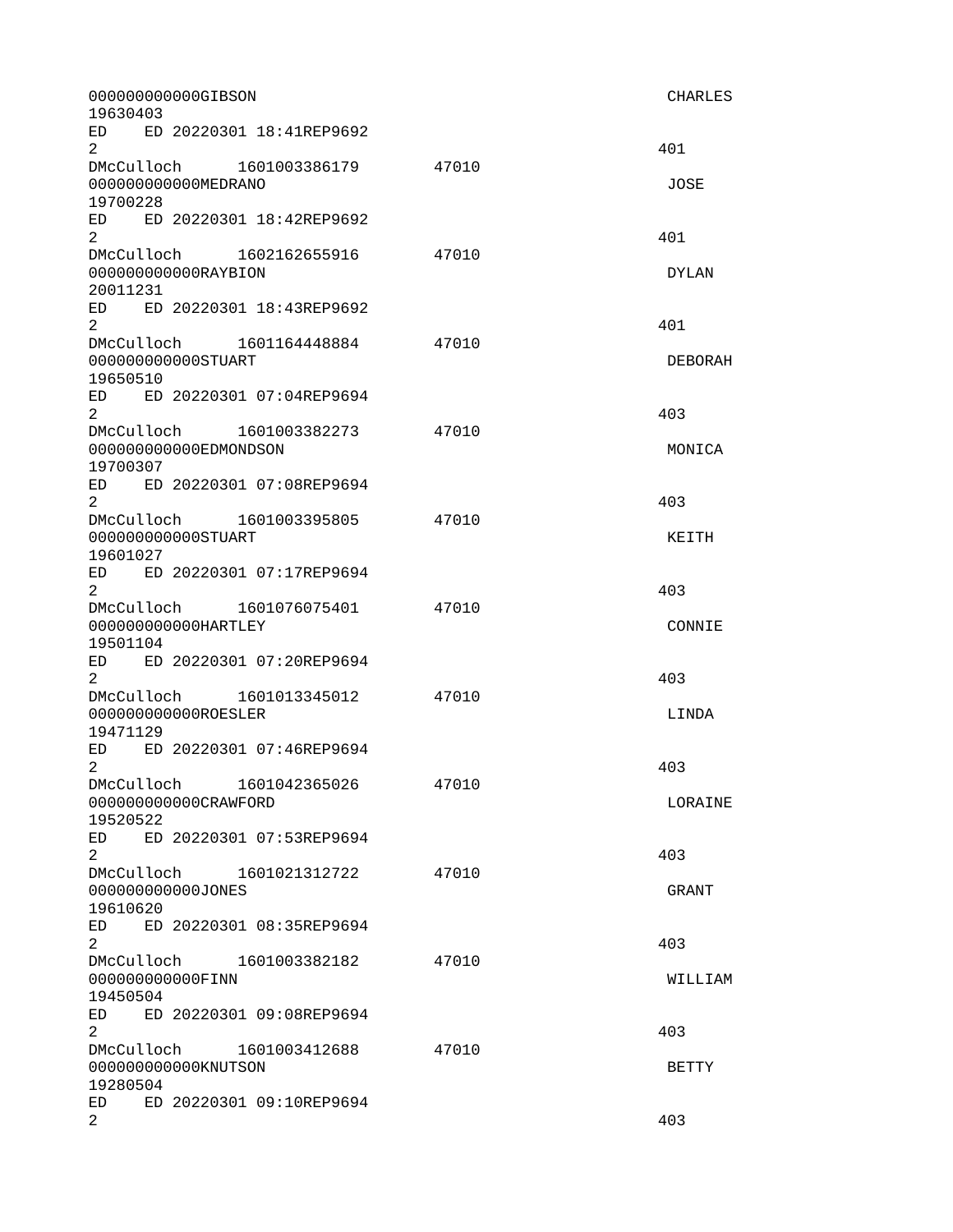```
000000000000GIBSON                                                          CHARLES
19630403
ED    ED 20220301 18:41REP9692
2                                                                          401
DMcCulloch      1601003386179       47010
000000000000MEDRANO                                                         JOSE
19700228
ED    ED 20220301 18:42REP9692
2                                                                          401
DMcCulloch      1602162655916       47010
000000000000RAYBION                                                         DYLAN
20011231
ED    ED 20220301 18:43REP9692
2                                                                          401
DMcCulloch      1601164448884       47010
000000000000STUART                                                          DEBORAH
19650510
ED    ED 20220301 07:04REP9694
2                                                                          403
DMcCulloch      1601003382273       47010
000000000000EDMONDSON                                                       MONICA
19700307
ED    ED 20220301 07:08REP9694
2                                                                          403
DMcCulloch      1601003395805       47010
000000000000STUART                                                          KEITH
19601027
ED    ED 20220301 07:17REP9694
2                                                                          403
DMcCulloch      1601076075401       47010
000000000000HARTLEY                                                         CONNIE
19501104
ED    ED 20220301 07:20REP9694
2                                                                          403
DMcCulloch      1601013345012       47010
000000000000ROESLER                                                         LINDA
19471129
ED    ED 20220301 07:46REP9694
2                                                                          403
DMcCulloch      1601042365026       47010
000000000000CRAWFORD                                                        LORAINE
19520522
ED    ED 20220301 07:53REP9694
2                                                                          403
DMcCulloch      1601021312722       47010
000000000000JONES                                                           GRANT
19610620
ED    ED 20220301 08:35REP9694
2                                                                          403
DMcCulloch      1601003382182       47010
000000000000FINN                                                            WILLIAM
19450504
ED    ED 20220301 09:08REP9694
2                                                                          403
DMcCulloch      1601003412688       47010
000000000000KNUTSON                                                         BETTY
19280504
ED    ED 20220301 09:10REP9694
2                                                                          403
```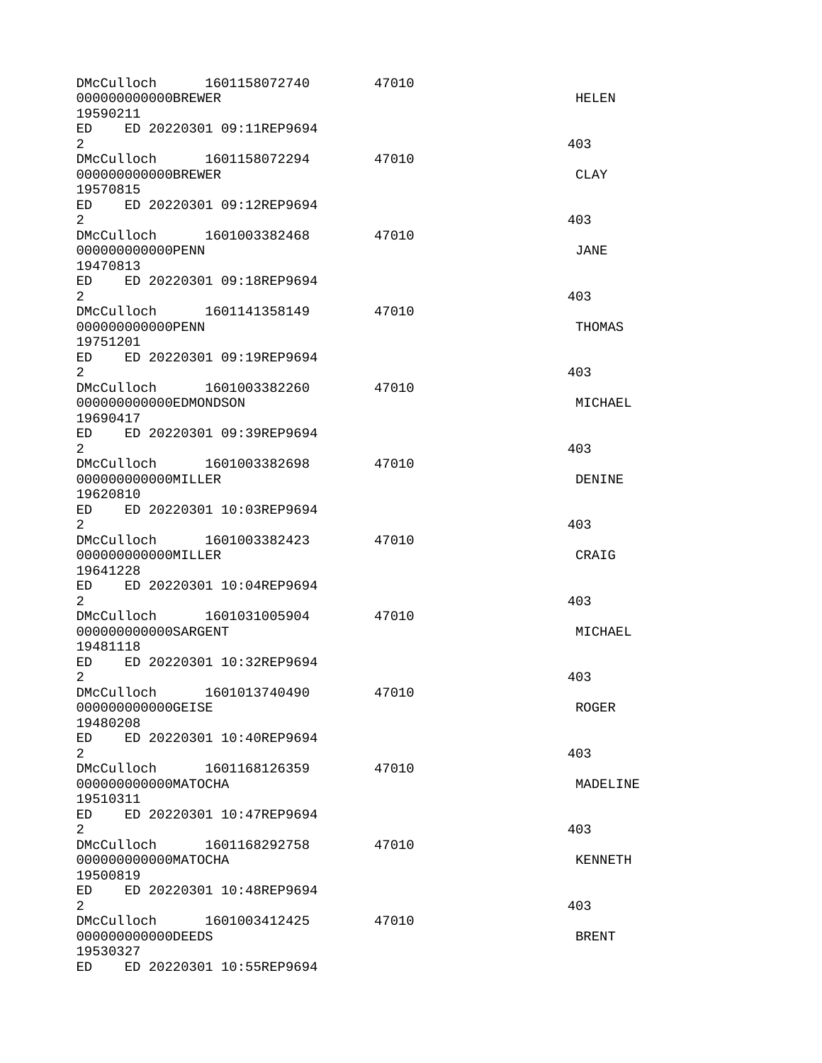```
DMcCulloch      1601158072740       47010
000000000000BREWER                                                    HELEN
19590211
ED    ED 20220301 09:11REP9694
2                                                                    403
DMcCulloch      1601158072294       47010
000000000000BREWER                                                    CLAY
19570815
ED    ED 20220301 09:12REP9694
2                                                                    403
DMcCulloch      1601003382468       47010
000000000000PENN                                                      JANE
19470813
ED    ED 20220301 09:18REP9694
2                                                                    403
DMcCulloch      1601141358149       47010
000000000000PENN                                                      THOMAS
19751201
ED    ED 20220301 09:19REP9694
2                                                                    403
DMcCulloch      1601003382260       47010
000000000000EDMONDSON                                                 MICHAEL
19690417
ED    ED 20220301 09:39REP9694
2                                                                    403
DMcCulloch      1601003382698       47010
000000000000MILLER                                                    DENINE
19620810
ED    ED 20220301 10:03REP9694
2                                                                    403
DMcCulloch      1601003382423       47010
000000000000MILLER                                                    CRAIG
19641228
ED    ED 20220301 10:04REP9694
2                                                                    403
DMcCulloch      1601031005904       47010
000000000000SARGENT                                                   MICHAEL
19481118
ED    ED 20220301 10:32REP9694
2                                                                    403
DMcCulloch      1601013740490       47010
000000000000GEISE                                                     ROGER
19480208
ED    ED 20220301 10:40REP9694
2                                                                    403
DMcCulloch      1601168126359       47010
000000000000MATOCHA                                                   MADELINE
19510311
ED    ED 20220301 10:47REP9694
2                                                                    403
DMcCulloch      1601168292758       47010
000000000000MATOCHA                                                   KENNETH
19500819
ED    ED 20220301 10:48REP9694
2                                                                    403
DMcCulloch      1601003412425       47010
000000000000DEEDS                                                     BRENT
19530327
ED    ED 20220301 10:55REP9694
```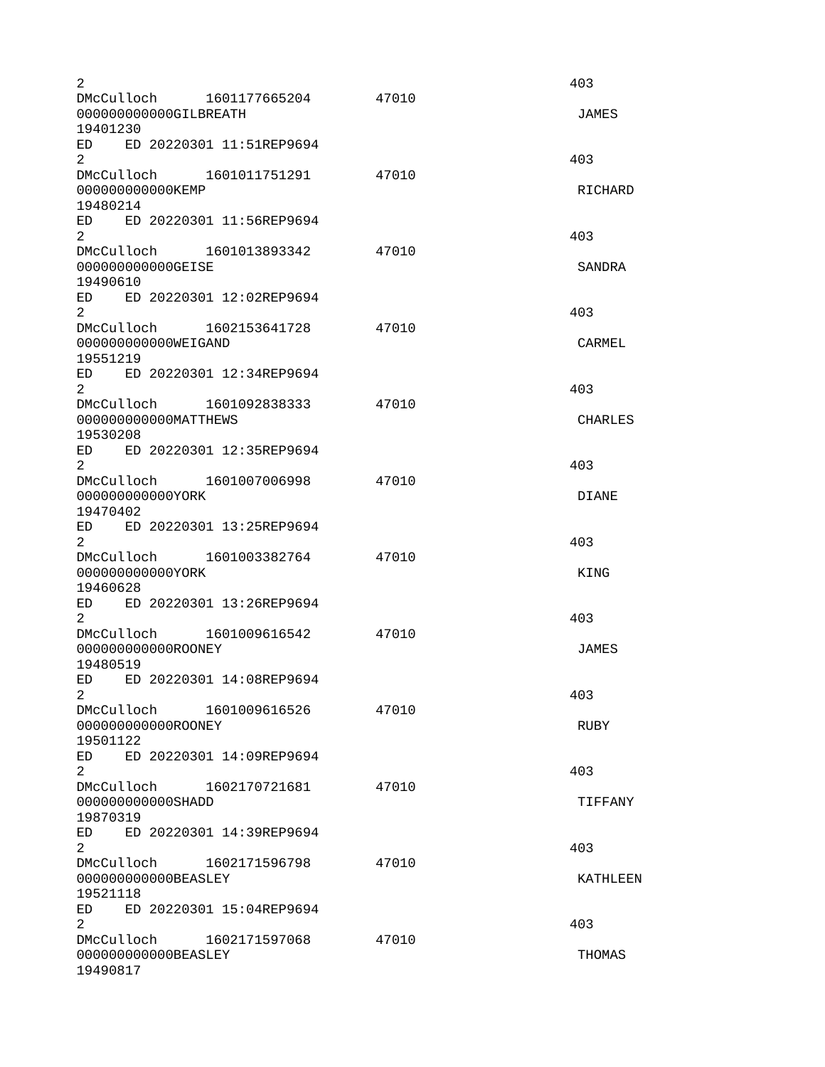```
2                                                                       403
DMcCulloch      1601177665204       47010
000000000000GILBREATH                                                    JAMES
19401230
ED    ED 20220301 11:51REP9694
2                                                                       403
DMcCulloch      1601011751291       47010
000000000000KEMP                                                         RICHARD
19480214
ED    ED 20220301 11:56REP9694
2                                                                       403
DMcCulloch      1601013893342       47010
000000000000GEISE                                                        SANDRA
19490610
ED    ED 20220301 12:02REP9694
2                                                                       403
DMcCulloch      1602153641728       47010
000000000000WEIGAND                                                      CARMEL
19551219
ED    ED 20220301 12:34REP9694
2                                                                       403
DMcCulloch      1601092838333       47010
000000000000MATTHEWS                                                     CHARLES
19530208
ED    ED 20220301 12:35REP9694
2                                                                       403
DMcCulloch      1601007006998       47010
000000000000YORK                                                         DIANE
19470402
ED    ED 20220301 13:25REP9694
2                                                                       403
DMcCulloch      1601003382764       47010
000000000000YORK                                                         KING
19460628
ED    ED 20220301 13:26REP9694
2                                                                       403
DMcCulloch      1601009616542       47010
000000000000ROONEY                                                       JAMES
19480519
ED    ED 20220301 14:08REP9694
2                                                                       403
DMcCulloch      1601009616526       47010
000000000000ROONEY                                                       RUBY
19501122
ED    ED 20220301 14:09REP9694
2                                                                       403
DMcCulloch      1602170721681       47010
000000000000SHADD                                                        TIFFANY
19870319
ED    ED 20220301 14:39REP9694
2                                                                       403
DMcCulloch      1602171596798       47010
000000000000BEASLEY                                                      KATHLEEN
19521118
ED    ED 20220301 15:04REP9694
2                                                                       403
DMcCulloch      1602171597068       47010
000000000000BEASLEY                                                      THOMAS
19490817
```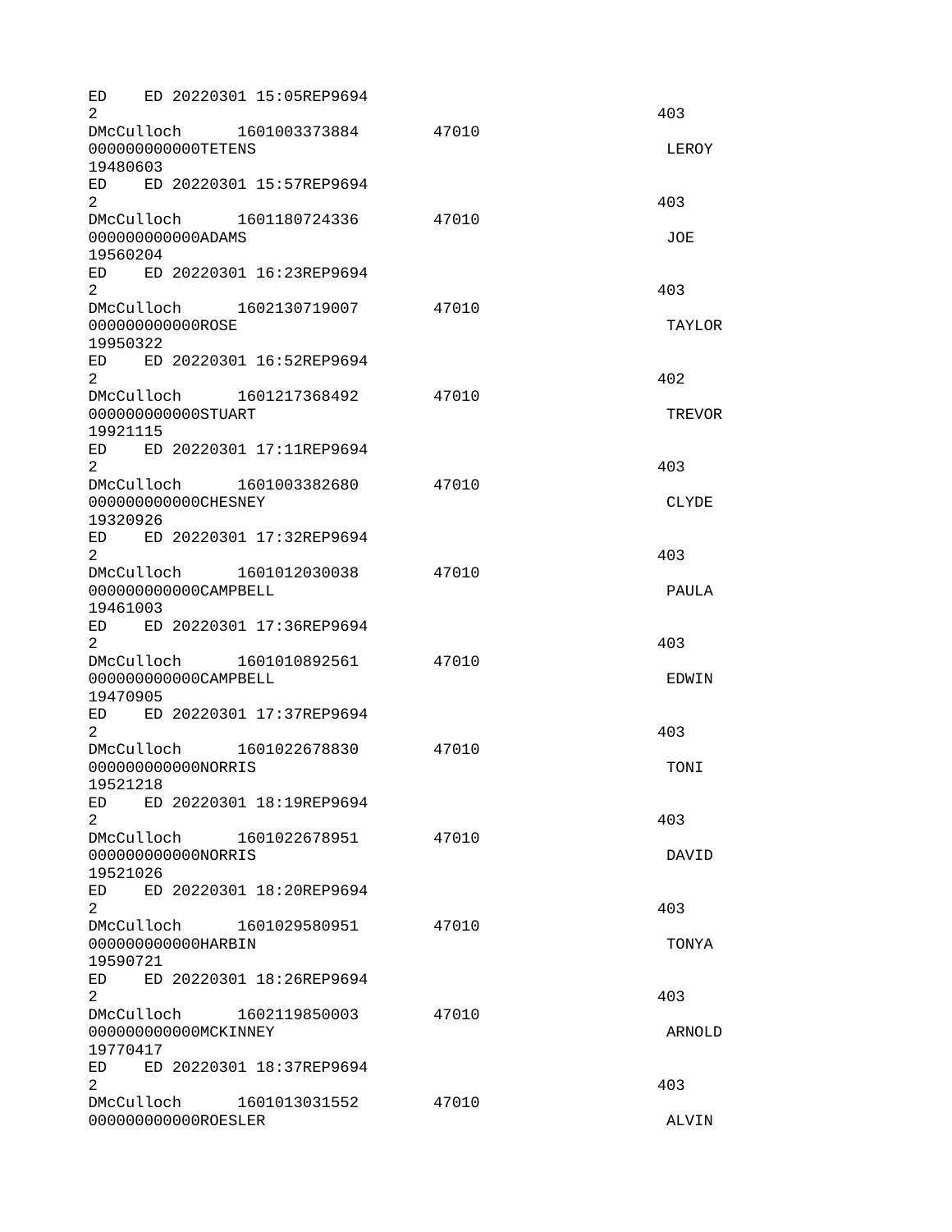```
ED    ED 20220301 15:05REP9694
2                                                                   403
DMcCulloch      1601003373884       47010
000000000000TETENS                                                   LEROY
19480603
ED    ED 20220301 15:57REP9694
2                                                                   403
DMcCulloch      1601180724336       47010
000000000000ADAMS                                                    JOE
19560204
ED    ED 20220301 16:23REP9694
2                                                                   403
DMcCulloch      1602130719007       47010
000000000000ROSE                                                     TAYLOR
19950322
ED    ED 20220301 16:52REP9694
2                                                                   402
DMcCulloch      1601217368492       47010
000000000000STUART                                                   TREVOR
19921115
ED    ED 20220301 17:11REP9694
2                                                                   403
DMcCulloch      1601003382680       47010
000000000000CHESNEY                                                  CLYDE
19320926
ED    ED 20220301 17:32REP9694
2                                                                   403
DMcCulloch      1601012030038       47010
000000000000CAMPBELL                                                 PAULA
19461003
ED    ED 20220301 17:36REP9694
2                                                                   403
DMcCulloch      1601010892561       47010
000000000000CAMPBELL                                                 EDWIN
19470905
ED    ED 20220301 17:37REP9694
2                                                                   403
DMcCulloch      1601022678830       47010
000000000000NORRIS                                                   TONI
19521218
ED    ED 20220301 18:19REP9694
2                                                                   403
DMcCulloch      1601022678951       47010
000000000000NORRIS                                                   DAVID
19521026
ED    ED 20220301 18:20REP9694
2                                                                   403
DMcCulloch      1601029580951       47010
000000000000HARBIN                                                   TONYA
19590721
ED    ED 20220301 18:26REP9694
2                                                                   403
DMcCulloch      1602119850003       47010
000000000000MCKINNEY                                                 ARNOLD
19770417
ED    ED 20220301 18:37REP9694
2                                                                   403
DMcCulloch      1601013031552       47010
000000000000ROESLER                                                  ALVIN
```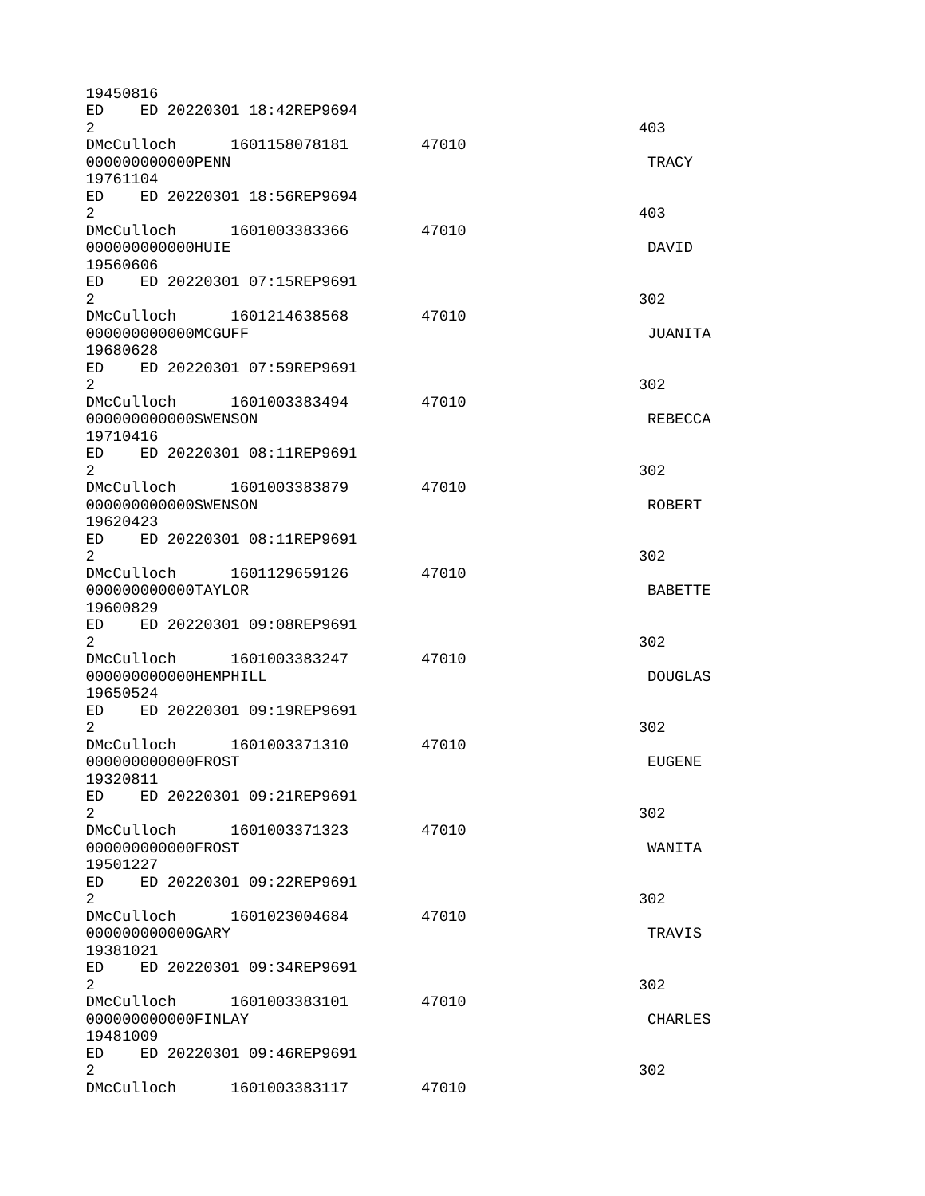19450816
ED ED 20220301 18:42REP9694
2 403
DMcCulloch 1601158078181 47010
000000000000PENN TRACY
19761104
ED ED 20220301 18:56REP9694
2 403
DMcCulloch 1601003383366 47010
000000000000HUIE DAVID
19560606
ED ED 20220301 07:15REP9691
2 302
DMcCulloch 1601214638568 47010
000000000000MCGUFF JUANITA
19680628
ED ED 20220301 07:59REP9691
2 302
DMcCulloch 1601003383494 47010
000000000000SWENSON REBECCA
19710416
ED ED 20220301 08:11REP9691
2 302
DMcCulloch 1601003383879 47010
000000000000SWENSON ROBERT
19620423
ED ED 20220301 08:11REP9691
2 302
DMcCulloch 1601129659126 47010
000000000000TAYLOR BABETTE
19600829
ED ED 20220301 09:08REP9691
2 302
DMcCulloch 1601003383247 47010
000000000000HEMPHILL DOUGLAS
19650524
ED ED 20220301 09:19REP9691
2 302
DMcCulloch 1601003371310 47010
000000000000FROST EUGENE
19320811
ED ED 20220301 09:21REP9691
2 302
DMcCulloch 1601003371323 47010
000000000000FROST WANITA
19501227
ED ED 20220301 09:22REP9691
2 302
DMcCulloch 1601023004684 47010
000000000000GARY TRAVIS
19381021
ED ED 20220301 09:34REP9691
2 302
DMcCulloch 1601003383101 47010
000000000000FINLAY CHARLES
19481009
ED ED 20220301 09:46REP9691
2 302
DMcCulloch 1601003383117 47010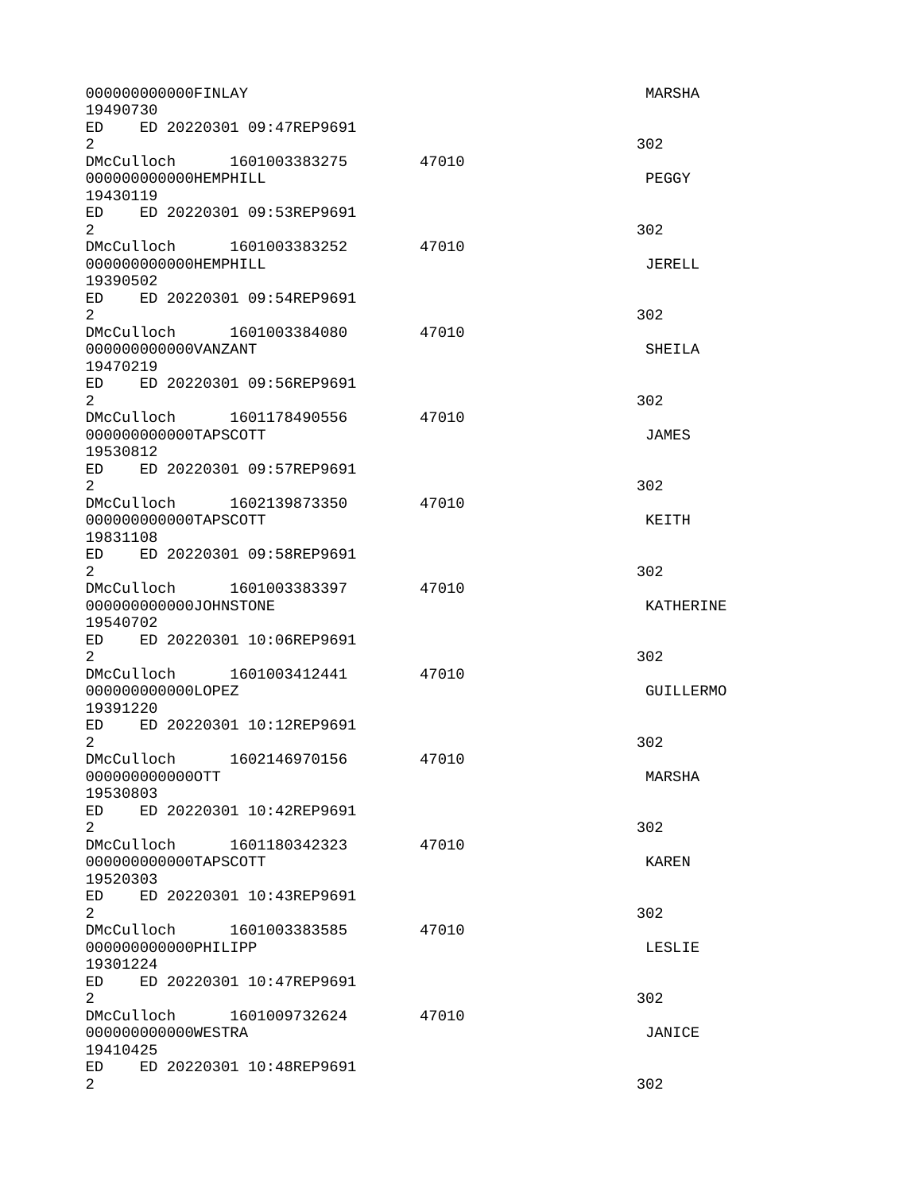000000000000FINLAY MARSHA
19490730
ED ED 20220301 09:47REP9691
2 302
DMcCulloch 1601003383275 47010
000000000000HEMPHILL PEGGY
19430119
ED ED 20220301 09:53REP9691
2 302
DMcCulloch 1601003383252 47010
000000000000HEMPHILL JERELL
19390502
ED ED 20220301 09:54REP9691
2 302
DMcCulloch 1601003384080 47010
000000000000VANZANT SHEILA
19470219
ED ED 20220301 09:56REP9691
2 302
DMcCulloch 1601178490556 47010
000000000000TAPSCOTT JAMES
19530812
ED ED 20220301 09:57REP9691
2 302
DMcCulloch 1602139873350 47010
000000000000TAPSCOTT KEITH
19831108
ED ED 20220301 09:58REP9691
2 302
DMcCulloch 1601003383397 47010
000000000000JOHNSTONE KATHERINE
19540702
ED ED 20220301 10:06REP9691
2 302
DMcCulloch 1601003412441 47010
000000000000LOPEZ GUILLERMO
19391220
ED ED 20220301 10:12REP9691
2 302
DMcCulloch 1602146970156 47010
000000000000OTT MARSHA
19530803
ED ED 20220301 10:42REP9691
2 302
DMcCulloch 1601180342323 47010
000000000000TAPSCOTT KAREN
19520303
ED ED 20220301 10:43REP9691
2 302
DMcCulloch 1601003383585 47010
000000000000PHILIPP LESLIE
19301224
ED ED 20220301 10:47REP9691
2 302
DMcCulloch 1601009732624 47010
000000000000WESTRA JANICE
19410425
ED ED 20220301 10:48REP9691
2 302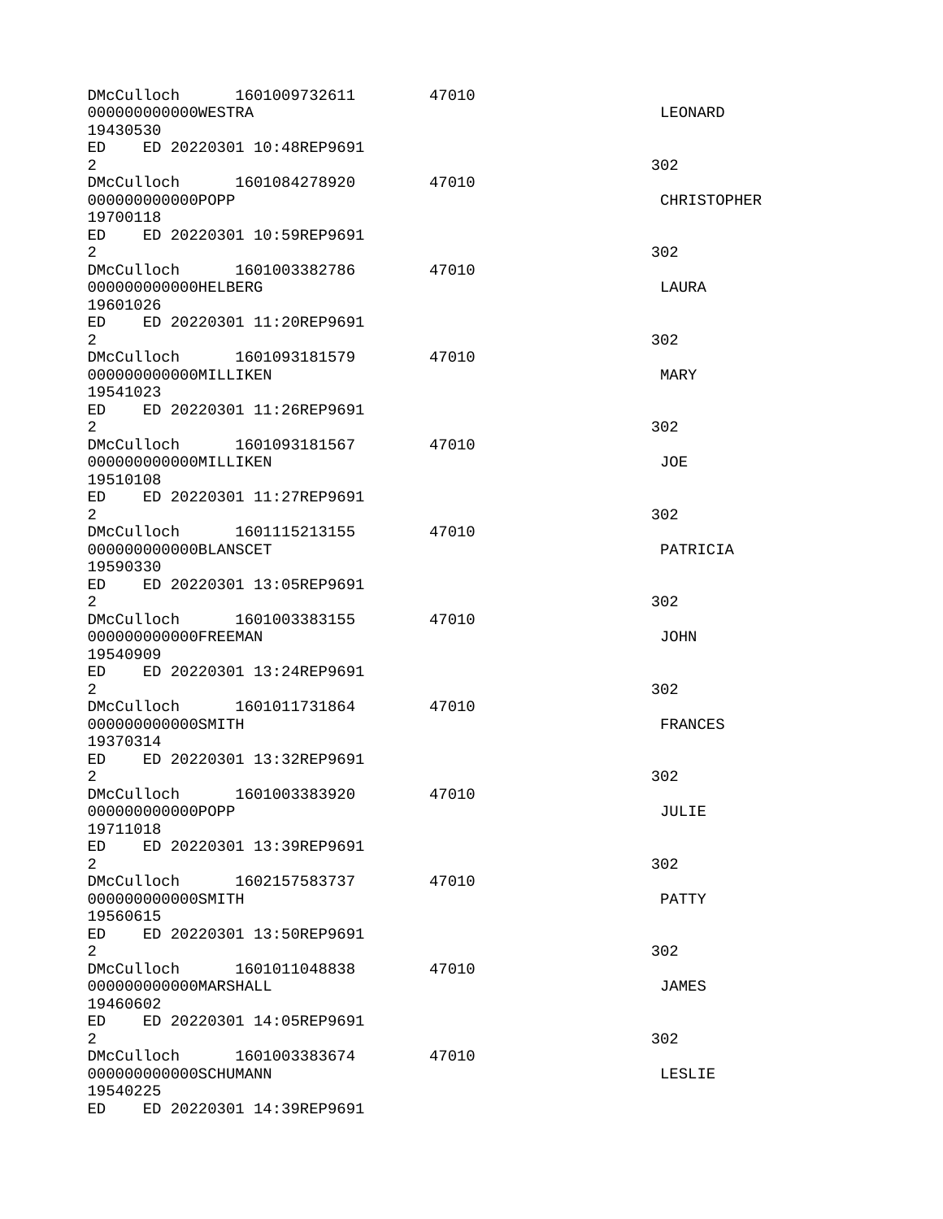```
DMcCulloch      1601009732611       47010
000000000000WESTRA                                                         LEONARD
19430530
ED    ED 20220301 10:48REP9691
2                                                                         302
DMcCulloch      1601084278920       47010
000000000000POPP                                                           CHRISTOPHER
19700118
ED    ED 20220301 10:59REP9691
2                                                                         302
DMcCulloch      1601003382786       47010
000000000000HELBERG                                                        LAURA
19601026
ED    ED 20220301 11:20REP9691
2                                                                         302
DMcCulloch      1601093181579       47010
000000000000MILLIKEN                                                       MARY
19541023
ED    ED 20220301 11:26REP9691
2                                                                         302
DMcCulloch      1601093181567       47010
000000000000MILLIKEN                                                       JOE
19510108
ED    ED 20220301 11:27REP9691
2                                                                         302
DMcCulloch      1601115213155       47010
000000000000BLANSCET                                                       PATRICIA
19590330
ED    ED 20220301 13:05REP9691
2                                                                         302
DMcCulloch      1601003383155       47010
000000000000FREEMAN                                                        JOHN
19540909
ED    ED 20220301 13:24REP9691
2                                                                         302
DMcCulloch      1601011731864       47010
000000000000SMITH                                                          FRANCES
19370314
ED    ED 20220301 13:32REP9691
2                                                                         302
DMcCulloch      1601003383920       47010
000000000000POPP                                                           JULIE
19711018
ED    ED 20220301 13:39REP9691
2                                                                         302
DMcCulloch      1602157583737       47010
000000000000SMITH                                                          PATTY
19560615
ED    ED 20220301 13:50REP9691
2                                                                         302
DMcCulloch      1601011048838       47010
000000000000MARSHALL                                                       JAMES
19460602
ED    ED 20220301 14:05REP9691
2                                                                         302
DMcCulloch      1601003383674       47010
000000000000SCHUMANN                                                       LESLIE
19540225
ED    ED 20220301 14:39REP9691
```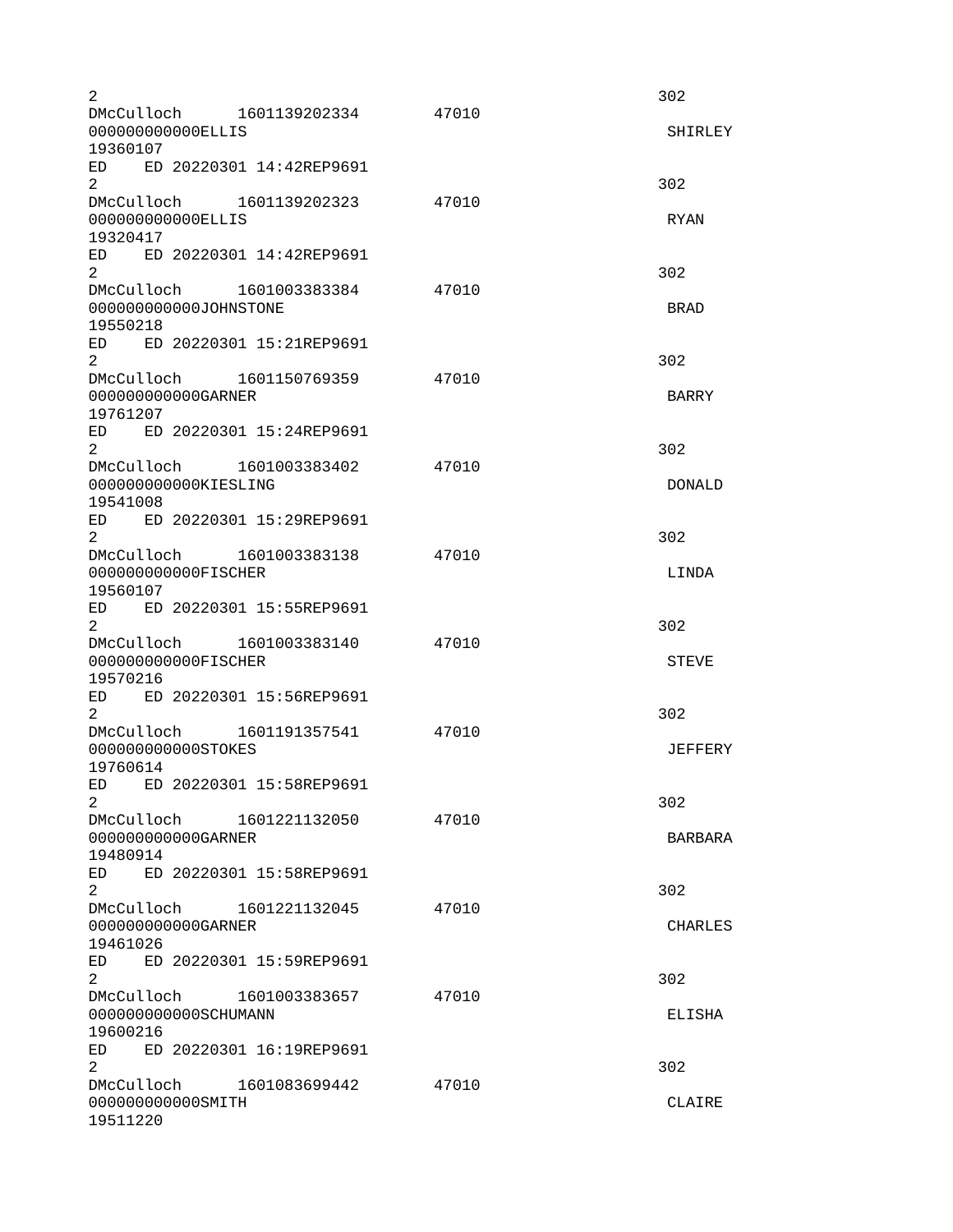```
2                                                                       302
DMcCulloch      1601139202334       47010
000000000000ELLIS                                                        SHIRLEY
19360107
ED    ED 20220301 14:42REP9691
2                                                                       302
DMcCulloch      1601139202323       47010
000000000000ELLIS                                                        RYAN
19320417
ED    ED 20220301 14:42REP9691
2                                                                       302
DMcCulloch      1601003383384       47010
000000000000JOHNSTONE                                                    BRAD
19550218
ED    ED 20220301 15:21REP9691
2                                                                       302
DMcCulloch      1601150769359       47010
000000000000GARNER                                                       BARRY
19761207
ED    ED 20220301 15:24REP9691
2                                                                       302
DMcCulloch      1601003383402       47010
000000000000KIESLING                                                     DONALD
19541008
ED    ED 20220301 15:29REP9691
2                                                                       302
DMcCulloch      1601003383138       47010
000000000000FISCHER                                                      LINDA
19560107
ED    ED 20220301 15:55REP9691
2                                                                       302
DMcCulloch      1601003383140       47010
000000000000FISCHER                                                      STEVE
19570216
ED    ED 20220301 15:56REP9691
2                                                                       302
DMcCulloch      1601191357541       47010
000000000000STOKES                                                       JEFFERY
19760614
ED    ED 20220301 15:58REP9691
2                                                                       302
DMcCulloch      1601221132050       47010
000000000000GARNER                                                       BARBARA
19480914
ED    ED 20220301 15:58REP9691
2                                                                       302
DMcCulloch      1601221132045       47010
000000000000GARNER                                                       CHARLES
19461026
ED    ED 20220301 15:59REP9691
2                                                                       302
DMcCulloch      1601003383657       47010
000000000000SCHUMANN                                                     ELISHA
19600216
ED    ED 20220301 16:19REP9691
2                                                                       302
DMcCulloch      1601083699442       47010
000000000000SMITH                                                        CLAIRE
19511220
```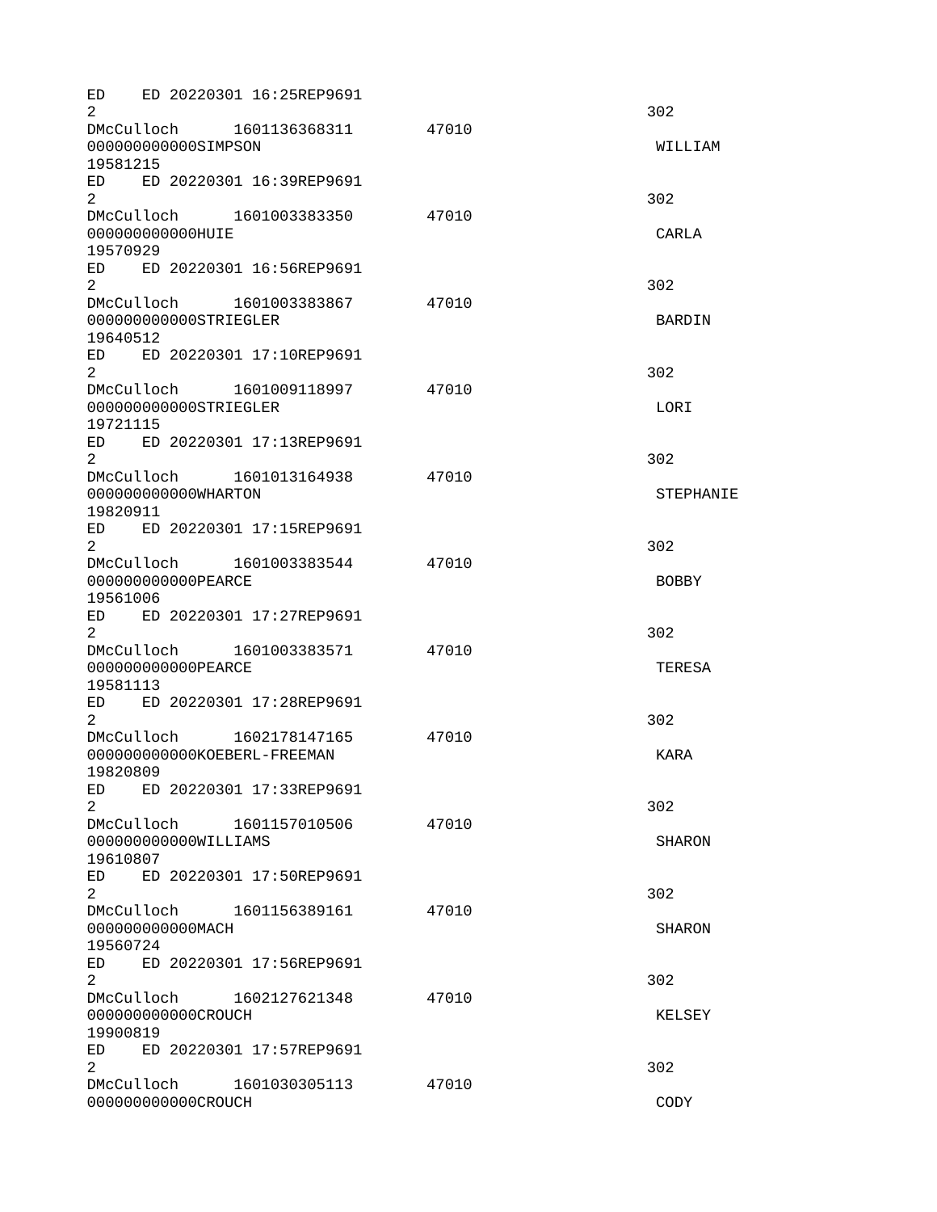```
ED    ED 20220301 16:25REP9691
2                                                                302
DMcCulloch      1601136368311       47010
000000000000SIMPSON                                               WILLIAM
19581215
ED    ED 20220301 16:39REP9691
2                                                                302
DMcCulloch      1601003383350       47010
000000000000HUIE                                                  CARLA
19570929
ED    ED 20220301 16:56REP9691
2                                                                302
DMcCulloch      1601003383867       47010
000000000000STRIEGLER                                             BARDIN
19640512
ED    ED 20220301 17:10REP9691
2                                                                302
DMcCulloch      1601009118997       47010
000000000000STRIEGLER                                             LORI
19721115
ED    ED 20220301 17:13REP9691
2                                                                302
DMcCulloch      1601013164938       47010
000000000000WHARTON                                               STEPHANIE
19820911
ED    ED 20220301 17:15REP9691
2                                                                302
DMcCulloch      1601003383544       47010
000000000000PEARCE                                                BOBBY
19561006
ED    ED 20220301 17:27REP9691
2                                                                302
DMcCulloch      1601003383571       47010
000000000000PEARCE                                                TERESA
19581113
ED    ED 20220301 17:28REP9691
2                                                                302
DMcCulloch      1602178147165       47010
000000000000KOEBERL-FREEMAN                                       KARA
19820809
ED    ED 20220301 17:33REP9691
2                                                                302
DMcCulloch      1601157010506       47010
000000000000WILLIAMS                                              SHARON
19610807
ED    ED 20220301 17:50REP9691
2                                                                302
DMcCulloch      1601156389161       47010
000000000000MACH                                                  SHARON
19560724
ED    ED 20220301 17:56REP9691
2                                                                302
DMcCulloch      1602127621348       47010
000000000000CROUCH                                                KELSEY
19900819
ED    ED 20220301 17:57REP9691
2                                                                302
DMcCulloch      1601030305113       47010
000000000000CROUCH                                                CODY
```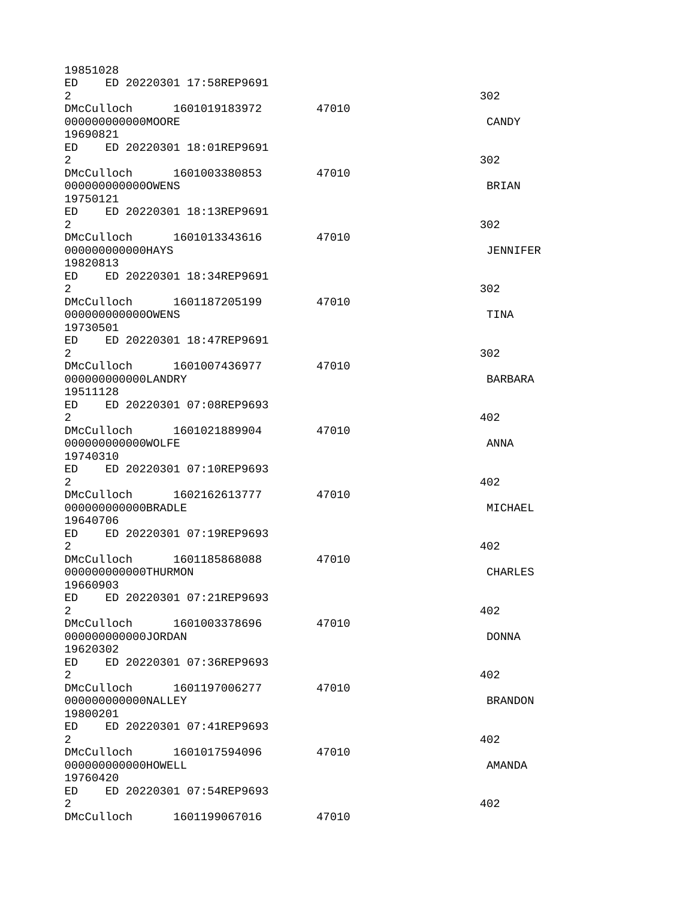```
19851028
ED    ED 20220301 17:58REP9691
2                                                              302
DMcCulloch      1601019183972       47010
000000000000MOORE                                               CANDY
19690821
ED    ED 20220301 18:01REP9691
2                                                              302
DMcCulloch      1601003380853       47010
000000000000OWENS                                               BRIAN
19750121
ED    ED 20220301 18:13REP9691
2                                                              302
DMcCulloch      1601013343616       47010
000000000000HAYS                                                JENNIFER
19820813
ED    ED 20220301 18:34REP9691
2                                                              302
DMcCulloch      1601187205199       47010
000000000000OWENS                                               TINA
19730501
ED    ED 20220301 18:47REP9691
2                                                              302
DMcCulloch      1601007436977       47010
000000000000LANDRY                                              BARBARA
19511128
ED    ED 20220301 07:08REP9693
2                                                              402
DMcCulloch      1601021889904       47010
000000000000WOLFE                                               ANNA
19740310
ED    ED 20220301 07:10REP9693
2                                                              402
DMcCulloch      1602162613777       47010
000000000000BRADLE                                              MICHAEL
19640706
ED    ED 20220301 07:19REP9693
2                                                              402
DMcCulloch      1601185868088       47010
000000000000THURMON                                             CHARLES
19660903
ED    ED 20220301 07:21REP9693
2                                                              402
DMcCulloch      1601003378696       47010
000000000000JORDAN                                              DONNA
19620302
ED    ED 20220301 07:36REP9693
2                                                              402
DMcCulloch      1601197006277       47010
000000000000NALLEY                                              BRANDON
19800201
ED    ED 20220301 07:41REP9693
2                                                              402
DMcCulloch      1601017594096       47010
000000000000HOWELL                                              AMANDA
19760420
ED    ED 20220301 07:54REP9693
2                                                              402
DMcCulloch      1601199067016       47010
```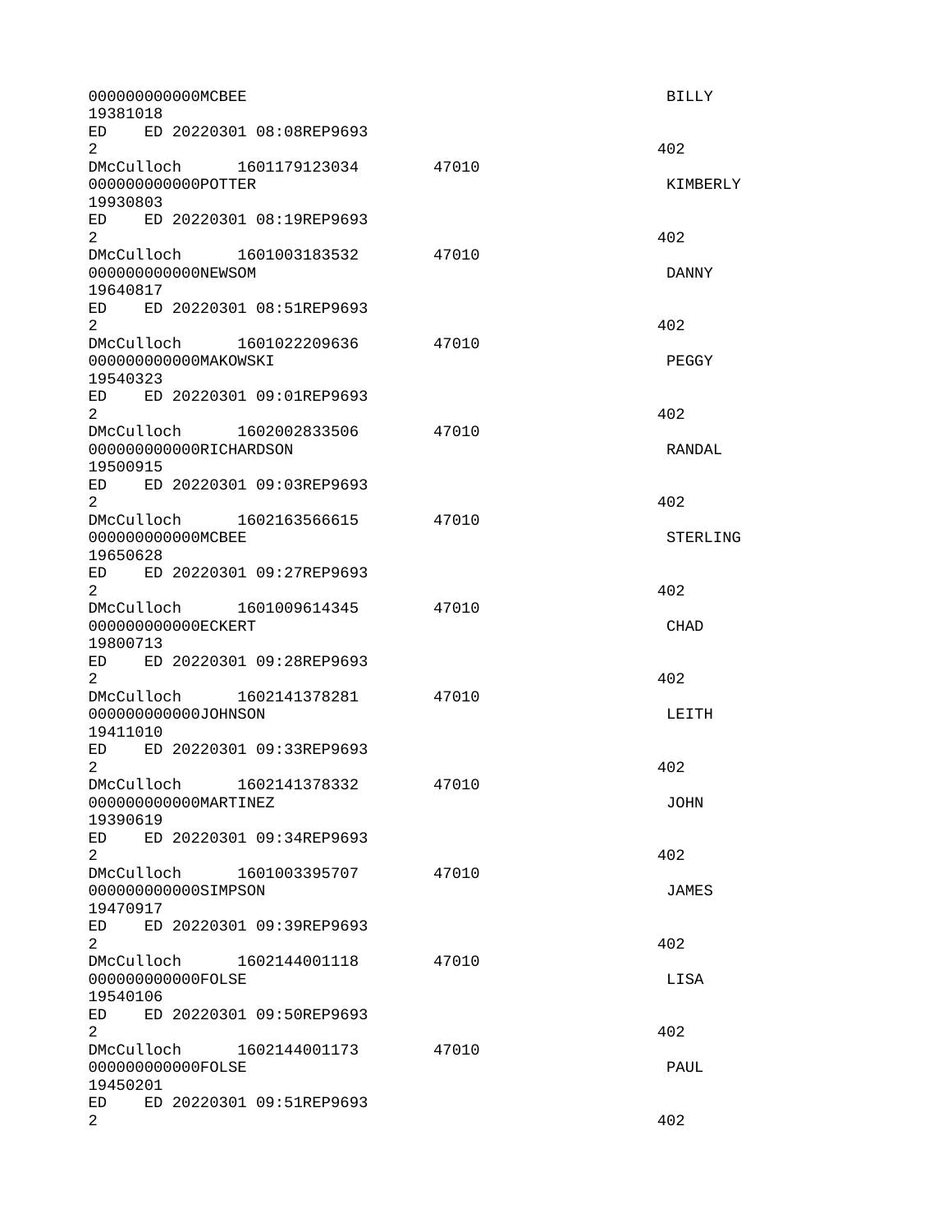```
000000000000MCBEE                                                          BILLY
19381018
ED     ED 20220301 08:08REP9693
2                                                                         402
DMcCulloch      1601179123034       47010
000000000000POTTER                                                         KIMBERLY
19930803
ED     ED 20220301 08:19REP9693
2                                                                         402
DMcCulloch      1601003183532       47010
000000000000NEWSOM                                                         DANNY
19640817
ED     ED 20220301 08:51REP9693
2                                                                         402
DMcCulloch      1601022209636       47010
000000000000MAKOWSKI                                                       PEGGY
19540323
ED     ED 20220301 09:01REP9693
2                                                                         402
DMcCulloch      1602002833506       47010
000000000000RICHARDSON                                                     RANDAL
19500915
ED     ED 20220301 09:03REP9693
2                                                                         402
DMcCulloch      1602163566615       47010
000000000000MCBEE                                                          STERLING
19650628
ED     ED 20220301 09:27REP9693
2                                                                         402
DMcCulloch      1601009614345       47010
000000000000ECKERT                                                         CHAD
19800713
ED     ED 20220301 09:28REP9693
2                                                                         402
DMcCulloch      1602141378281       47010
000000000000JOHNSON                                                        LEITH
19411010
ED     ED 20220301 09:33REP9693
2                                                                         402
DMcCulloch      1602141378332       47010
000000000000MARTINEZ                                                       JOHN
19390619
ED     ED 20220301 09:34REP9693
2                                                                         402
DMcCulloch      1601003395707       47010
000000000000SIMPSON                                                        JAMES
19470917
ED     ED 20220301 09:39REP9693
2                                                                         402
DMcCulloch      1602144001118       47010
000000000000FOLSE                                                          LISA
19540106
ED     ED 20220301 09:50REP9693
2                                                                         402
DMcCulloch      1602144001173       47010
000000000000FOLSE                                                          PAUL
19450201
ED     ED 20220301 09:51REP9693
2                                                                         402
```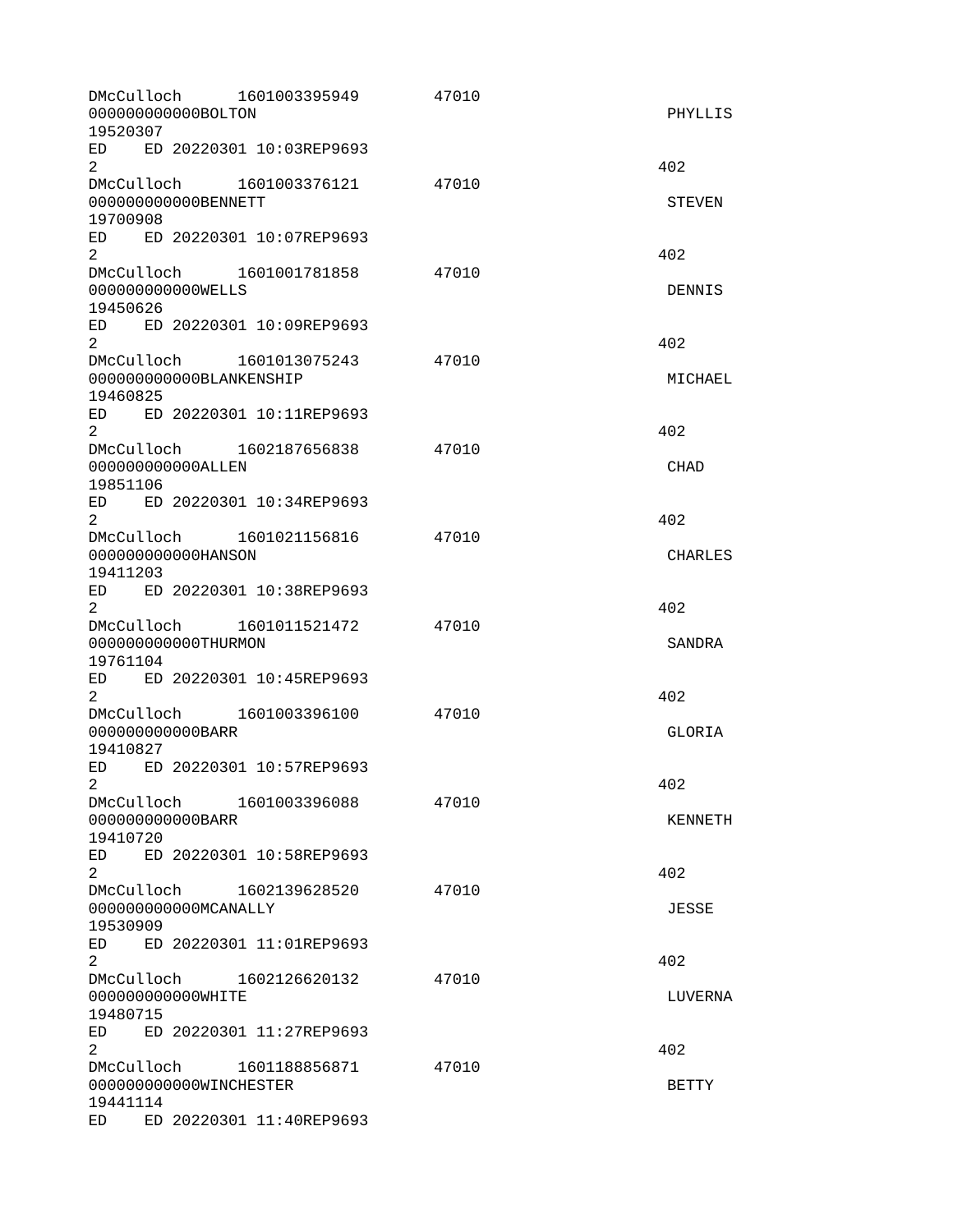```
DMcCulloch      1601003395949        47010
000000000000BOLTON                                                      PHYLLIS
19520307
ED    ED 20220301 10:03REP9693
2                                                                      402
DMcCulloch      1601003376121        47010
000000000000BENNETT                                                     STEVEN
19700908
ED    ED 20220301 10:07REP9693
2                                                                      402
DMcCulloch      1601001781858        47010
000000000000WELLS                                                       DENNIS
19450626
ED    ED 20220301 10:09REP9693
2                                                                      402
DMcCulloch      1601013075243        47010
000000000000BLANKENSHIP                                                 MICHAEL
19460825
ED    ED 20220301 10:11REP9693
2                                                                      402
DMcCulloch      1602187656838        47010
000000000000ALLEN                                                       CHAD
19851106
ED    ED 20220301 10:34REP9693
2                                                                      402
DMcCulloch      1601021156816        47010
000000000000HANSON                                                      CHARLES
19411203
ED    ED 20220301 10:38REP9693
2                                                                      402
DMcCulloch      1601011521472        47010
000000000000THURMON                                                     SANDRA
19761104
ED    ED 20220301 10:45REP9693
2                                                                      402
DMcCulloch      1601003396100        47010
000000000000BARR                                                        GLORIA
19410827
ED    ED 20220301 10:57REP9693
2                                                                      402
DMcCulloch      1601003396088        47010
000000000000BARR                                                        KENNETH
19410720
ED    ED 20220301 10:58REP9693
2                                                                      402
DMcCulloch      1602139628520        47010
000000000000MCANALLY                                                    JESSE
19530909
ED    ED 20220301 11:01REP9693
2                                                                      402
DMcCulloch      1602126620132        47010
000000000000WHITE                                                       LUVERNA
19480715
ED    ED 20220301 11:27REP9693
2                                                                      402
DMcCulloch      1601188856871        47010
000000000000WINCHESTER                                                  BETTY
19441114
ED    ED 20220301 11:40REP9693
```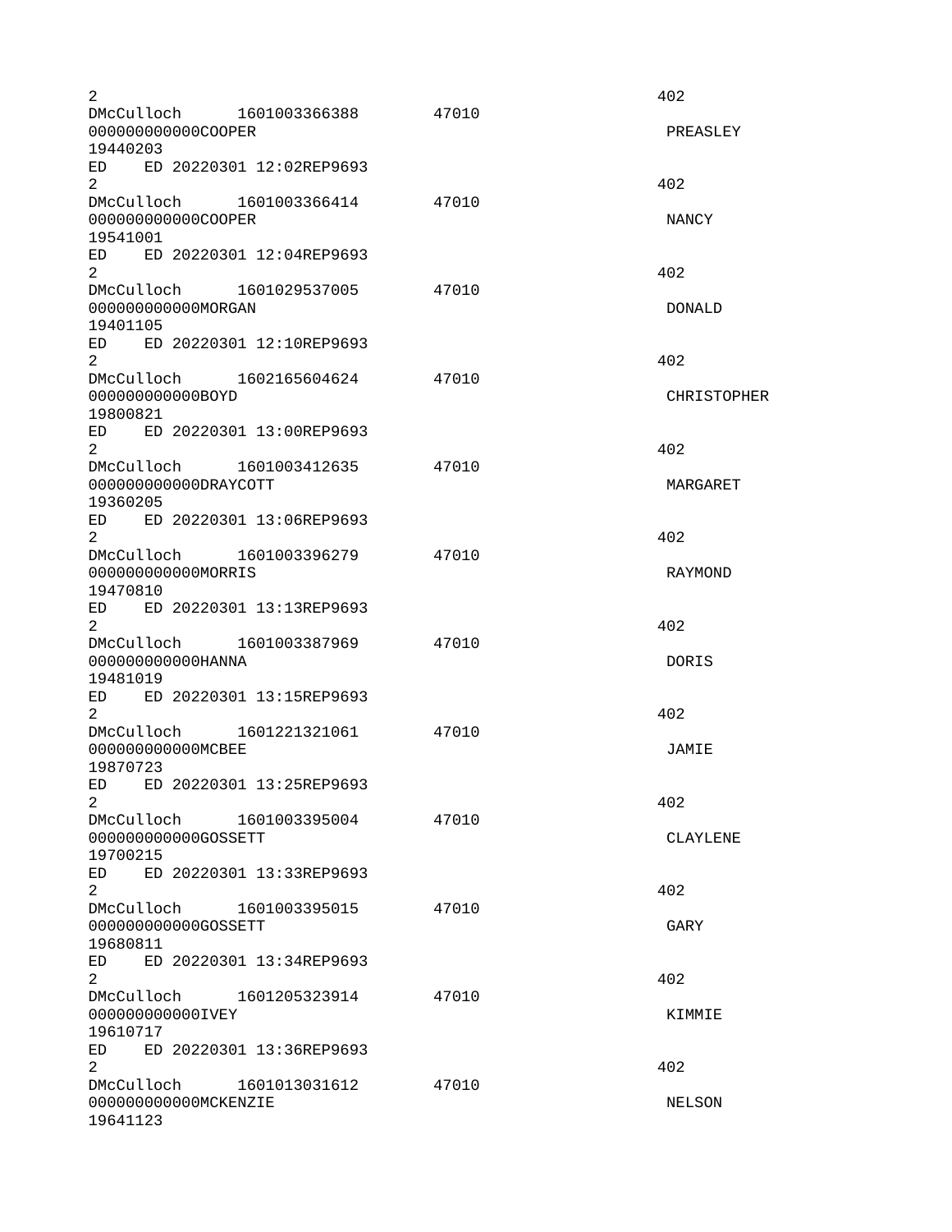```
2                                                                   402
DMcCulloch      1601003366388       47010
000000000000COOPER                                                   PREASLEY
19440203
ED    ED 20220301 12:02REP9693
2                                                                   402
DMcCulloch      1601003366414       47010
000000000000COOPER                                                   NANCY
19541001
ED    ED 20220301 12:04REP9693
2                                                                   402
DMcCulloch      1601029537005       47010
000000000000MORGAN                                                   DONALD
19401105
ED    ED 20220301 12:10REP9693
2                                                                   402
DMcCulloch      1602165604624       47010
000000000000BOYD                                                     CHRISTOPHER
19800821
ED    ED 20220301 13:00REP9693
2                                                                   402
DMcCulloch      1601003412635       47010
000000000000DRAYCOTT                                                 MARGARET
19360205
ED    ED 20220301 13:06REP9693
2                                                                   402
DMcCulloch      1601003396279       47010
000000000000MORRIS                                                   RAYMOND
19470810
ED    ED 20220301 13:13REP9693
2                                                                   402
DMcCulloch      1601003387969       47010
000000000000HANNA                                                    DORIS
19481019
ED    ED 20220301 13:15REP9693
2                                                                   402
DMcCulloch      1601221321061       47010
000000000000MCBEE                                                    JAMIE
19870723
ED    ED 20220301 13:25REP9693
2                                                                   402
DMcCulloch      1601003395004       47010
000000000000GOSSETT                                                  CLAYLENE
19700215
ED    ED 20220301 13:33REP9693
2                                                                   402
DMcCulloch      1601003395015       47010
000000000000GOSSETT                                                  GARY
19680811
ED    ED 20220301 13:34REP9693
2                                                                   402
DMcCulloch      1601205323914       47010
000000000000IVEY                                                     KIMMIE
19610717
ED    ED 20220301 13:36REP9693
2                                                                   402
DMcCulloch      1601013031612       47010
000000000000MCKENZIE                                                 NELSON
19641123
```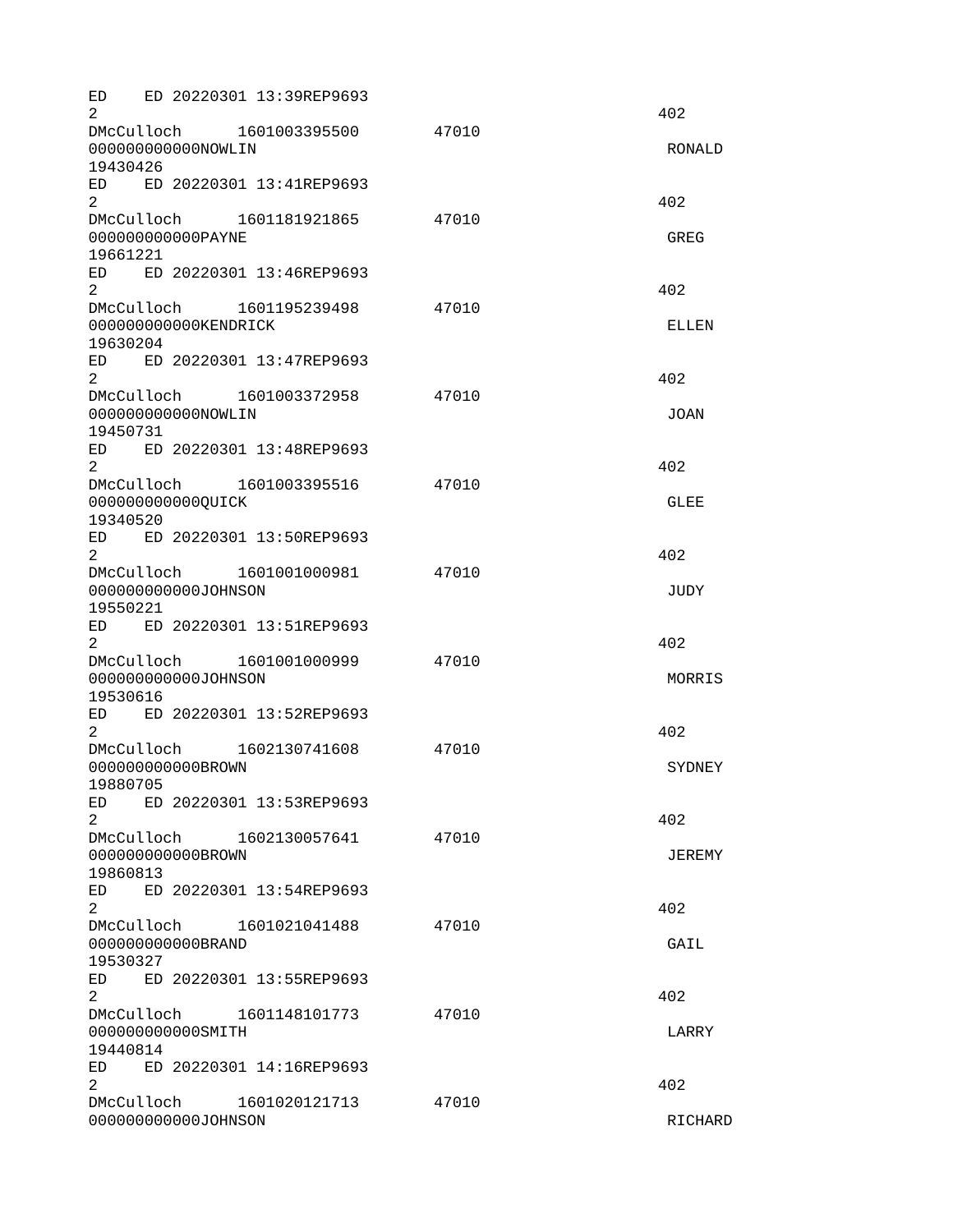```
ED    ED 20220301 13:39REP9693
2                                                                      402
DMcCulloch      1601003395500        47010
000000000000NOWLIN                                                      RONALD
19430426
ED    ED 20220301 13:41REP9693
2                                                                      402
DMcCulloch      1601181921865        47010
000000000000PAYNE                                                       GREG
19661221
ED    ED 20220301 13:46REP9693
2                                                                      402
DMcCulloch      1601195239498        47010
000000000000KENDRICK                                                    ELLEN
19630204
ED    ED 20220301 13:47REP9693
2                                                                      402
DMcCulloch      1601003372958        47010
000000000000NOWLIN                                                      JOAN
19450731
ED    ED 20220301 13:48REP9693
2                                                                      402
DMcCulloch      1601003395516        47010
000000000000QUICK                                                       GLEE
19340520
ED    ED 20220301 13:50REP9693
2                                                                      402
DMcCulloch      1601001000981        47010
000000000000JOHNSON                                                     JUDY
19550221
ED    ED 20220301 13:51REP9693
2                                                                      402
DMcCulloch      1601001000999        47010
000000000000JOHNSON                                                     MORRIS
19530616
ED    ED 20220301 13:52REP9693
2                                                                      402
DMcCulloch      1602130741608        47010
000000000000BROWN                                                       SYDNEY
19880705
ED    ED 20220301 13:53REP9693
2                                                                      402
DMcCulloch      1602130057641        47010
000000000000BROWN                                                       JEREMY
19860813
ED    ED 20220301 13:54REP9693
2                                                                      402
DMcCulloch      1601021041488        47010
000000000000BRAND                                                       GAIL
19530327
ED    ED 20220301 13:55REP9693
2                                                                      402
DMcCulloch      1601148101773        47010
000000000000SMITH                                                       LARRY
19440814
ED    ED 20220301 14:16REP9693
2                                                                      402
DMcCulloch      1601020121713        47010
000000000000JOHNSON                                                     RICHARD
```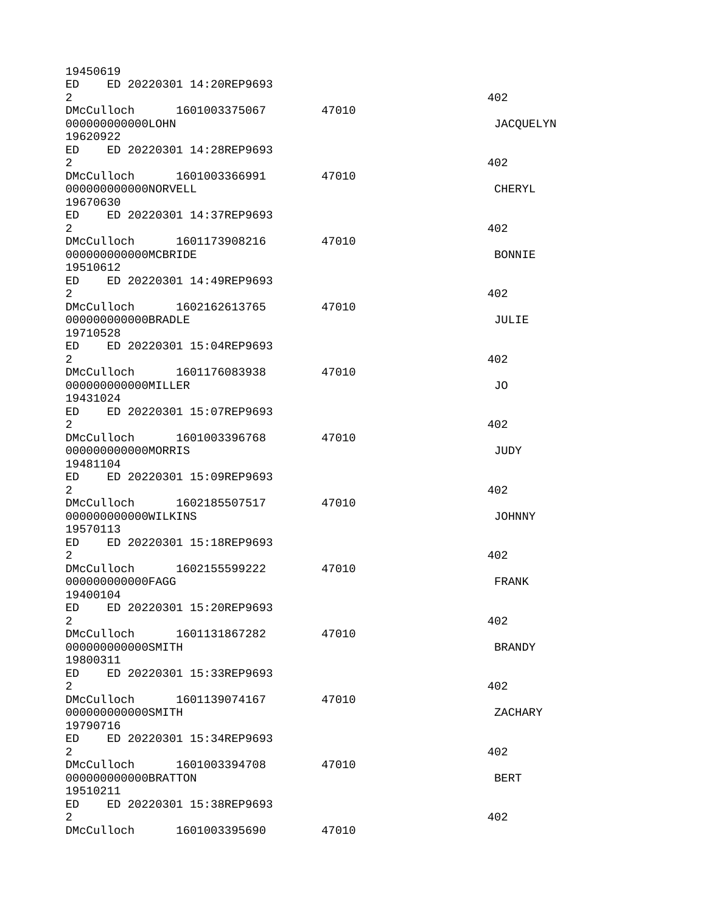```
19450619
ED    ED 20220301 14:20REP9693
2                                                                       402
DMcCulloch      1601003375067       47010
000000000000LOHN                                                         JACQUELYN
19620922
ED    ED 20220301 14:28REP9693
2                                                                       402
DMcCulloch      1601003366991       47010
000000000000NORVELL                                                      CHERYL
19670630
ED    ED 20220301 14:37REP9693
2                                                                       402
DMcCulloch      1601173908216       47010
000000000000MCBRIDE                                                      BONNIE
19510612
ED    ED 20220301 14:49REP9693
2                                                                       402
DMcCulloch      1602162613765       47010
000000000000BRADLE                                                       JULIE
19710528
ED    ED 20220301 15:04REP9693
2                                                                       402
DMcCulloch      1601176083938       47010
000000000000MILLER                                                       JO
19431024
ED    ED 20220301 15:07REP9693
2                                                                       402
DMcCulloch      1601003396768       47010
000000000000MORRIS                                                       JUDY
19481104
ED    ED 20220301 15:09REP9693
2                                                                       402
DMcCulloch      1602185507517       47010
000000000000WILKINS                                                      JOHNNY
19570113
ED    ED 20220301 15:18REP9693
2                                                                       402
DMcCulloch      1602155599222       47010
000000000000FAGG                                                         FRANK
19400104
ED    ED 20220301 15:20REP9693
2                                                                       402
DMcCulloch      1601131867282       47010
000000000000SMITH                                                        BRANDY
19800311
ED    ED 20220301 15:33REP9693
2                                                                       402
DMcCulloch      1601139074167       47010
000000000000SMITH                                                        ZACHARY
19790716
ED    ED 20220301 15:34REP9693
2                                                                       402
DMcCulloch      1601003394708       47010
000000000000BRATTON                                                      BERT
19510211
ED    ED 20220301 15:38REP9693
2                                                                       402
DMcCulloch      1601003395690       47010
```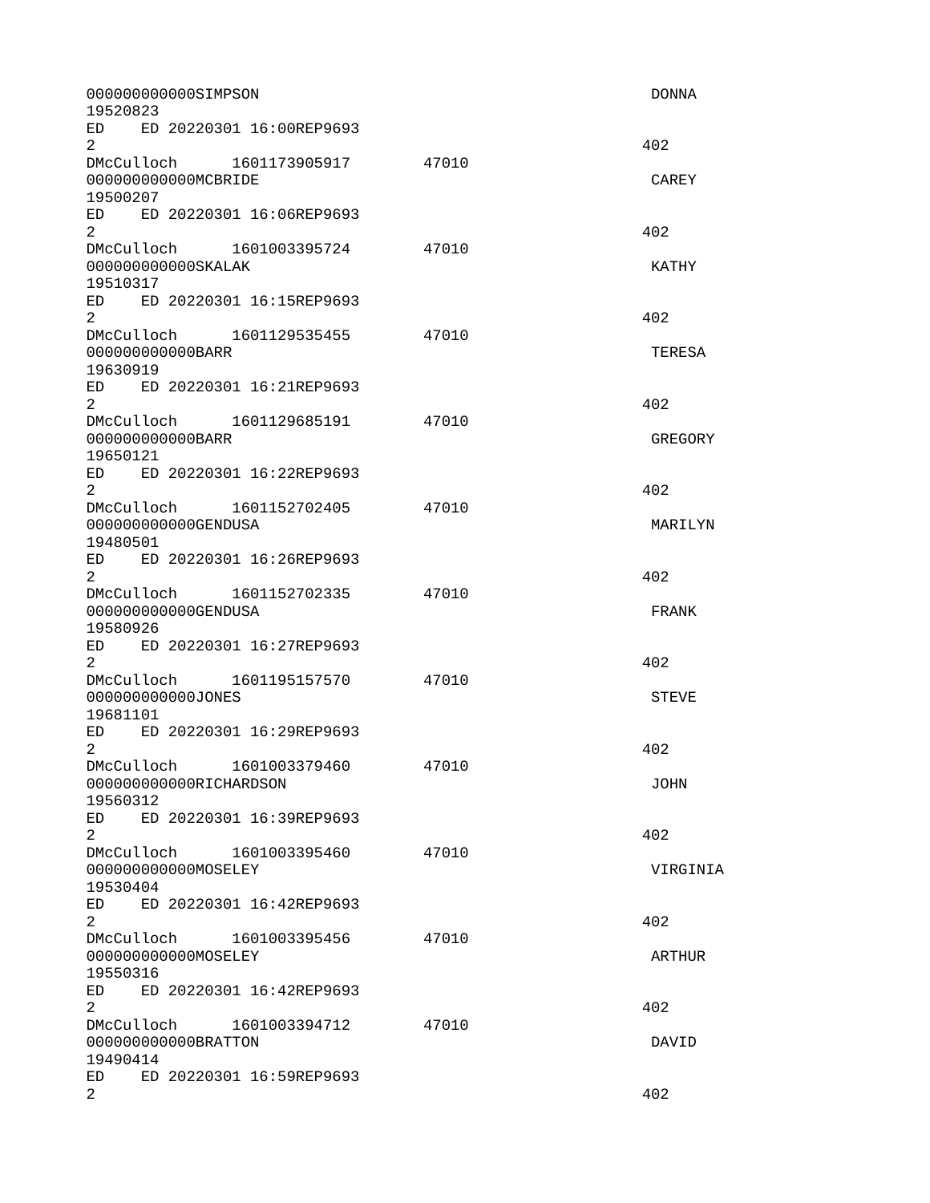```
000000000000SIMPSON                                                          DONNA
19520823
ED    ED 20220301 16:00REP9693
2                                                                           402
DMcCulloch      1601173905917       47010
000000000000MCBRIDE                                                          CAREY
19500207
ED    ED 20220301 16:06REP9693
2                                                                           402
DMcCulloch      1601003395724       47010
000000000000SKALAK                                                           KATHY
19510317
ED    ED 20220301 16:15REP9693
2                                                                           402
DMcCulloch      1601129535455       47010
000000000000BARR                                                             TERESA
19630919
ED    ED 20220301 16:21REP9693
2                                                                           402
DMcCulloch      1601129685191       47010
000000000000BARR                                                             GREGORY
19650121
ED    ED 20220301 16:22REP9693
2                                                                           402
DMcCulloch      1601152702405       47010
000000000000GENDUSA                                                          MARILYN
19480501
ED    ED 20220301 16:26REP9693
2                                                                           402
DMcCulloch      1601152702335       47010
000000000000GENDUSA                                                          FRANK
19580926
ED    ED 20220301 16:27REP9693
2                                                                           402
DMcCulloch      1601195157570       47010
000000000000JONES                                                            STEVE
19681101
ED    ED 20220301 16:29REP9693
2                                                                           402
DMcCulloch      1601003379460       47010
000000000000RICHARDSON                                                       JOHN
19560312
ED    ED 20220301 16:39REP9693
2                                                                           402
DMcCulloch      1601003395460       47010
000000000000MOSELEY                                                          VIRGINIA
19530404
ED    ED 20220301 16:42REP9693
2                                                                           402
DMcCulloch      1601003395456       47010
000000000000MOSELEY                                                          ARTHUR
19550316
ED    ED 20220301 16:42REP9693
2                                                                           402
DMcCulloch      1601003394712       47010
000000000000BRATTON                                                          DAVID
19490414
ED    ED 20220301 16:59REP9693
2                                                                           402
```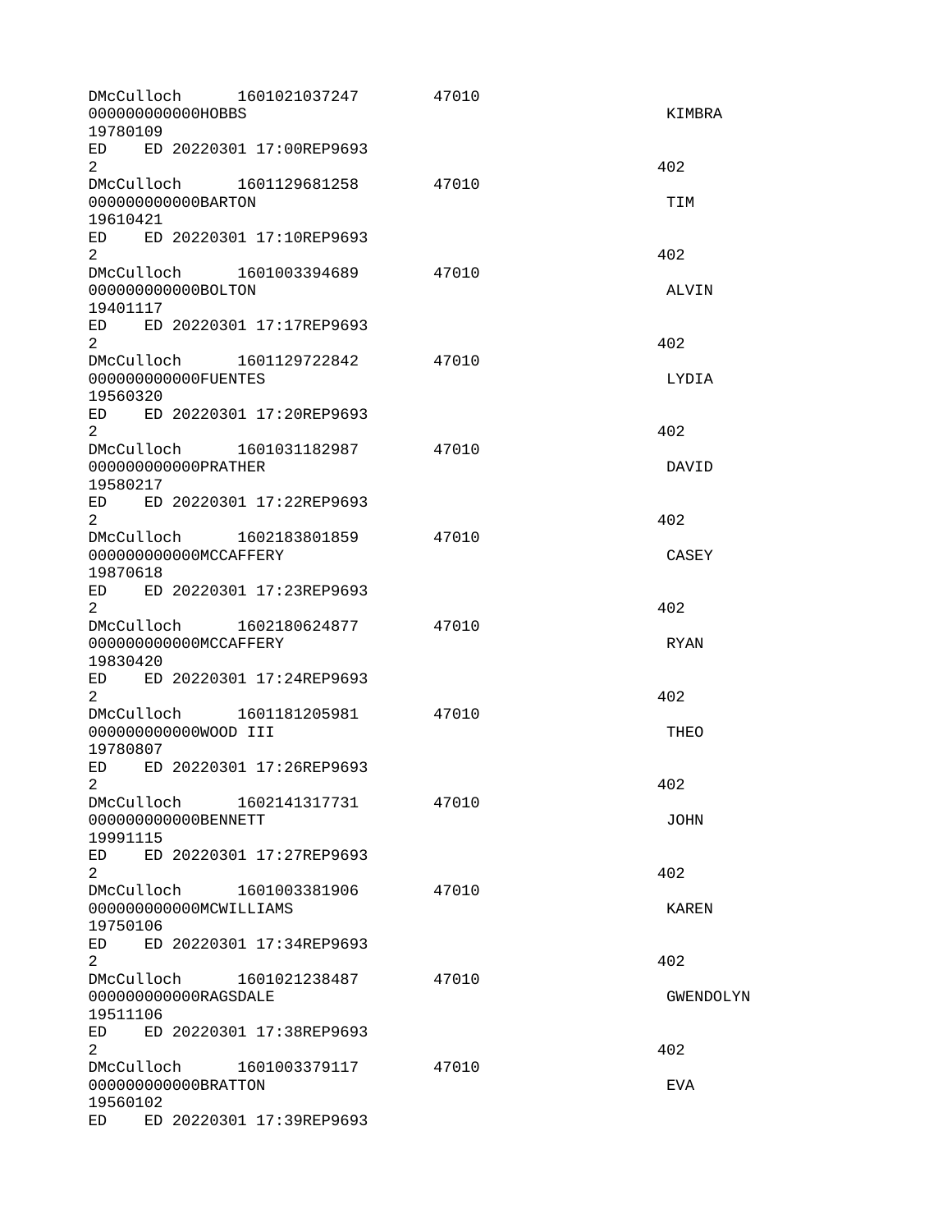```
DMcCulloch      1601021037247       47010
000000000000HOBBS                                                    KIMBRA
19780109
ED    ED 20220301 17:00REP9693
2                                                                  402
DMcCulloch      1601129681258       47010
000000000000BARTON                                                   TIM
19610421
ED    ED 20220301 17:10REP9693
2                                                                  402
DMcCulloch      1601003394689       47010
000000000000BOLTON                                                   ALVIN
19401117
ED    ED 20220301 17:17REP9693
2                                                                  402
DMcCulloch      1601129722842       47010
000000000000FUENTES                                                  LYDIA
19560320
ED    ED 20220301 17:20REP9693
2                                                                  402
DMcCulloch      1601031182987       47010
000000000000PRATHER                                                  DAVID
19580217
ED    ED 20220301 17:22REP9693
2                                                                  402
DMcCulloch      1602183801859       47010
000000000000MCCAFFERY                                                CASEY
19870618
ED    ED 20220301 17:23REP9693
2                                                                  402
DMcCulloch      1602180624877       47010
000000000000MCCAFFERY                                                RYAN
19830420
ED    ED 20220301 17:24REP9693
2                                                                  402
DMcCulloch      1601181205981       47010
000000000000WOOD III                                                 THEO
19780807
ED    ED 20220301 17:26REP9693
2                                                                  402
DMcCulloch      1602141317731       47010
000000000000BENNETT                                                  JOHN
19991115
ED    ED 20220301 17:27REP9693
2                                                                  402
DMcCulloch      1601003381906       47010
000000000000MCWILLIAMS                                               KAREN
19750106
ED    ED 20220301 17:34REP9693
2                                                                  402
DMcCulloch      1601021238487       47010
000000000000RAGSDALE                                                 GWENDOLYN
19511106
ED    ED 20220301 17:38REP9693
2                                                                  402
DMcCulloch      1601003379117       47010
000000000000BRATTON                                                  EVA
19560102
ED    ED 20220301 17:39REP9693
```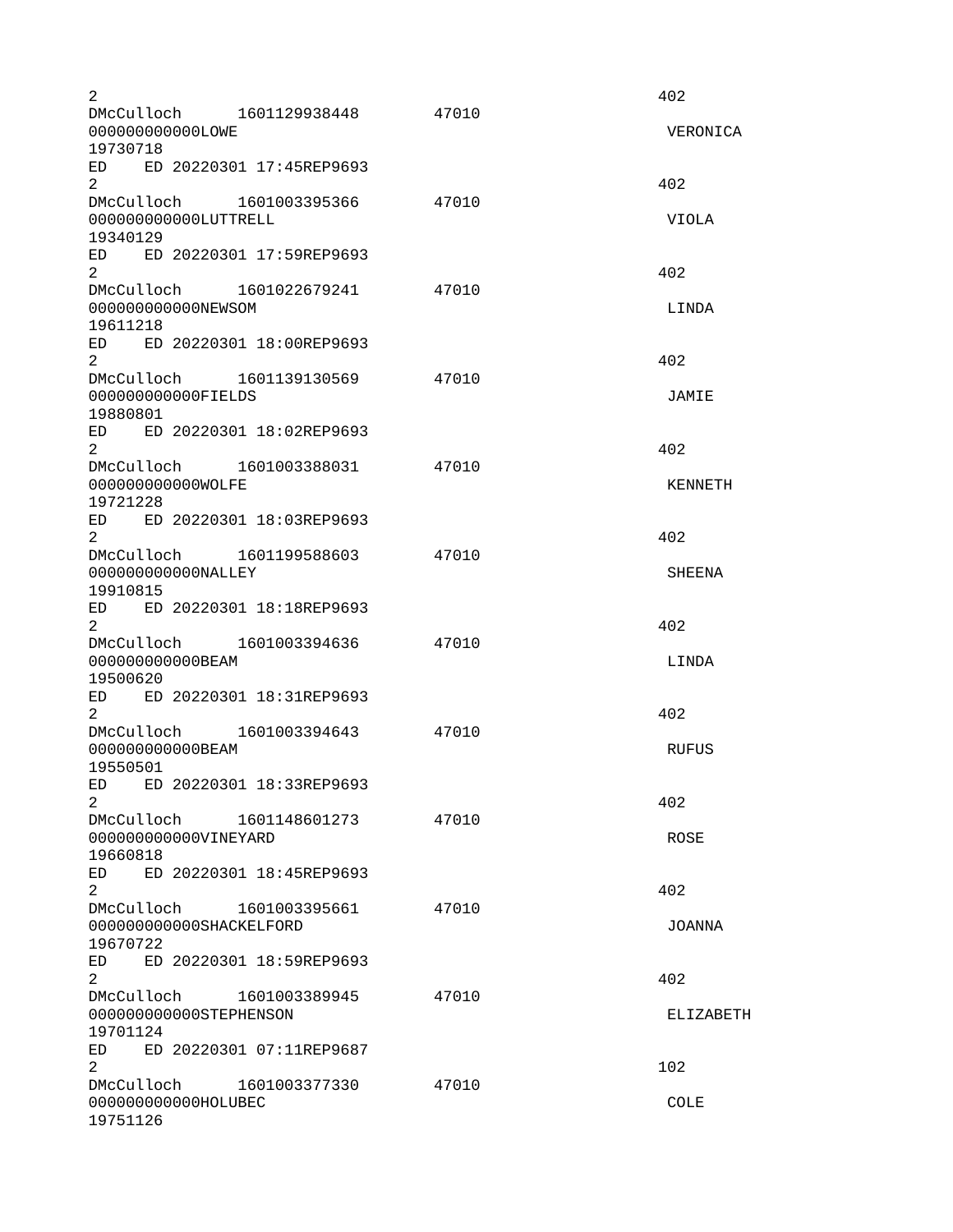```
2                                                                      402
DMcCulloch      1601129938448       47010
000000000000LOWE                                                        VERONICA
19730718
ED    ED 20220301 17:45REP9693
2                                                                      402
DMcCulloch      1601003395366       47010
000000000000LUTTRELL                                                    VIOLA
19340129
ED    ED 20220301 17:59REP9693
2                                                                      402
DMcCulloch      1601022679241       47010
000000000000NEWSOM                                                      LINDA
19611218
ED    ED 20220301 18:00REP9693
2                                                                      402
DMcCulloch      1601139130569       47010
000000000000FIELDS                                                      JAMIE
19880801
ED    ED 20220301 18:02REP9693
2                                                                      402
DMcCulloch      1601003388031       47010
000000000000WOLFE                                                       KENNETH
19721228
ED    ED 20220301 18:03REP9693
2                                                                      402
DMcCulloch      1601199588603       47010
000000000000NALLEY                                                      SHEENA
19910815
ED    ED 20220301 18:18REP9693
2                                                                      402
DMcCulloch      1601003394636       47010
000000000000BEAM                                                        LINDA
19500620
ED    ED 20220301 18:31REP9693
2                                                                      402
DMcCulloch      1601003394643       47010
000000000000BEAM                                                        RUFUS
19550501
ED    ED 20220301 18:33REP9693
2                                                                      402
DMcCulloch      1601148601273       47010
000000000000VINEYARD                                                    ROSE
19660818
ED    ED 20220301 18:45REP9693
2                                                                      402
DMcCulloch      1601003395661       47010
000000000000SHACKELFORD                                                 JOANNA
19670722
ED    ED 20220301 18:59REP9693
2                                                                      402
DMcCulloch      1601003389945       47010
000000000000STEPHENSON                                                  ELIZABETH
19701124
ED    ED 20220301 07:11REP9687
2                                                                      102
DMcCulloch      1601003377330       47010
000000000000HOLUBEC                                                     COLE
19751126
```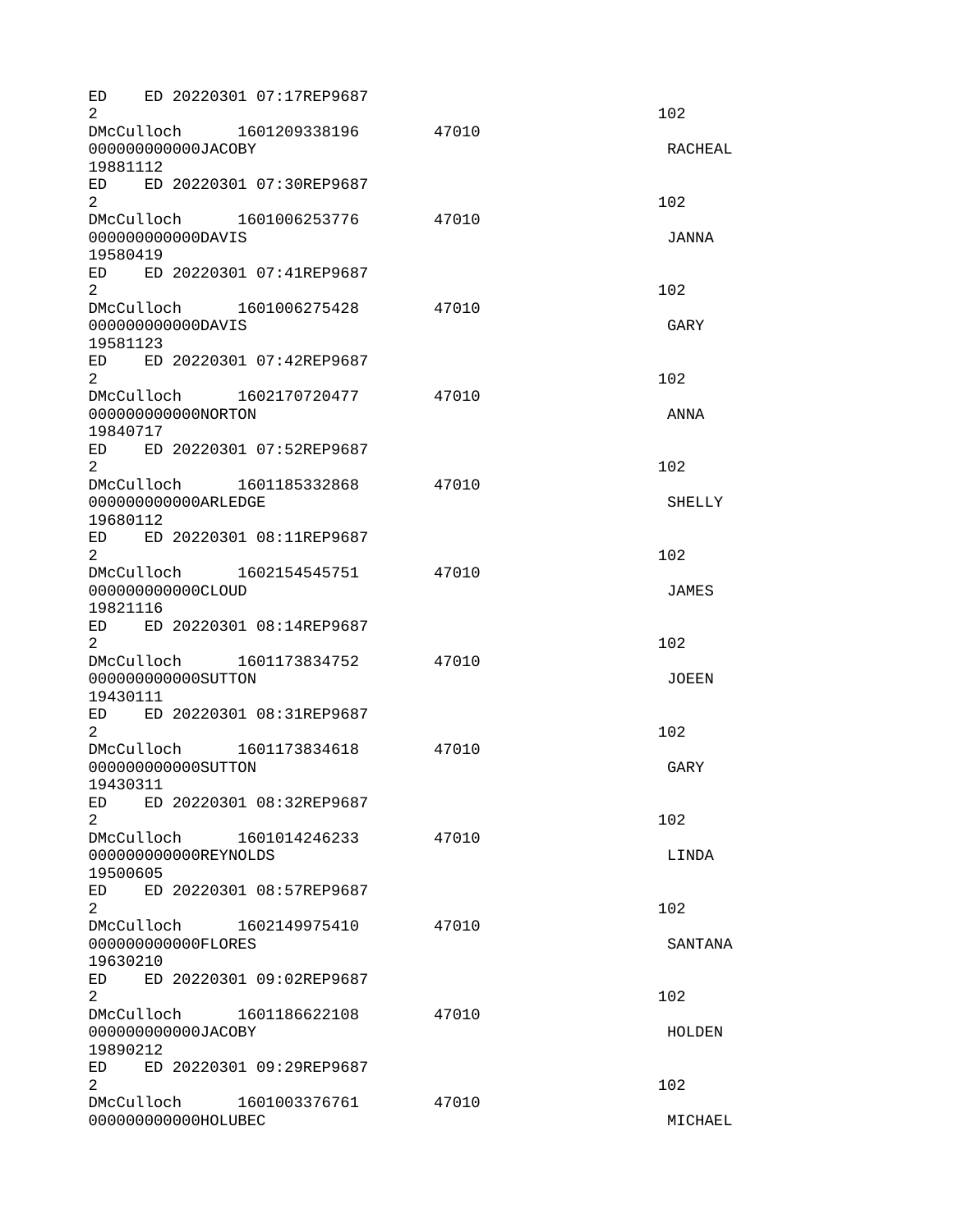ED ED 20220301 07:17REP9687
2 102
DMcCulloch 1601209338196 47010
000000000000JACOBY RACHEAL
19881112
ED ED 20220301 07:30REP9687
2 102
DMcCulloch 1601006253776 47010
000000000000DAVIS JANNA
19580419
ED ED 20220301 07:41REP9687
2 102
DMcCulloch 1601006275428 47010
000000000000DAVIS GARY
19581123
ED ED 20220301 07:42REP9687
2 102
DMcCulloch 1602170720477 47010
000000000000NORTON ANNA
19840717
ED ED 20220301 07:52REP9687
2 102
DMcCulloch 1601185332868 47010
000000000000ARLEDGE SHELLY
19680112
ED ED 20220301 08:11REP9687
2 102
DMcCulloch 1602154545751 47010
000000000000CLOUD JAMES
19821116
ED ED 20220301 08:14REP9687
2 102
DMcCulloch 1601173834752 47010
000000000000SUTTON JOEEN
19430111
ED ED 20220301 08:31REP9687
2 102
DMcCulloch 1601173834618 47010
000000000000SUTTON GARY
19430311
ED ED 20220301 08:32REP9687
2 102
DMcCulloch 1601014246233 47010
000000000000REYNOLDS LINDA
19500605
ED ED 20220301 08:57REP9687
2 102
DMcCulloch 1602149975410 47010
000000000000FLORES SANTANA
19630210
ED ED 20220301 09:02REP9687
2 102
DMcCulloch 1601186622108 47010
000000000000JACOBY HOLDEN
19890212
ED ED 20220301 09:29REP9687
2 102
DMcCulloch 1601003376761 47010
000000000000HOLUBEC MICHAEL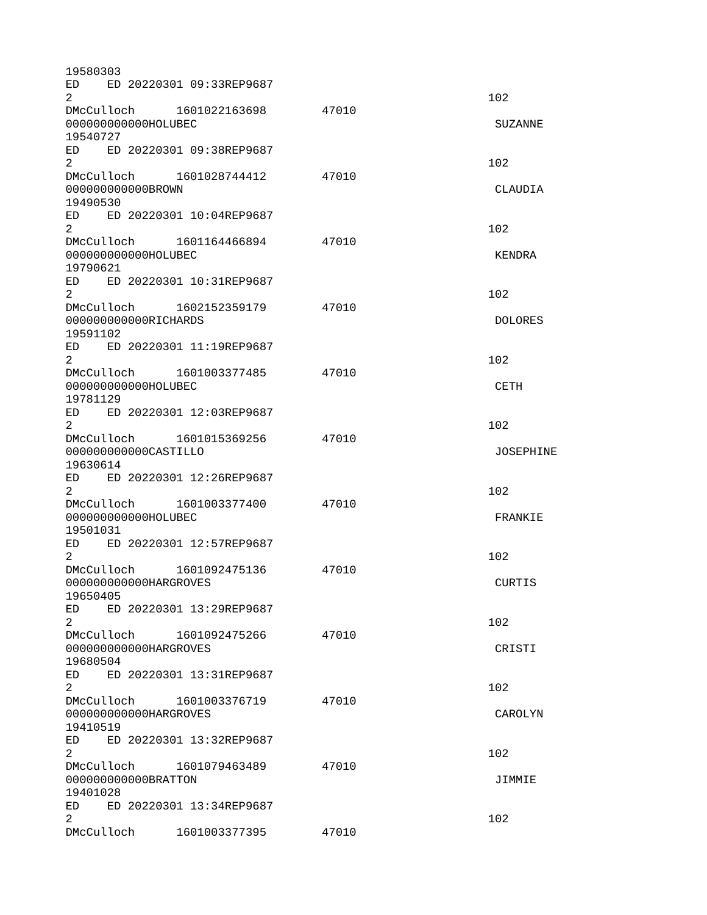19580303
ED ED 20220301 09:33REP9687
2 102
DMcCulloch 1601022163698 47010
000000000000HOLUBEC SUZANNE
19540727
ED ED 20220301 09:38REP9687
2 102
DMcCulloch 1601028744412 47010
000000000000BROWN CLAUDIA
19490530
ED ED 20220301 10:04REP9687
2 102
DMcCulloch 1601164466894 47010
000000000000HOLUBEC KENDRA
19790621
ED ED 20220301 10:31REP9687
2 102
DMcCulloch 1602152359179 47010
000000000000RICHARDS DOLORES
19591102
ED ED 20220301 11:19REP9687
2 102
DMcCulloch 1601003377485 47010
000000000000HOLUBEC CETH
19781129
ED ED 20220301 12:03REP9687
2 102
DMcCulloch 1601015369256 47010
000000000000CASTILLO JOSEPHINE
19630614
ED ED 20220301 12:26REP9687
2 102
DMcCulloch 1601003377400 47010
000000000000HOLUBEC FRANKIE
19501031
ED ED 20220301 12:57REP9687
2 102
DMcCulloch 1601092475136 47010
000000000000HARGROVES CURTIS
19650405
ED ED 20220301 13:29REP9687
2 102
DMcCulloch 1601092475266 47010
000000000000HARGROVES CRISTI
19680504
ED ED 20220301 13:31REP9687
2 102
DMcCulloch 1601003376719 47010
000000000000HARGROVES CAROLYN
19410519
ED ED 20220301 13:32REP9687
2 102
DMcCulloch 1601079463489 47010
000000000000BRATTON JIMMIE
19401028
ED ED 20220301 13:34REP9687
2 102
DMcCulloch 1601003377395 47010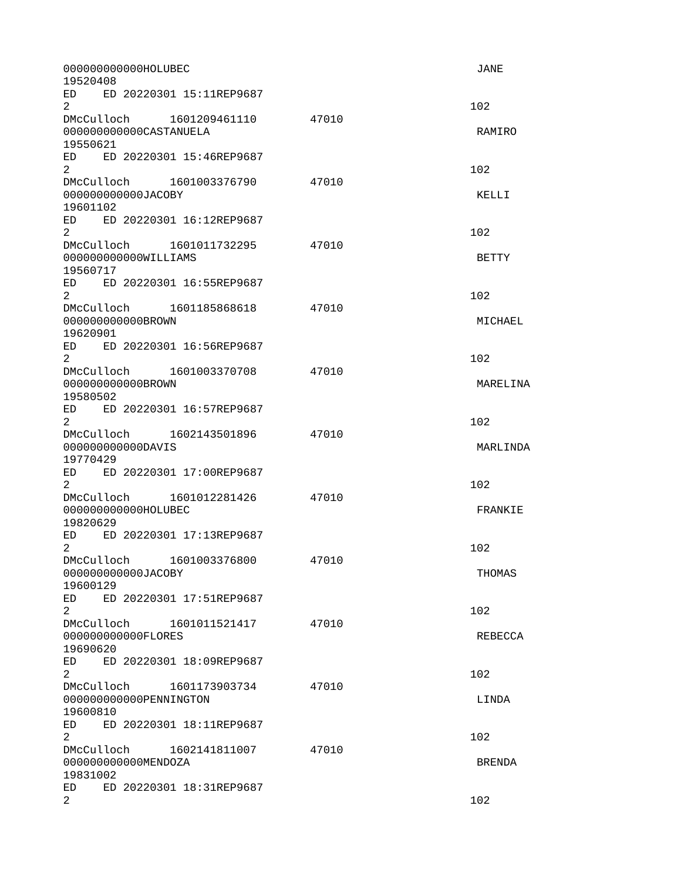```
000000000000HOLUBEC                                              JANE
19520408
ED    ED 20220301 15:11REP9687
2                                                               102
DMcCulloch     1601209461110      47010
000000000000CASTANUELA                                           RAMIRO
19550621
ED    ED 20220301 15:46REP9687
2                                                               102
DMcCulloch     1601003376790      47010
000000000000JACOBY                                               KELLI
19601102
ED    ED 20220301 16:12REP9687
2                                                               102
DMcCulloch     1601011732295      47010
000000000000WILLIAMS                                             BETTY
19560717
ED    ED 20220301 16:55REP9687
2                                                               102
DMcCulloch     1601185868618      47010
000000000000BROWN                                                MICHAEL
19620901
ED    ED 20220301 16:56REP9687
2                                                               102
DMcCulloch     1601003370708      47010
000000000000BROWN                                                MARELINA
19580502
ED    ED 20220301 16:57REP9687
2                                                               102
DMcCulloch     1602143501896      47010
000000000000DAVIS                                                MARLINDA
19770429
ED    ED 20220301 17:00REP9687
2                                                               102
DMcCulloch     1601012281426      47010
000000000000HOLUBEC                                              FRANKIE
19820629
ED    ED 20220301 17:13REP9687
2                                                               102
DMcCulloch     1601003376800      47010
000000000000JACOBY                                               THOMAS
19600129
ED    ED 20220301 17:51REP9687
2                                                               102
DMcCulloch     1601011521417      47010
000000000000FLORES                                               REBECCA
19690620
ED    ED 20220301 18:09REP9687
2                                                               102
DMcCulloch     1601173903734      47010
000000000000PENNINGTON                                           LINDA
19600810
ED    ED 20220301 18:11REP9687
2                                                               102
DMcCulloch     1602141811007      47010
000000000000MENDOZA                                              BRENDA
19831002
ED    ED 20220301 18:31REP9687
2                                                               102
```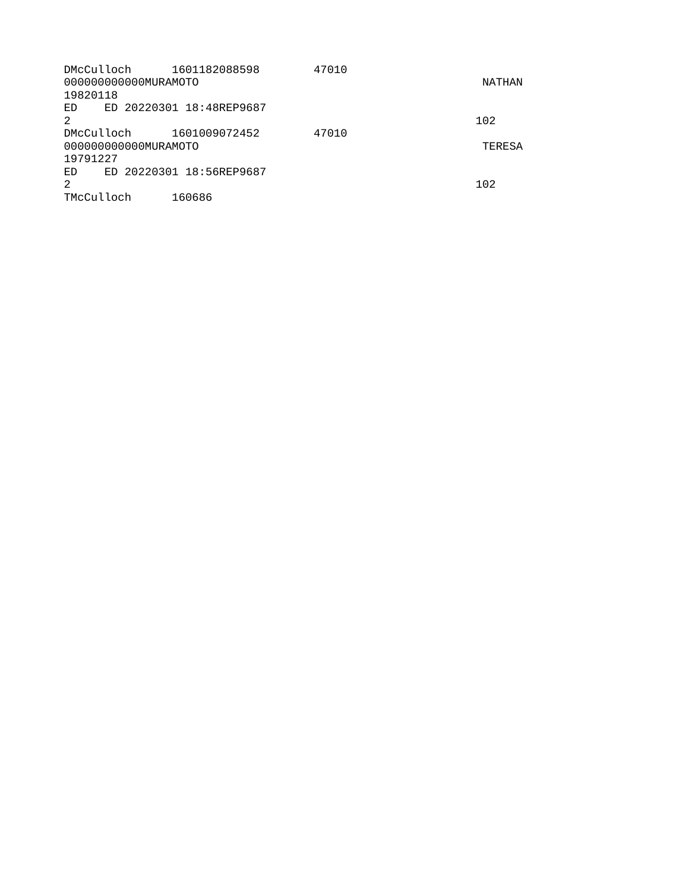```
DMcCulloch      1601182088598        47010
000000000000MURAMOTO                                                  NATHAN
19820118
ED    ED 20220301 18:48REP9687
2                                                                   102
DMcCulloch      1601009072452        47010
000000000000MURAMOTO                                                  TERESA
19791227
ED    ED 20220301 18:56REP9687
2                                                                   102
TMcCulloch      160686
```